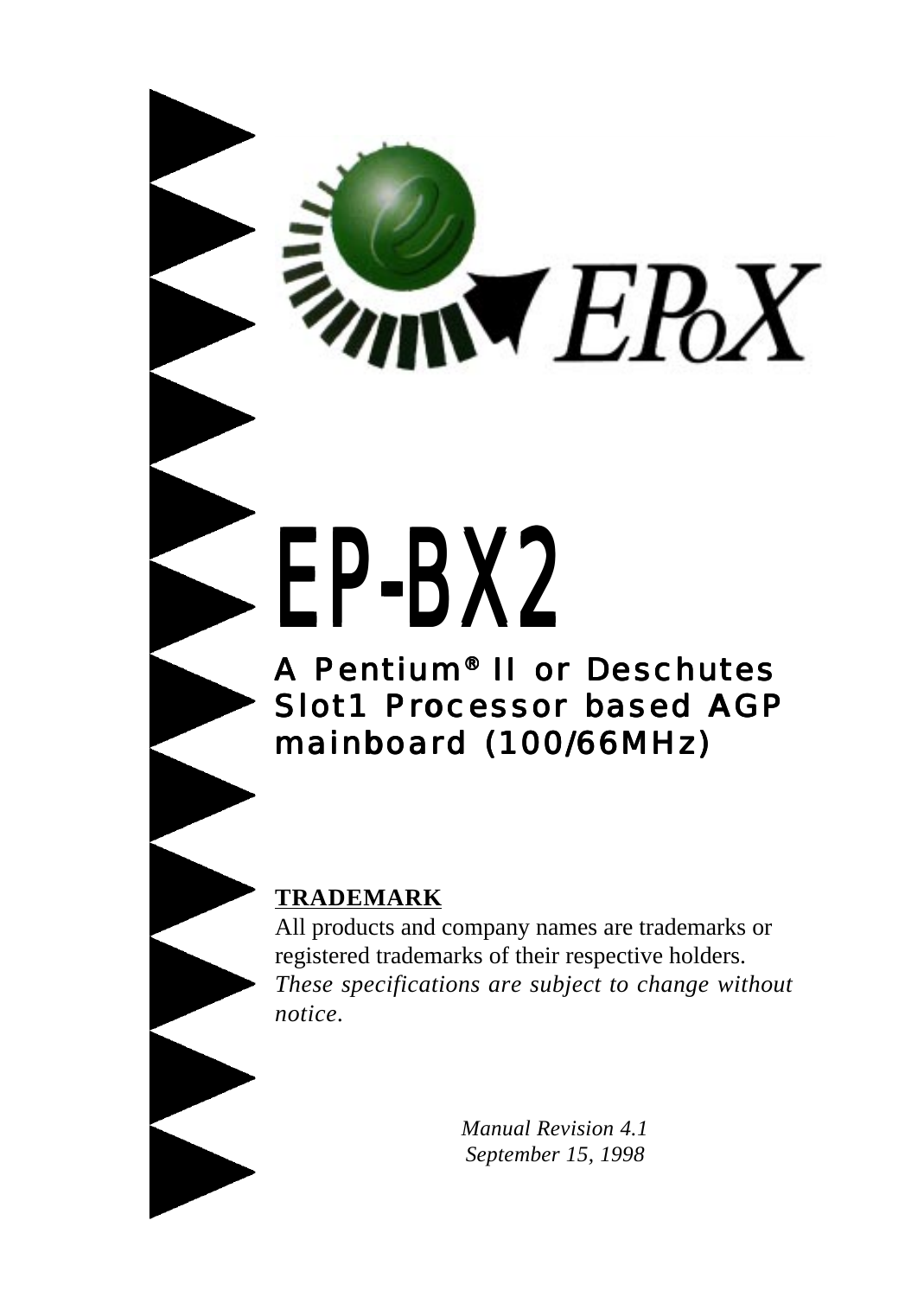# EP-BX2

## A Pentium® II or Deschutes Slot1 Processor based AGP mainboard (100/66MHz)

**TRADEMARK**

All products and company names are trademarks or registered trademarks of their respective holders.
*These specifications are subject to change without notice.*

*Manual Revision 4.1*
*September 15, 1998*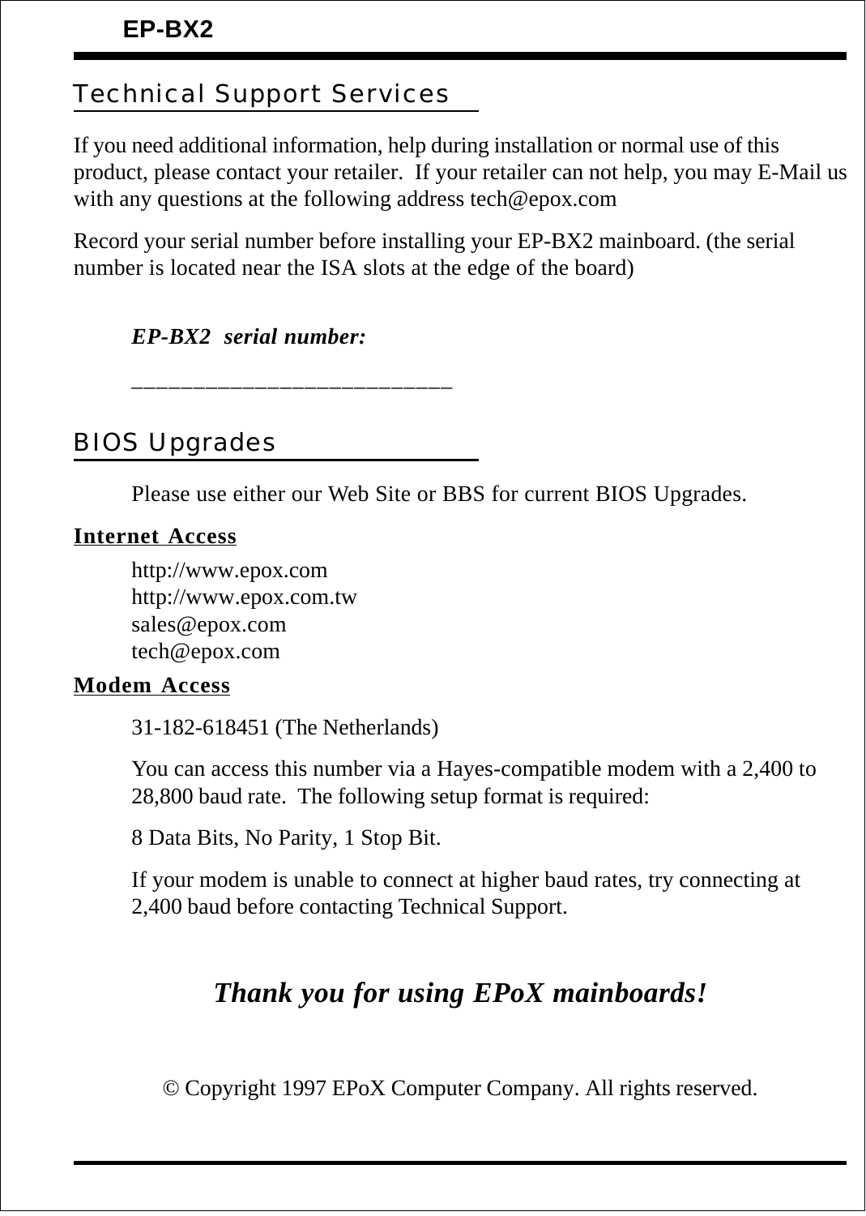## Technical Support Services

If you need additional information, help during installation or normal use of this product, please contact your retailer. If your retailer can not help, you may E-Mail us with any questions at the following address tech@epox.com

Record your serial number before installing your EP-BX2 mainboard. (the serial number is located near the ISA slots at the edge of the board)

***EP-BX2 serial number:***

__________________________

## BIOS Upgrades

Please use either our Web Site or BBS for current BIOS Upgrades.

**Internet Access**

http://www.epox.com
http://www.epox.com.tw
sales@epox.com
tech@epox.com

**Modem Access**

31-182-618451 (The Netherlands)

You can access this number via a Hayes-compatible modem with a 2,400 to 28,800 baud rate. The following setup format is required:

8 Data Bits, No Parity, 1 Stop Bit.

If your modem is unable to connect at higher baud rates, try connecting at 2,400 baud before contacting Technical Support.

***Thank you for using EPoX mainboards!***

© Copyright 1997 EPoX Computer Company. All rights reserved.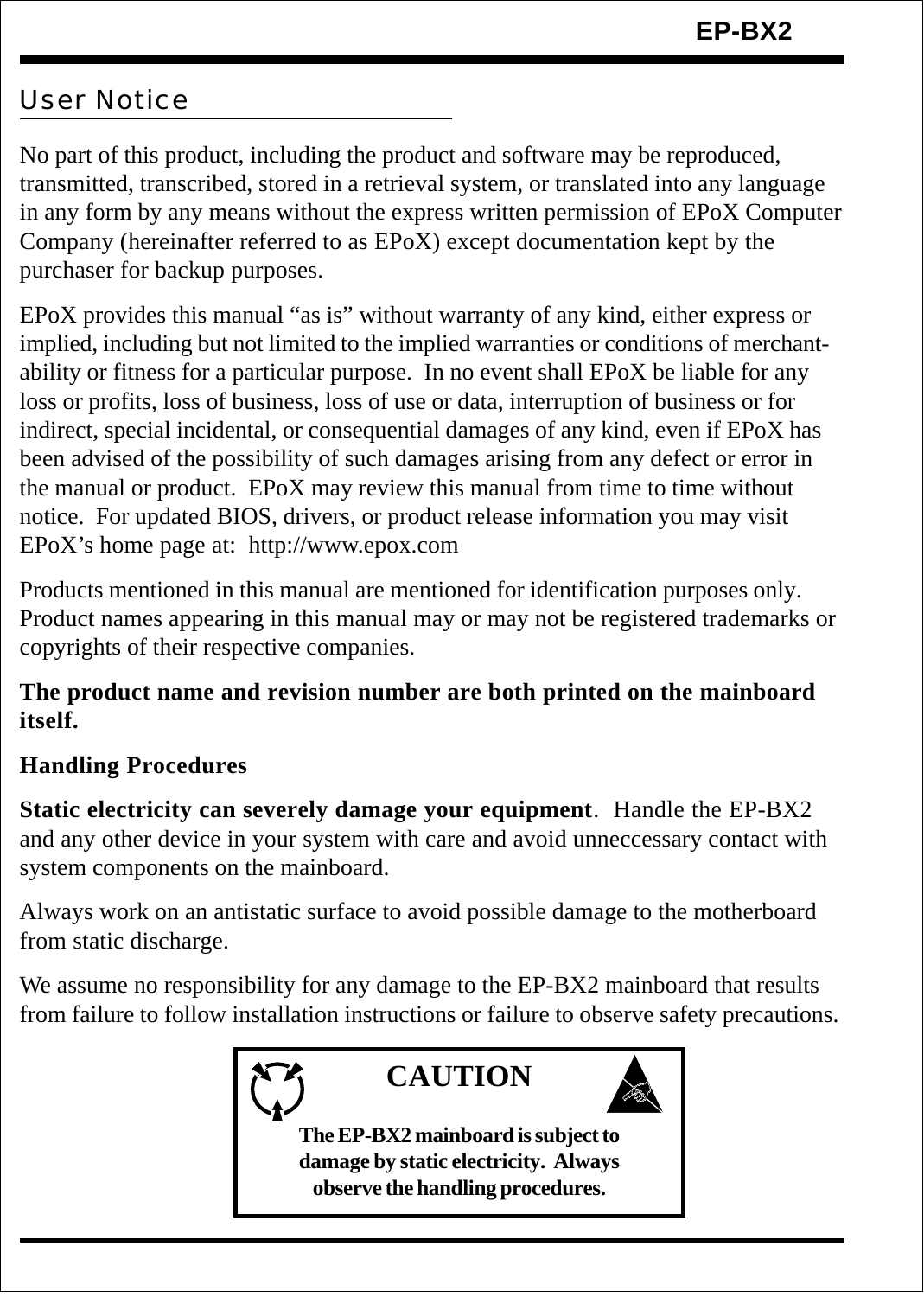## User Notice

No part of this product, including the product and software may be reproduced, transmitted, transcribed, stored in a retrieval system, or translated into any language in any form by any means without the express written permission of EPoX Computer Company (hereinafter referred to as EPoX) except documentation kept by the purchaser for backup purposes.

EPoX provides this manual "as is" without warranty of any kind, either express or implied, including but not limited to the implied warranties or conditions of merchant-ability or fitness for a particular purpose. In no event shall EPoX be liable for any loss or profits, loss of business, loss of use or data, interruption of business or for indirect, special incidental, or consequential damages of any kind, even if EPoX has been advised of the possibility of such damages arising from any defect or error in the manual or product. EPoX may review this manual from time to time without notice. For updated BIOS, drivers, or product release information you may visit EPoX's home page at: http://www.epox.com

Products mentioned in this manual are mentioned for identification purposes only. Product names appearing in this manual may or may not be registered trademarks or copyrights of their respective companies.

**The product name and revision number are both printed on the mainboard itself.**

**Handling Procedures**

**Static electricity can severely damage your equipment**. Handle the EP-BX2 and any other device in your system with care and avoid unneccessary contact with system components on the mainboard.

Always work on an antistatic surface to avoid possible damage to the motherboard from static discharge.

We assume no responsibility for any damage to the EP-BX2 mainboard that results from failure to follow installation instructions or failure to observe safety precautions.

**CAUTION**

**The EP-BX2 mainboard is subject to damage by static electricity. Always observe the handling procedures.**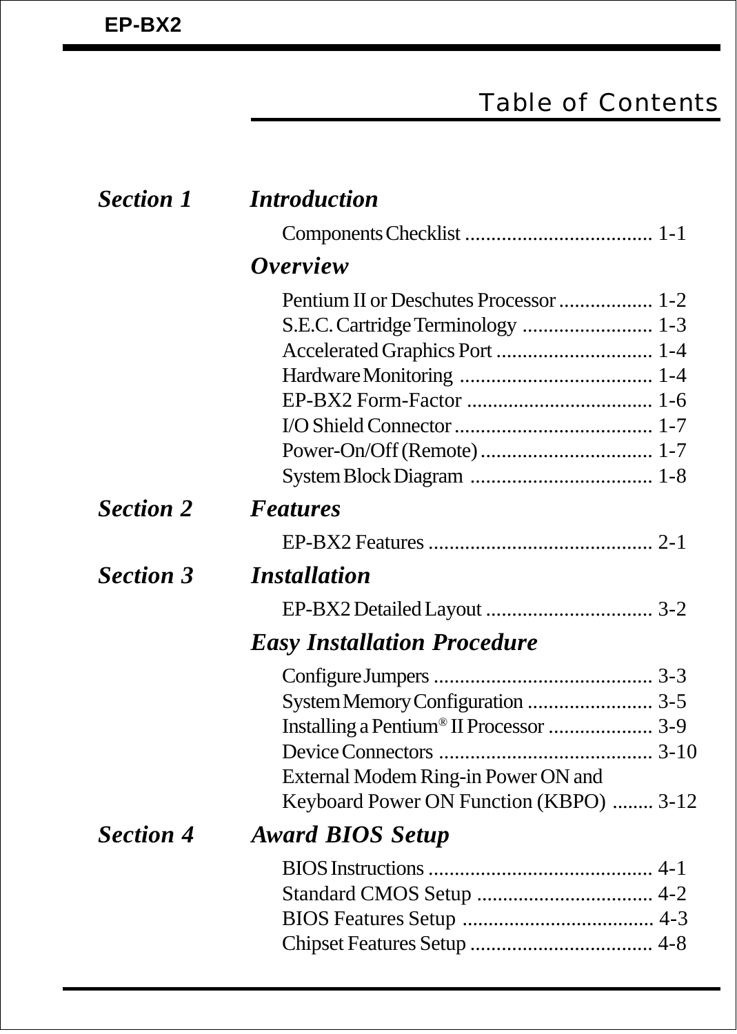# Table of Contents

| | | |
|---|---|---|
| ***Section 1*** | ***Introduction*** | |
| | Components Checklist | 1-1 |
| | ***Overview*** | |
| | Pentium II or Deschutes Processor | 1-2 |
| | S.E.C. Cartridge Terminology | 1-3 |
| | Accelerated Graphics Port | 1-4 |
| | Hardware Monitoring | 1-4 |
| | EP-BX2 Form-Factor | 1-6 |
| | I/O Shield Connector | 1-7 |
| | Power-On/Off (Remote) | 1-7 |
| | System Block Diagram | 1-8 |
| ***Section 2*** | ***Features*** | |
| | EP-BX2 Features | 2-1 |
| ***Section 3*** | ***Installation*** | |
| | EP-BX2 Detailed Layout | 3-2 |
| | ***Easy Installation Procedure*** | |
| | Configure Jumpers | 3-3 |
| | System Memory Configuration | 3-5 |
| | Installing a Pentium® II Processor | 3-9 |
| | Device Connectors | 3-10 |
| | External Modem Ring-in Power ON and Keyboard Power ON Function (KBPO) | 3-12 |
| ***Section 4*** | ***Award BIOS Setup*** | |
| | BIOS Instructions | 4-1 |
| | Standard CMOS Setup | 4-2 |
| | BIOS Features Setup | 4-3 |
| | Chipset Features Setup | 4-8 |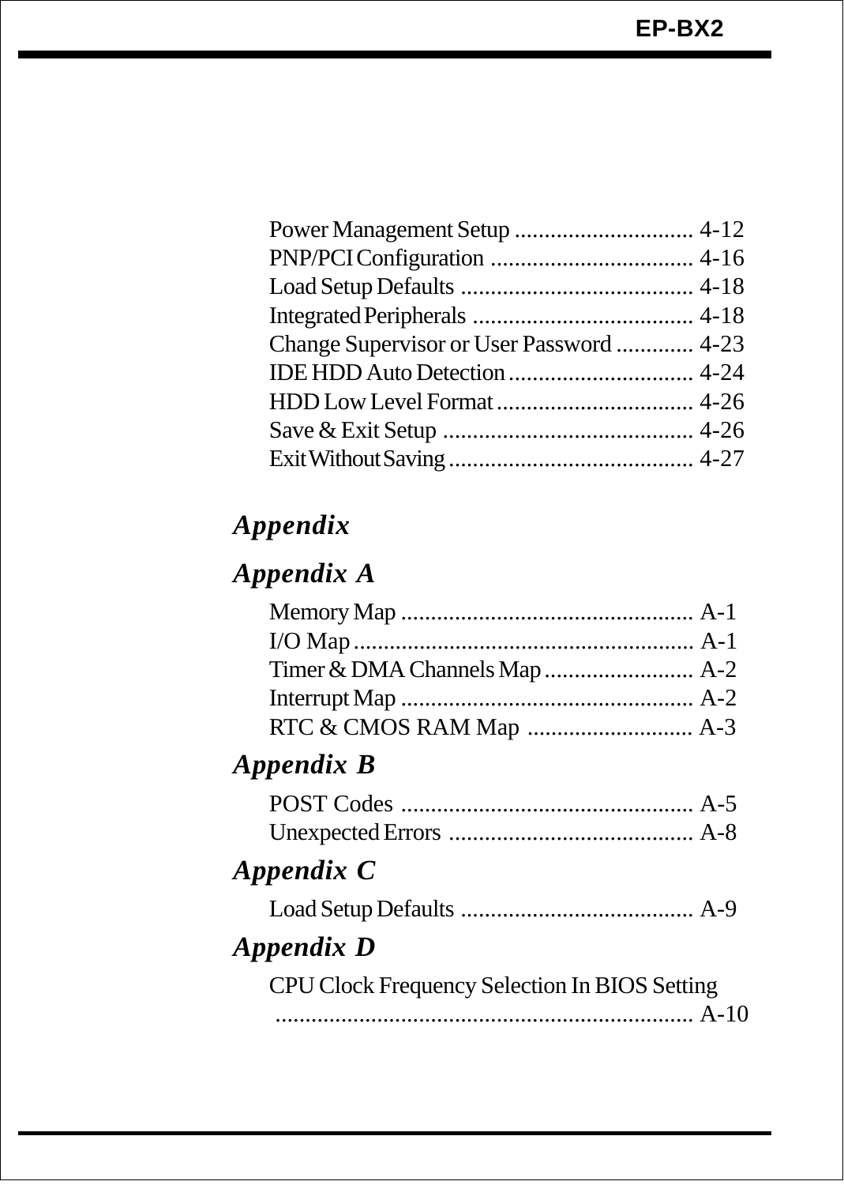Power Management Setup .............................. 4-12
PNP/PCI Configuration .................................. 4-16
Load Setup Defaults ....................................... 4-18
Integrated Peripherals ..................................... 4-18
Change Supervisor or User Password ............. 4-23
IDE HDD Auto Detection ............................... 4-24
HDD Low Level Format ................................. 4-26
Save & Exit Setup .......................................... 4-26
Exit Without Saving ......................................... 4-27

## *Appendix*

### *Appendix A*

Memory Map ................................................. A-1
I/O Map ......................................................... A-1
Timer & DMA Channels Map ......................... A-2
Interrupt Map ................................................. A-2
RTC & CMOS RAM Map ............................ A-3

### *Appendix B*

POST Codes ................................................. A-5
Unexpected Errors .......................................... A-8

### *Appendix C*

Load Setup Defaults ....................................... A-9

### *Appendix D*

CPU Clock Frequency Selection In BIOS Setting
...................................................................... A-10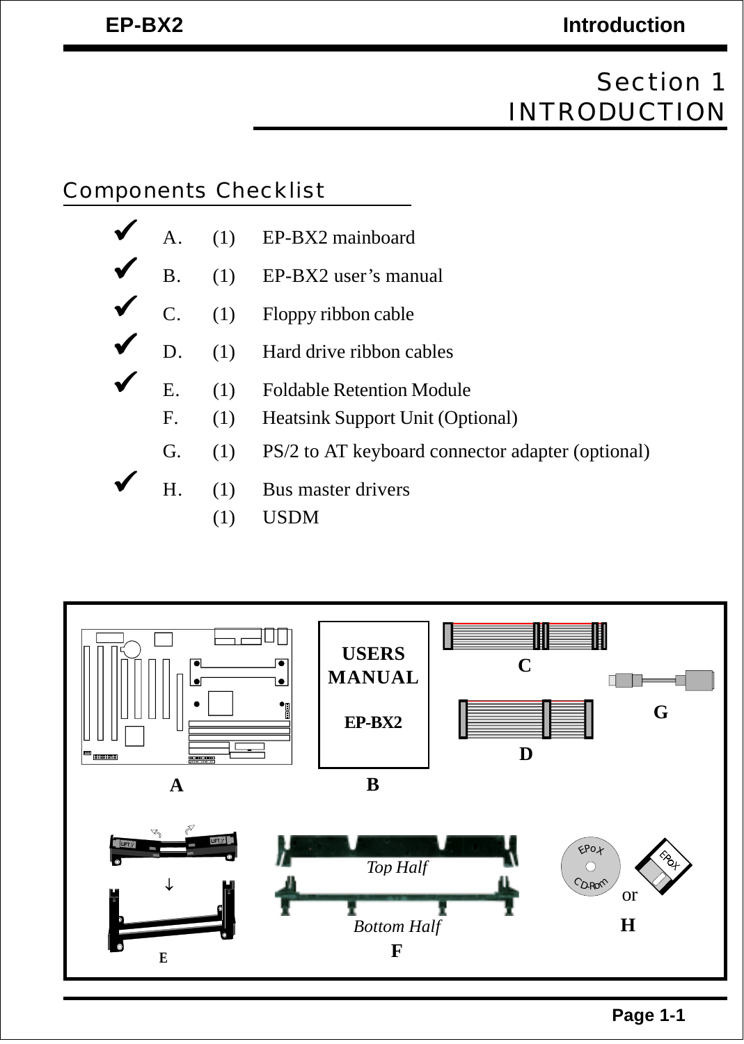# Section 1
# INTRODUCTION

## Components Checklist

- ✔ A. (1) EP-BX2 mainboard
- ✔ B. (1) EP-BX2 user's manual
- ✔ C. (1) Floppy ribbon cable
- ✔ D. (1) Hard drive ribbon cables
- ✔ E. (1) Foldable Retention Module
- F. (1) Heatsink Support Unit (Optional)
- G. (1) PS/2 to AT keyboard connector adapter (optional)
- ✔ H. (1) Bus master drivers
  (1) USDM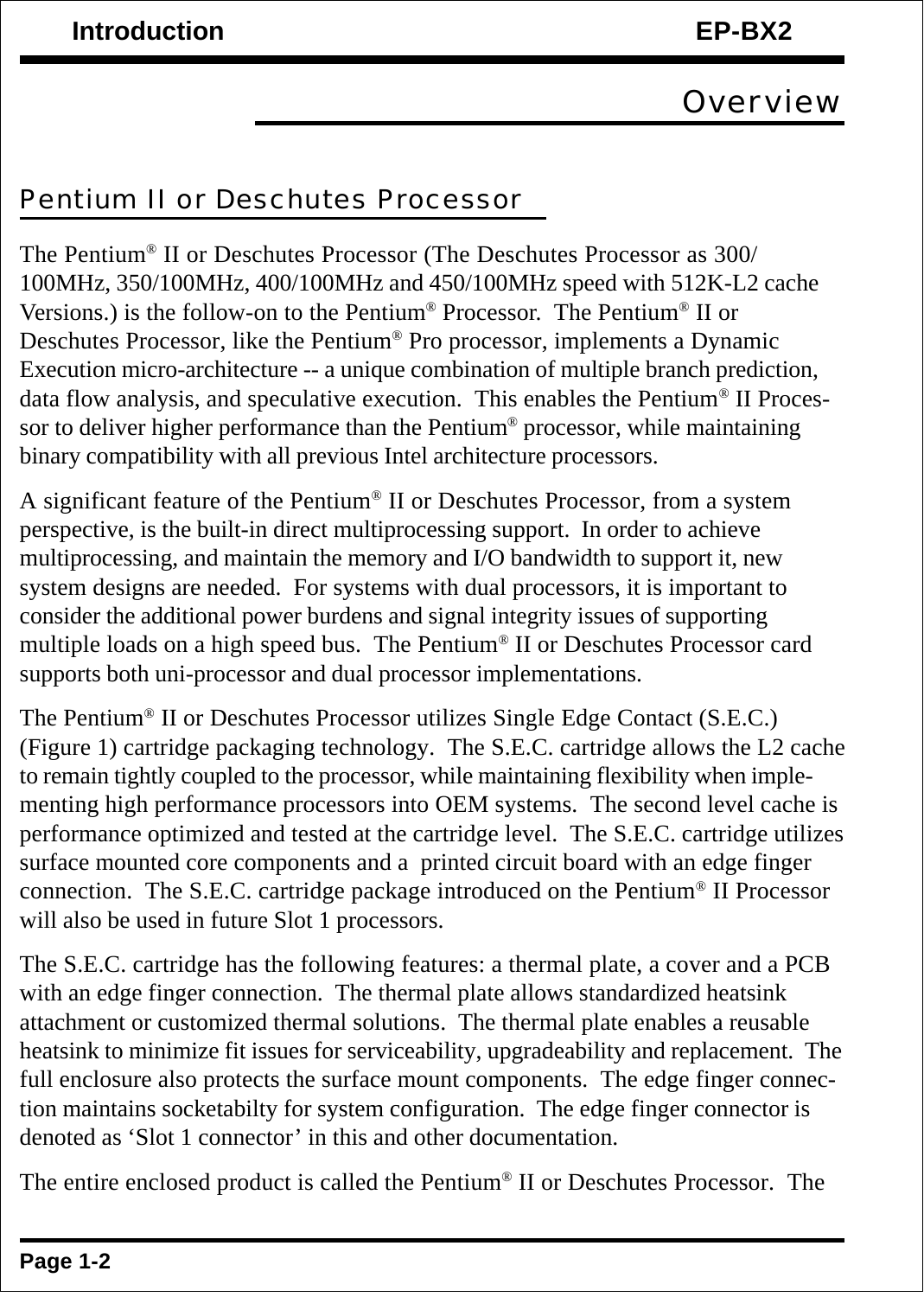## Overview

### Pentium II or Deschutes Processor

The Pentium® II or Deschutes Processor (The Deschutes Processor as 300/100MHz, 350/100MHz, 400/100MHz and 450/100MHz speed with 512K-L2 cache Versions.) is the follow-on to the Pentium® Processor. The Pentium® II or Deschutes Processor, like the Pentium® Pro processor, implements a Dynamic Execution micro-architecture -- a unique combination of multiple branch prediction, data flow analysis, and speculative execution. This enables the Pentium® II Processor to deliver higher performance than the Pentium® processor, while maintaining binary compatibility with all previous Intel architecture processors.

A significant feature of the Pentium® II or Deschutes Processor, from a system perspective, is the built-in direct multiprocessing support. In order to achieve multiprocessing, and maintain the memory and I/O bandwidth to support it, new system designs are needed. For systems with dual processors, it is important to consider the additional power burdens and signal integrity issues of supporting multiple loads on a high speed bus. The Pentium® II or Deschutes Processor card supports both uni-processor and dual processor implementations.

The Pentium® II or Deschutes Processor utilizes Single Edge Contact (S.E.C.) (Figure 1) cartridge packaging technology. The S.E.C. cartridge allows the L2 cache to remain tightly coupled to the processor, while maintaining flexibility when implementing high performance processors into OEM systems. The second level cache is performance optimized and tested at the cartridge level. The S.E.C. cartridge utilizes surface mounted core components and a printed circuit board with an edge finger connection. The S.E.C. cartridge package introduced on the Pentium® II Processor will also be used in future Slot 1 processors.

The S.E.C. cartridge has the following features: a thermal plate, a cover and a PCB with an edge finger connection. The thermal plate allows standardized heatsink attachment or customized thermal solutions. The thermal plate enables a reusable heatsink to minimize fit issues for serviceability, upgradeability and replacement. The full enclosure also protects the surface mount components. The edge finger connection maintains socketabilty for system configuration. The edge finger connector is denoted as 'Slot 1 connector' in this and other documentation.

The entire enclosed product is called the Pentium® II or Deschutes Processor. The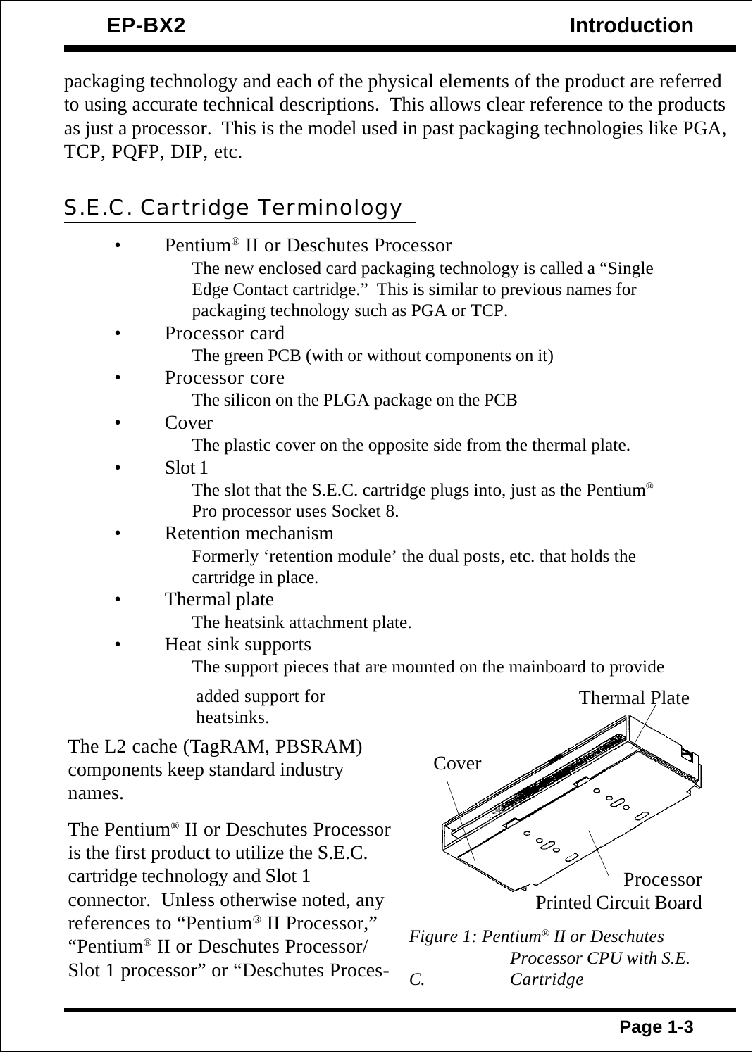packaging technology and each of the physical elements of the product are referred to using accurate technical descriptions.  This allows clear reference to the products as just a processor.  This is the model used in past packaging technologies like PGA, TCP, PQFP, DIP, etc.

## S.E.C. Cartridge Terminology

- Pentium® II or Deschutes Processor
  The new enclosed card packaging technology is called a “Single Edge Contact cartridge.”  This is similar to previous names for packaging technology such as PGA or TCP.
- Processor card
  The green PCB (with or without components on it)
- Processor core
  The silicon on the PLGA package on the PCB
- Cover
  The plastic cover on the opposite side from the thermal plate.
- Slot 1
  The slot that the S.E.C. cartridge plugs into, just as the Pentium® Pro processor uses Socket 8.
- Retention mechanism
  Formerly ‘retention module’ the dual posts, etc. that holds the cartridge in place.
- Thermal plate
  The heatsink attachment plate.
- Heat sink supports
  The support pieces that are mounted on the mainboard to provide added support for heatsinks.

The L2 cache (TagRAM, PBSRAM) components keep standard industry names.

The Pentium® II or Deschutes Processor is the first product to utilize the S.E.C. cartridge technology and Slot 1 connector.  Unless otherwise noted, any references to “Pentium® II Processor,” “Pentium® II or Deschutes Processor/ Slot 1 processor” or “Deschutes Proces-

Thermal Plate

Cover

Processor Printed Circuit Board

*Figure 1: Pentium® II or Deschutes Processor CPU with S.E.C. Cartridge*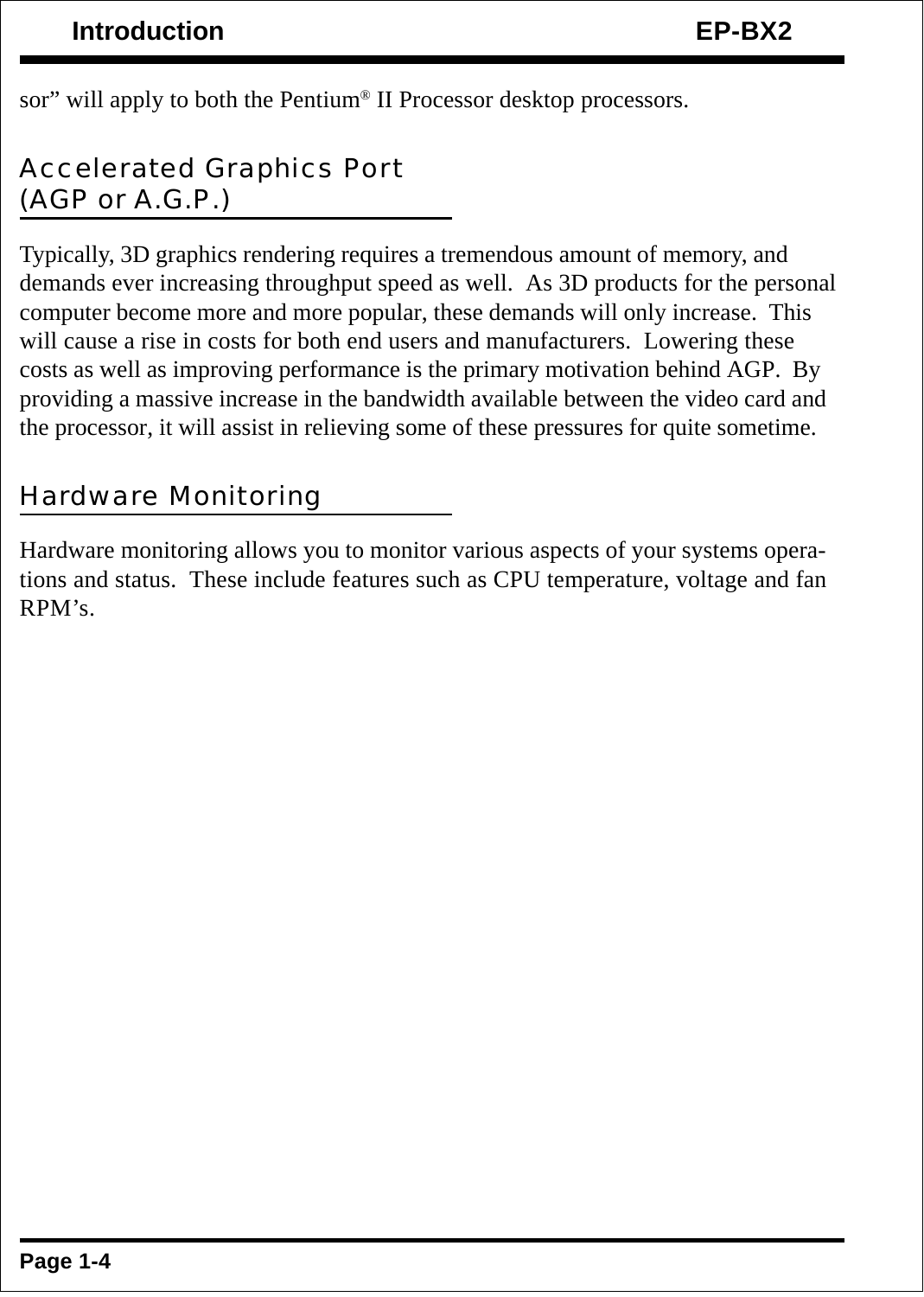sor” will apply to both the Pentium® II Processor desktop processors.

## Accelerated Graphics Port (AGP or A.G.P.)

Typically, 3D graphics rendering requires a tremendous amount of memory, and demands ever increasing throughput speed as well. As 3D products for the personal computer become more and more popular, these demands will only increase. This will cause a rise in costs for both end users and manufacturers. Lowering these costs as well as improving performance is the primary motivation behind AGP. By providing a massive increase in the bandwidth available between the video card and the processor, it will assist in relieving some of these pressures for quite sometime.

## Hardware Monitoring

Hardware monitoring allows you to monitor various aspects of your systems operations and status. These include features such as CPU temperature, voltage and fan RPM’s.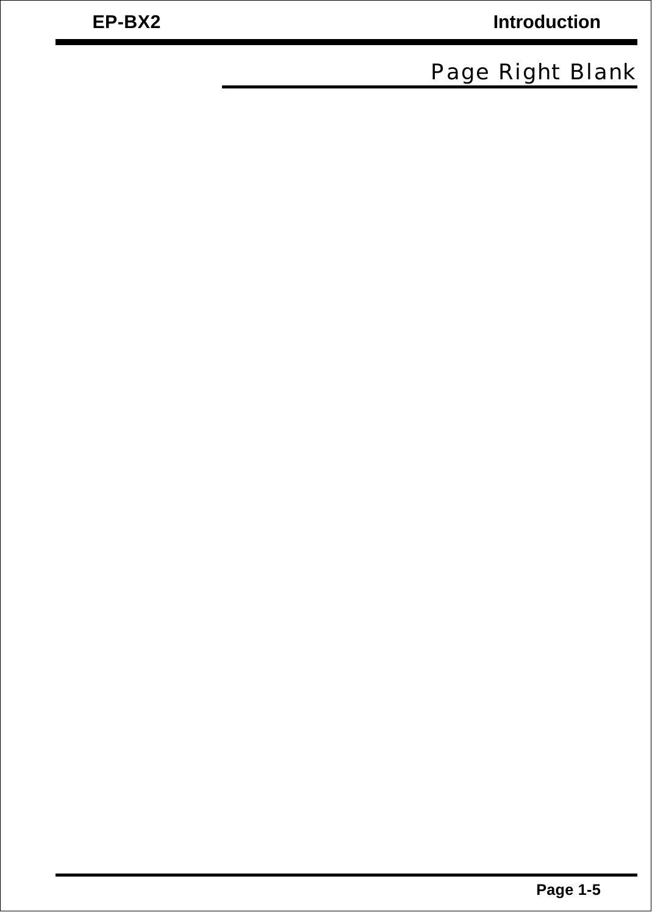## Page Right Blank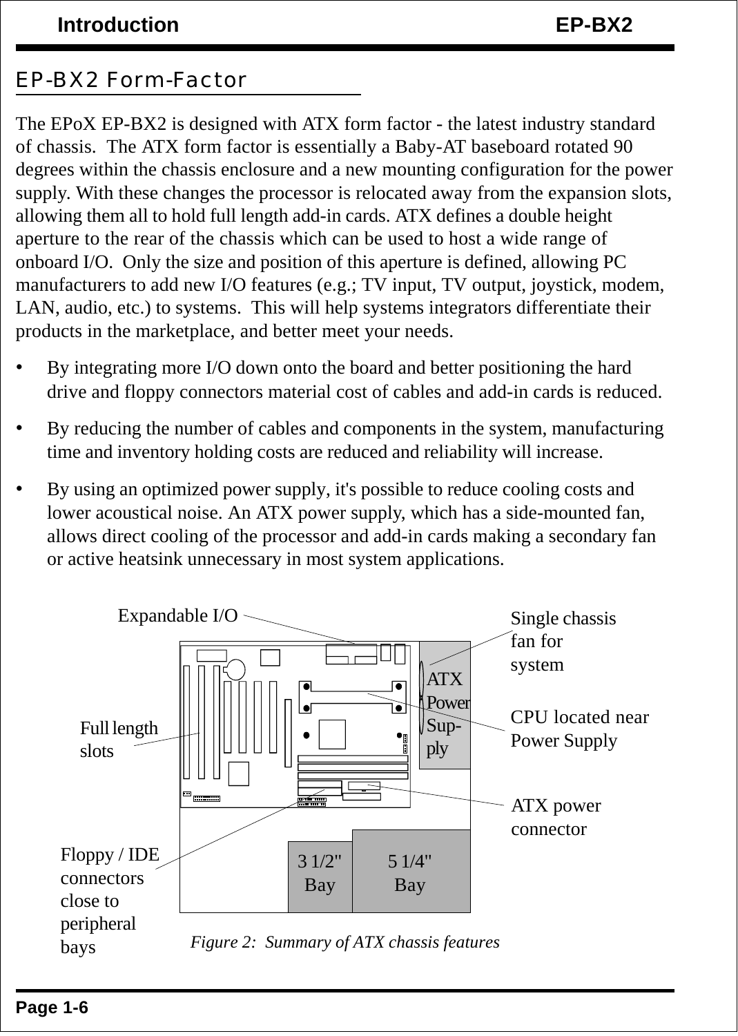## EP-BX2 Form-Factor

The EPoX EP-BX2 is designed with ATX form factor - the latest industry standard of chassis. The ATX form factor is essentially a Baby-AT baseboard rotated 90 degrees within the chassis enclosure and a new mounting configuration for the power supply. With these changes the processor is relocated away from the expansion slots, allowing them all to hold full length add-in cards. ATX defines a double height aperture to the rear of the chassis which can be used to host a wide range of onboard I/O. Only the size and position of this aperture is defined, allowing PC manufacturers to add new I/O features (e.g.; TV input, TV output, joystick, modem, LAN, audio, etc.) to systems. This will help systems integrators differentiate their products in the marketplace, and better meet your needs.

- By integrating more I/O down onto the board and better positioning the hard drive and floppy connectors material cost of cables and add-in cards is reduced.
- By reducing the number of cables and components in the system, manufacturing time and inventory holding costs are reduced and reliability will increase.
- By using an optimized power supply, it's possible to reduce cooling costs and lower acoustical noise. An ATX power supply, which has a side-mounted fan, allows direct cooling of the processor and add-in cards making a secondary fan or active heatsink unnecessary in most system applications.

Expandable I/O

Single chassis fan for system

ATX Power Supply

CPU located near Power Supply

Full length slots

ATX power connector

Floppy / IDE connectors close to peripheral bays

3 1/2" Bay

5 1/4" Bay

*Figure 2: Summary of ATX chassis features*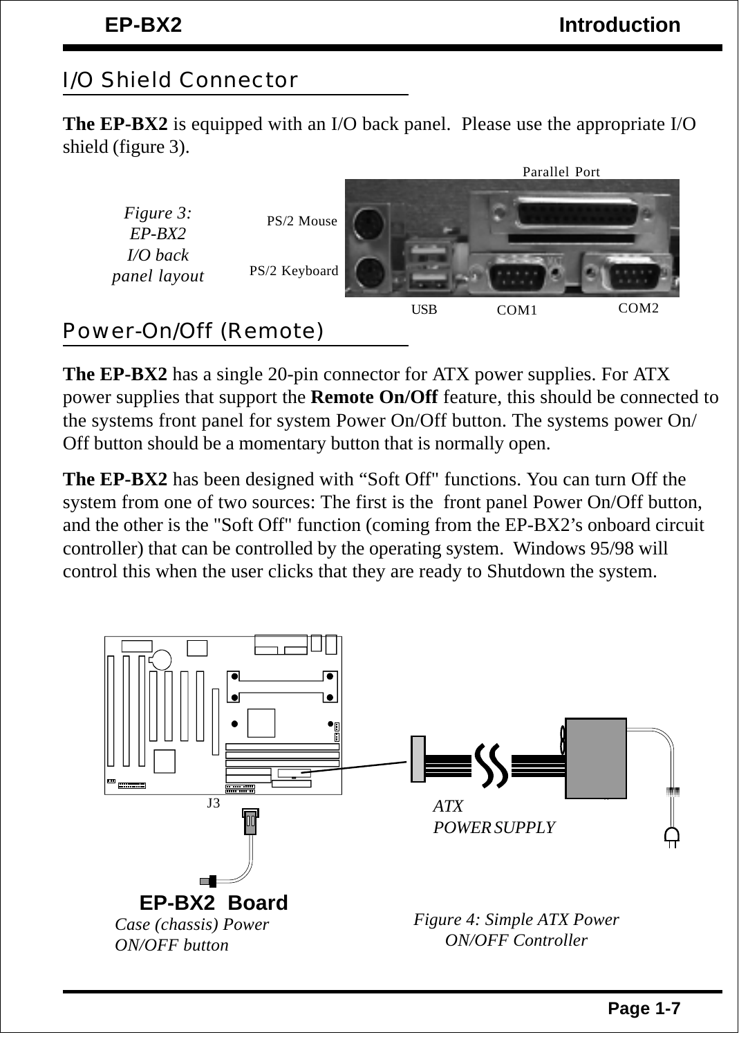## I/O Shield Connector

**The EP-BX2** is equipped with an I/O back panel. Please use the appropriate I/O shield (figure 3).

*Figure 3: EP-BX2 I/O back panel layout*

Parallel Port

PS/2 Mouse

PS/2 Keyboard

USB COM1 COM2

## Power-On/Off (Remote)

**The EP-BX2** has a single 20-pin connector for ATX power supplies. For ATX power supplies that support the **Remote On/Off** feature, this should be connected to the systems front panel for system Power On/Off button. The systems power On/Off button should be a momentary button that is normally open.

**The EP-BX2** has been designed with "Soft Off" functions. You can turn Off the system from one of two sources: The first is the front panel Power On/Off button, and the other is the "Soft Off" function (coming from the EP-BX2's onboard circuit controller) that can be controlled by the operating system. Windows 95/98 will control this when the user clicks that they are ready to Shutdown the system.

J3

*ATX POWER SUPPLY*

**EP-BX2 Board**

*Case (chassis) Power ON/OFF button*

*Figure 4: Simple ATX Power ON/OFF Controller*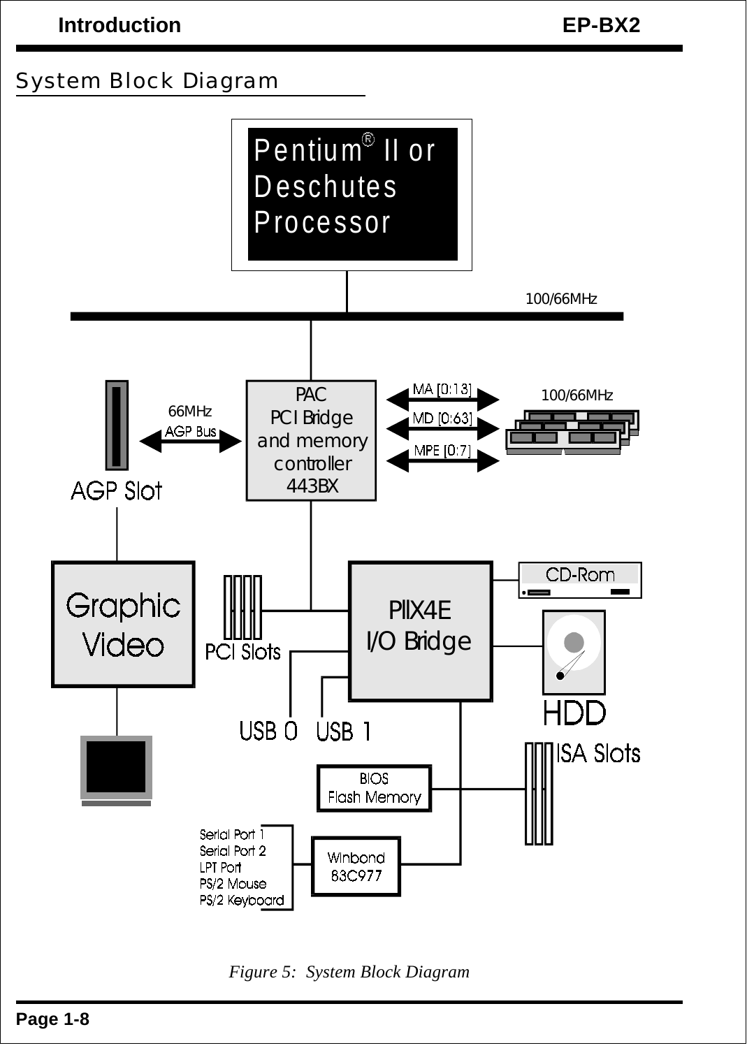## System Block Diagram

Pentium® II or Deschutes Processor

100/66MHz

PAC PCI Bridge and memory controller 443BX

66MHz AGP Bus

AGP Slot

MA [0:13]

MD [0:63]

MPE [0:7]

100/66MHz

Graphic Video

PCI Slots

PIIX4E I/O Bridge

CD-Rom

HDD

USB 0 USB 1

ISA Slots

BIOS Flash Memory

Serial Port 1
Serial Port 2
LPT Port
PS/2 Mouse
PS/2 Keyboard

Winbond 83C977

*Figure 5: System Block Diagram*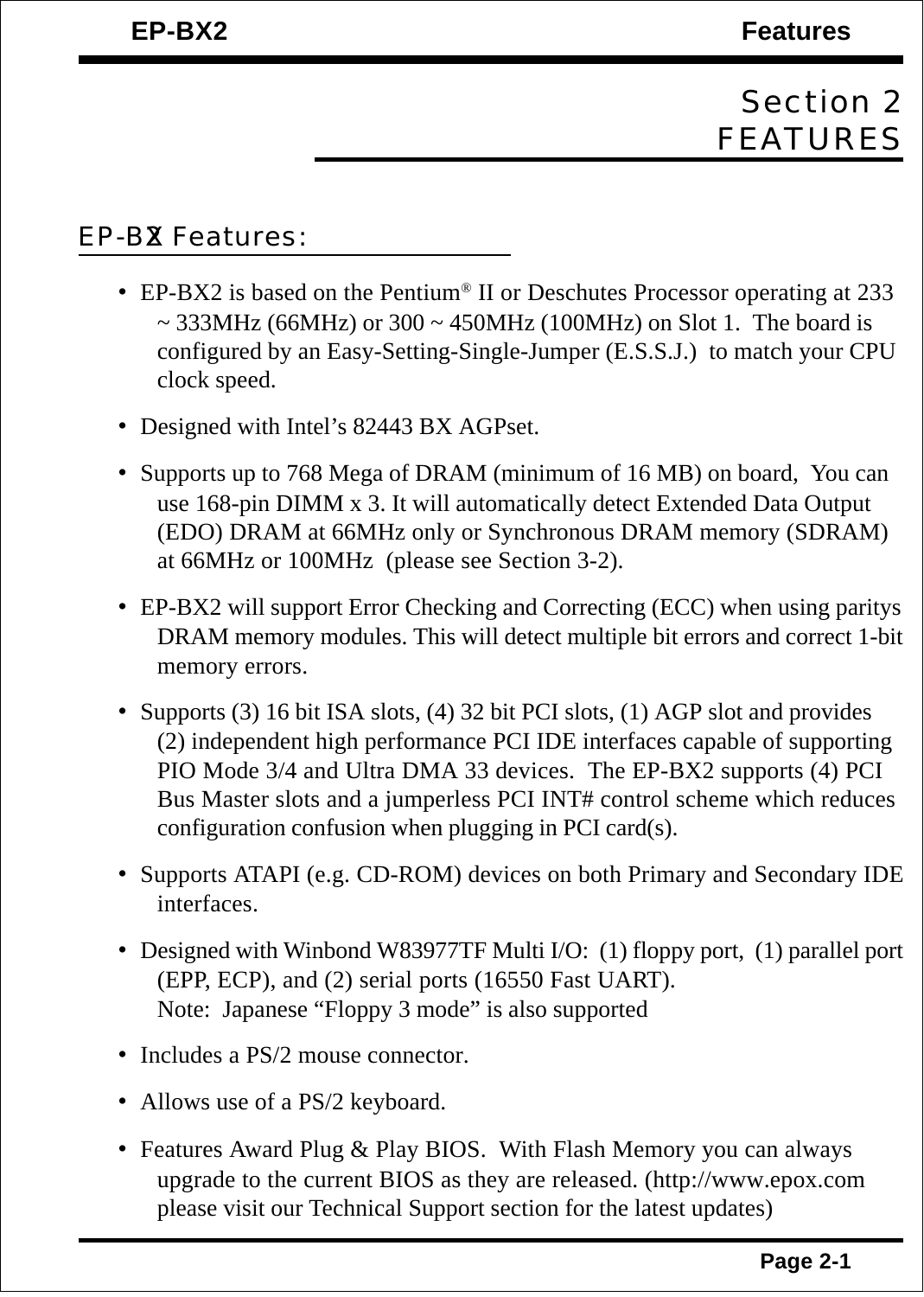# Section 2
# FEATURES

## EP-BX2 Features:

- EP-BX2 is based on the Pentium® II or Deschutes Processor operating at 233 ~ 333MHz (66MHz) or 300 ~ 450MHz (100MHz) on Slot 1. The board is configured by an Easy-Setting-Single-Jumper (E.S.S.J.) to match your CPU clock speed.
- Designed with Intel's 82443 BX AGPset.
- Supports up to 768 Mega of DRAM (minimum of 16 MB) on board, You can use 168-pin DIMM x 3. It will automatically detect Extended Data Output (EDO) DRAM at 66MHz only or Synchronous DRAM memory (SDRAM) at 66MHz or 100MHz (please see Section 3-2).
- EP-BX2 will support Error Checking and Correcting (ECC) when using paritys DRAM memory modules. This will detect multiple bit errors and correct 1-bit memory errors.
- Supports (3) 16 bit ISA slots, (4) 32 bit PCI slots, (1) AGP slot and provides (2) independent high performance PCI IDE interfaces capable of supporting PIO Mode 3/4 and Ultra DMA 33 devices. The EP-BX2 supports (4) PCI Bus Master slots and a jumperless PCI INT# control scheme which reduces configuration confusion when plugging in PCI card(s).
- Supports ATAPI (e.g. CD-ROM) devices on both Primary and Secondary IDE interfaces.
- Designed with Winbond W83977TF Multi I/O: (1) floppy port, (1) parallel port (EPP, ECP), and (2) serial ports (16550 Fast UART).
  Note: Japanese "Floppy 3 mode" is also supported
- Includes a PS/2 mouse connector.
- Allows use of a PS/2 keyboard.
- Features Award Plug & Play BIOS. With Flash Memory you can always upgrade to the current BIOS as they are released. (http://www.epox.com please visit our Technical Support section for the latest updates)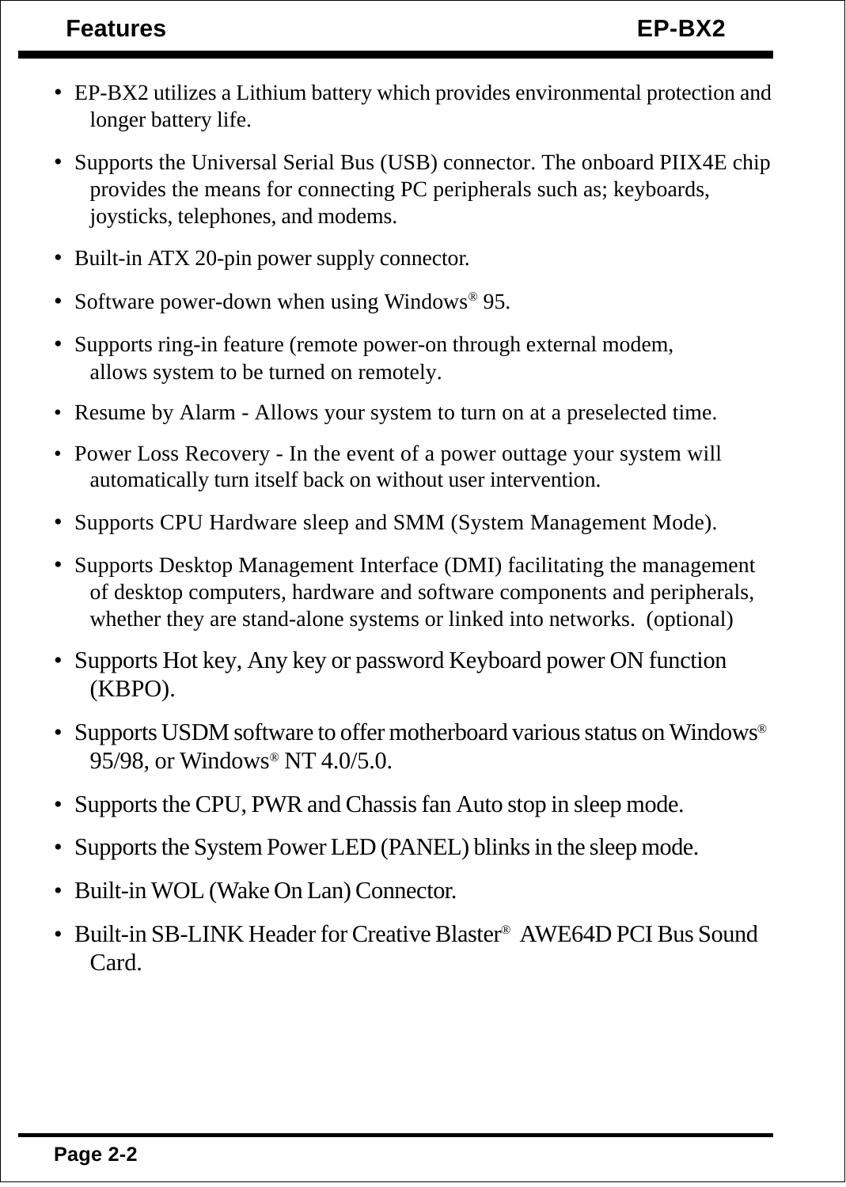- EP-BX2 utilizes a Lithium battery which provides environmental protection and longer battery life.
- Supports the Universal Serial Bus (USB) connector. The onboard PIIX4E chip provides the means for connecting PC peripherals such as; keyboards, joysticks, telephones, and modems.
- Built-in ATX 20-pin power supply connector.
- Software power-down when using Windows® 95.
- Supports ring-in feature (remote power-on through external modem, allows system to be turned on remotely.
- Resume by Alarm - Allows your system to turn on at a preselected time.
- Power Loss Recovery - In the event of a power outtage your system will automatically turn itself back on without user intervention.
- Supports CPU Hardware sleep and SMM (System Management Mode).
- Supports Desktop Management Interface (DMI) facilitating the management of desktop computers, hardware and software components and peripherals, whether they are stand-alone systems or linked into networks. (optional)
- Supports Hot key, Any key or password Keyboard power ON function (KBPO).
- Supports USDM software to offer motherboard various status on Windows® 95/98, or Windows® NT 4.0/5.0.
- Supports the CPU, PWR and Chassis fan Auto stop in sleep mode.
- Supports the System Power LED (PANEL) blinks in the sleep mode.
- Built-in WOL (Wake On Lan) Connector.
- Built-in SB-LINK Header for Creative Blaster® AWE64D PCI Bus Sound Card.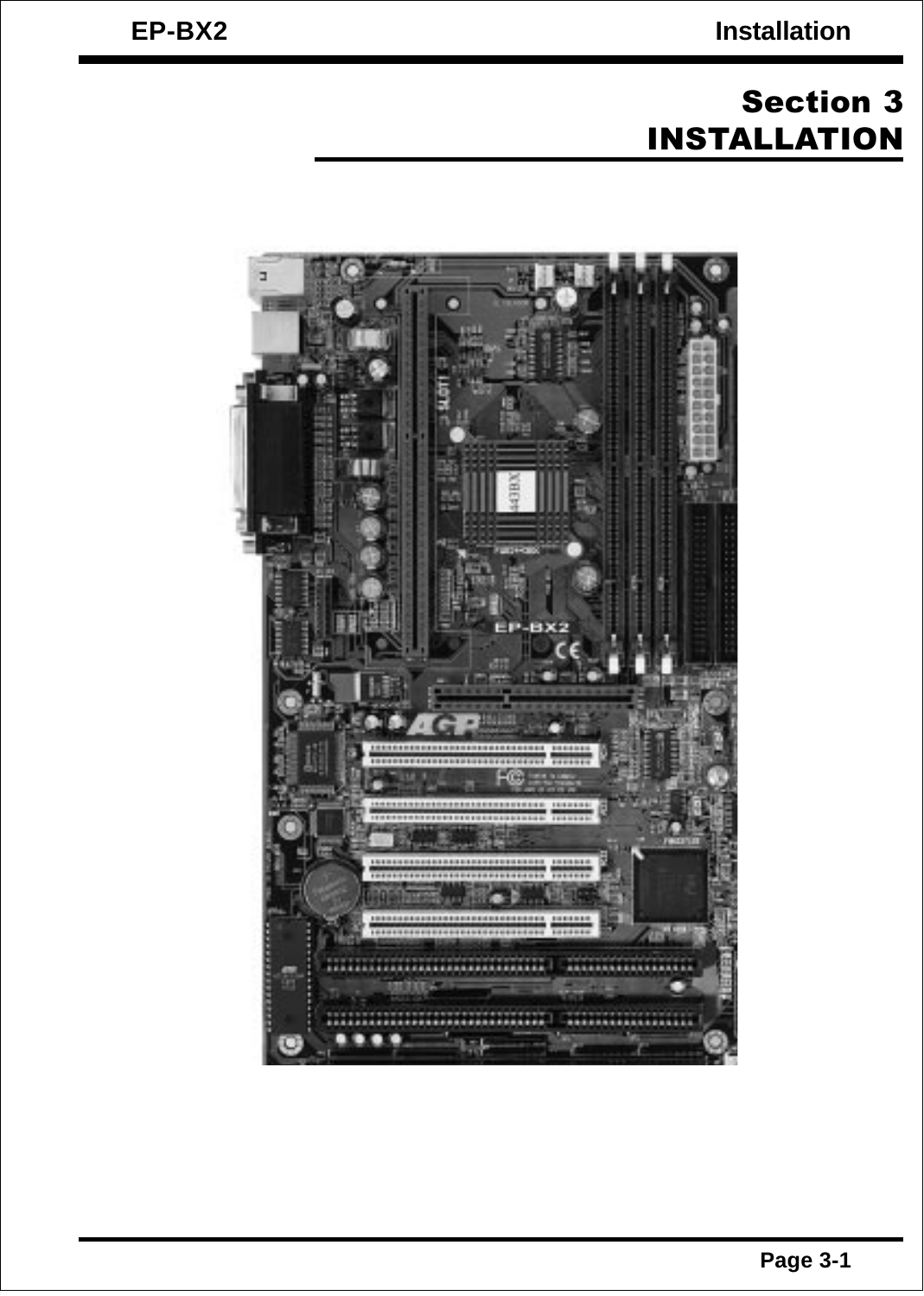# Section 3
# INSTALLATION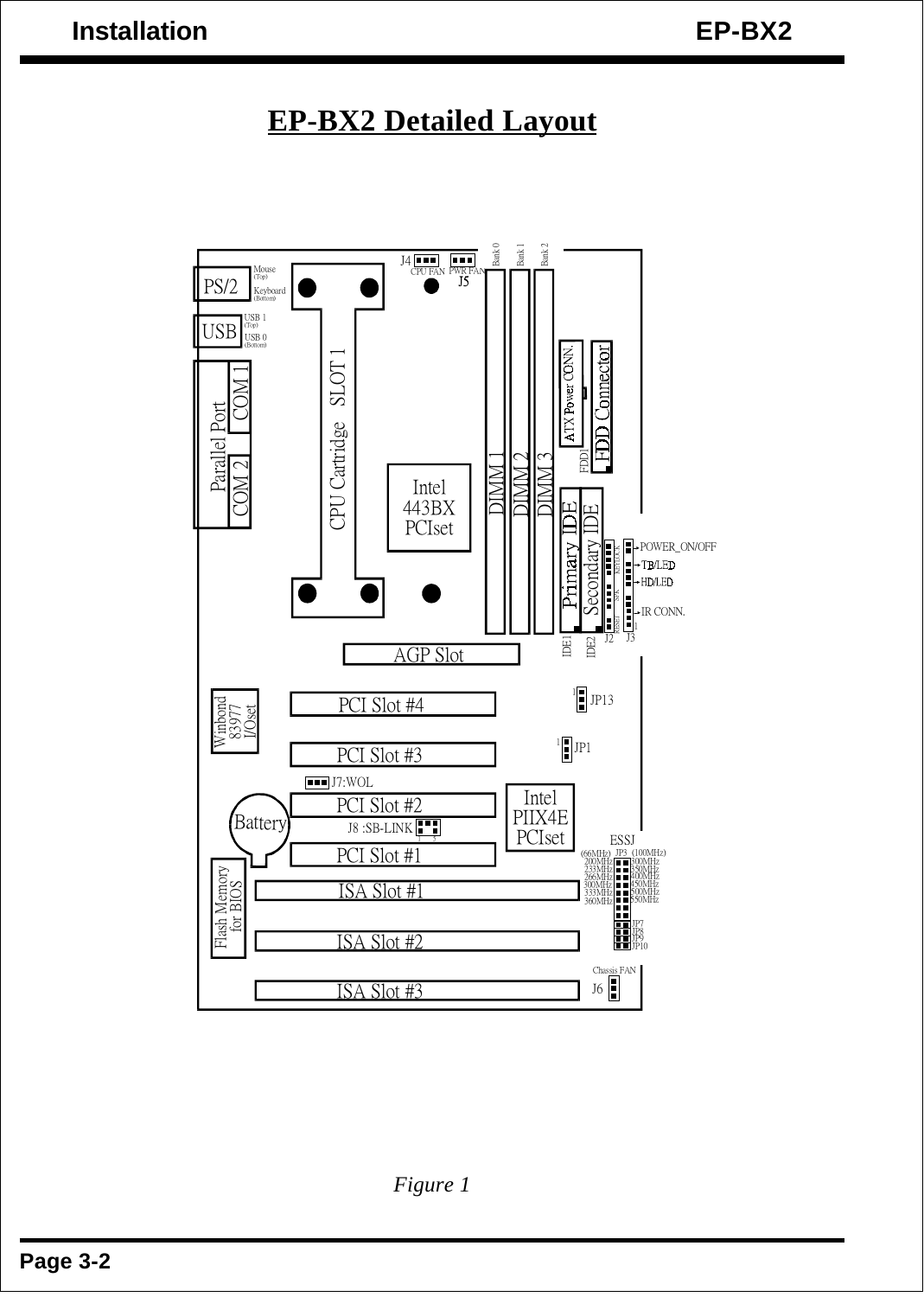# EP-BX2 Detailed Layout

PS/2 | Mouse (Top) | Keyboard (Bottom)

USB | USB 1 (Top) | USB 0 (Bottom)

Parallel Port | COM 1 | COM 2

J4 CPU FAN | PWR FAN J5

Bank 0 | Bank 1 | Bank 2

CPU Cartridge SLOT 1

Intel 443BX PCIset

DIMM 1 | DIMM 2 | DIMM 3

ATX Power CONN. | FDD Connector | FDD1

Primary IDE | Secondary IDE | IDE1 | IDE2

J2 | J3 | POWER_ON/OFF | TB/LED | HD/LED | IR CONN.

AGP Slot

Winbond 83977 I/Oset

PCI Slot #4 | JP13

PCI Slot #3 | JP1

J7:WOL

PCI Slot #2 | Intel PIIX4E PCIset

Battery | J8 :SB-LINK

PCI Slot #1

ESSJ | JP3 | (66MHz) 200MHz 233MHz 266MHz 300MHz 333MHz 360MHz | (100MHz) 300MHz 350MHz 400MHz 450MHz 500MHz 550MHz

Flash Memory for BIOS

ISA Slot #1

ISA Slot #2 | JP7 JP8 JP9 JP10

Chassis FAN J6

ISA Slot #3

*Figure 1*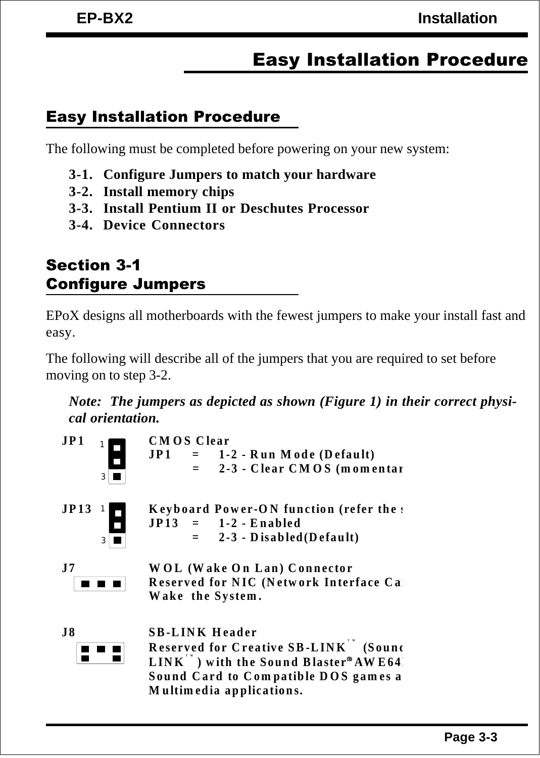## Easy Installation Procedure

### Easy Installation Procedure

The following must be completed before powering on your new system:

**3-1. Configure Jumpers to match your hardware**
**3-2. Install memory chips**
**3-3. Install Pentium II or Deschutes Processor**
**3-4. Device Connectors**

### Section 3-1
### Configure Jumpers

EPoX designs all motherboards with the fewest jumpers to make your install fast and easy.

The following will describe all of the jumpers that you are required to set before moving on to step 3-2.

***Note: The jumpers as depicted as shown (Figure 1) in their correct physical orientation.***

**JP1** — **CMOS Clear**
**JP1 = 1-2 - Run Mode (Default)**
**= 2-3 - Clear CMOS (momentar**

**JP13** — **Keyboard Power-ON function (refer the s**
**JP13 = 1-2 - Enabled**
**= 2-3 - Disabled(Default)**

**J7** — **WOL (Wake On Lan) Connector**
**Reserved for NIC (Network Interface Ca**
**Wake the System.**

**J8** — **SB-LINK Header**
**Reserved for Creative SB-LINK™ (Sound**
**LINK™) with the Sound Blaster® AWE64**
**Sound Card to Compatible DOS games a**
**Multimedia applications.**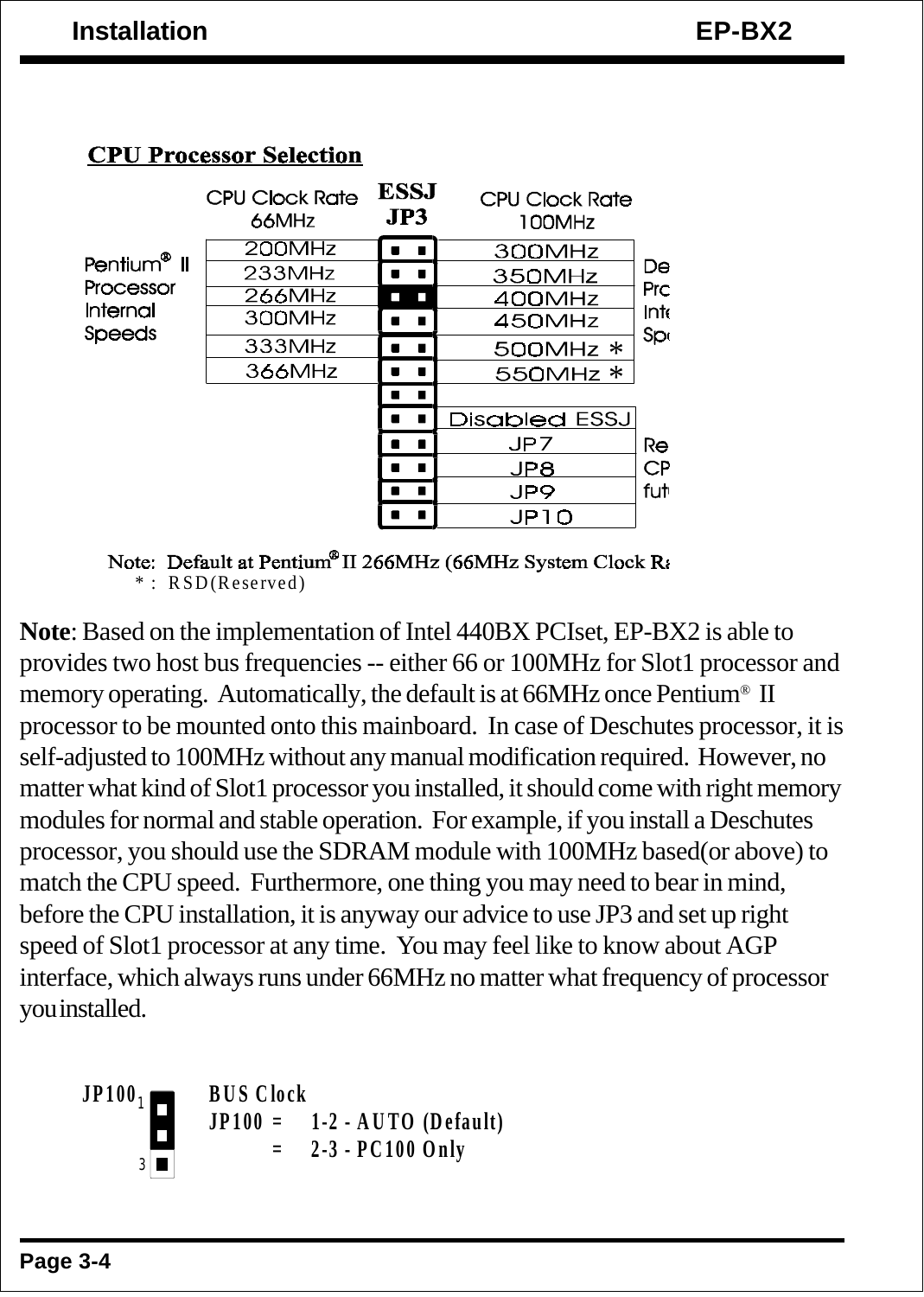## CPU Processor Selection

| Pentium® II Processor Internal Speeds — CPU Clock Rate 66MHz | ESSJ JP3 | CPU Clock Rate 100MHz | |
|---|---|---|---|
| 200MHz | ■ ■ | 300MHz | De Pro Inte Spe |
| 233MHz | ■ ■ | 350MHz | |
| 266MHz | ■ ■ | 400MHz | |
| 300MHz | ■ ■ | 450MHz | |
| 333MHz | ■ ■ | 500MHz * | |
| 366MHz | ■ ■ | 550MHz * | |
| | ■ ■ | | |
| | ■ ■ | Disabled ESSJ | |
| | ■ ■ | JP7 | Re CP fut |
| | ■ ■ | JP8 | |
| | ■ ■ | JP9 | |
| | ■ ■ | JP10 | |

Note: Default at Pentium® II 266MHz (66MHz System Clock Ra

\* : RSD(Reserved)

**Note**: Based on the implementation of Intel 440BX PCIset, EP-BX2 is able to provides two host bus frequencies -- either 66 or 100MHz for Slot1 processor and memory operating. Automatically, the default is at 66MHz once Pentium® II processor to be mounted onto this mainboard. In case of Deschutes processor, it is self-adjusted to 100MHz without any manual modification required. However, no matter what kind of Slot1 processor you installed, it should come with right memory modules for normal and stable operation. For example, if you install a Deschutes processor, you should use the SDRAM module with 100MHz based(or above) to match the CPU speed. Furthermore, one thing you may need to bear in mind, before the CPU installation, it is anyway our advice to use JP3 and set up right speed of Slot1 processor at any time. You may feel like to know about AGP interface, which always runs under 66MHz no matter what frequency of processor you installed.

**JP100** BUS Clock

JP100 = 1-2 - AUTO (Default)

= 2-3 - PC100 Only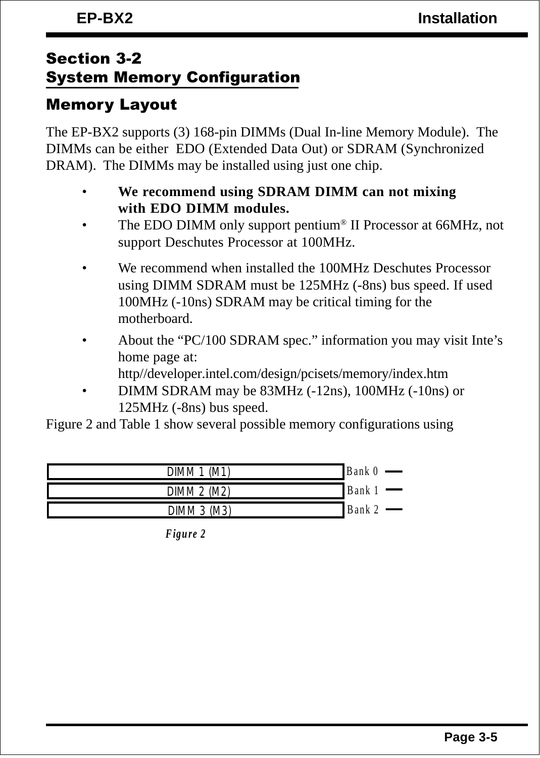## Section 3-2
## System Memory Configuration

### Memory Layout

The EP-BX2 supports (3) 168-pin DIMMs (Dual In-line Memory Module). The DIMMs can be either EDO (Extended Data Out) or SDRAM (Synchronized DRAM). The DIMMs may be installed using just one chip.

- **We recommend using SDRAM DIMM can not mixing with EDO DIMM modules.**
- The EDO DIMM only support pentium® II Processor at 66MHz, not support Deschutes Processor at 100MHz.
- We recommend when installed the 100MHz Deschutes Processor using DIMM SDRAM must be 125MHz (-8ns) bus speed. If used 100MHz (-10ns) SDRAM may be critical timing for the motherboard.
- About the "PC/100 SDRAM spec." information you may visit Inte's home page at: http//developer.intel.com/design/pcisets/memory/index.htm
- DIMM SDRAM may be 83MHz (-12ns), 100MHz (-10ns) or 125MHz (-8ns) bus speed.

Figure 2 and Table 1 show several possible memory configurations using

| DIMM | Bank |
|---|---|
| DIMM 1 (M1) | Bank 0 |
| DIMM 2 (M2) | Bank 1 |
| DIMM 3 (M3) | Bank 2 |

*Figure 2*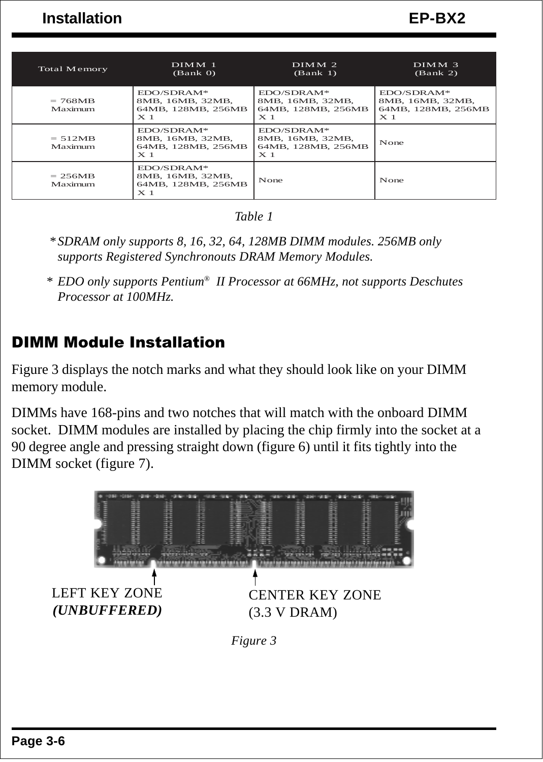| Total Memory | DIMM 1 (Bank 0) | DIMM 2 (Bank 1) | DIMM 3 (Bank 2) |
|---|---|---|---|
| = 768MB Maximum | EDO/SDRAM* 8MB, 16MB, 32MB, 64MB, 128MB, 256MB X 1 | EDO/SDRAM* 8MB, 16MB, 32MB, 64MB, 128MB, 256MB X 1 | EDO/SDRAM* 8MB, 16MB, 32MB, 64MB, 128MB, 256MB X 1 |
| = 512MB Maximum | EDO/SDRAM* 8MB, 16MB, 32MB, 64MB, 128MB, 256MB X 1 | EDO/SDRAM* 8MB, 16MB, 32MB, 64MB, 128MB, 256MB X 1 | None |
| = 256MB Maximum | EDO/SDRAM* 8MB, 16MB, 32MB, 64MB, 128MB, 256MB X 1 | None | None |

*Table 1*

* *SDRAM only supports 8, 16, 32, 64, 128MB DIMM modules. 256MB only supports Registered Synchronouts DRAM Memory Modules.*

* *EDO only supports Pentium® II Processor at 66MHz, not supports Deschutes Processor at 100MHz.*

## DIMM Module Installation

Figure 3 displays the notch marks and what they should look like on your DIMM memory module.

DIMMs have 168-pins and two notches that will match with the onboard DIMM socket. DIMM modules are installed by placing the chip firmly into the socket at a 90 degree angle and pressing straight down (figure 6) until it fits tightly into the DIMM socket (figure 7).

LEFT KEY ZONE ***(UNBUFFERED)***

CENTER KEY ZONE (3.3 V DRAM)

*Figure 3*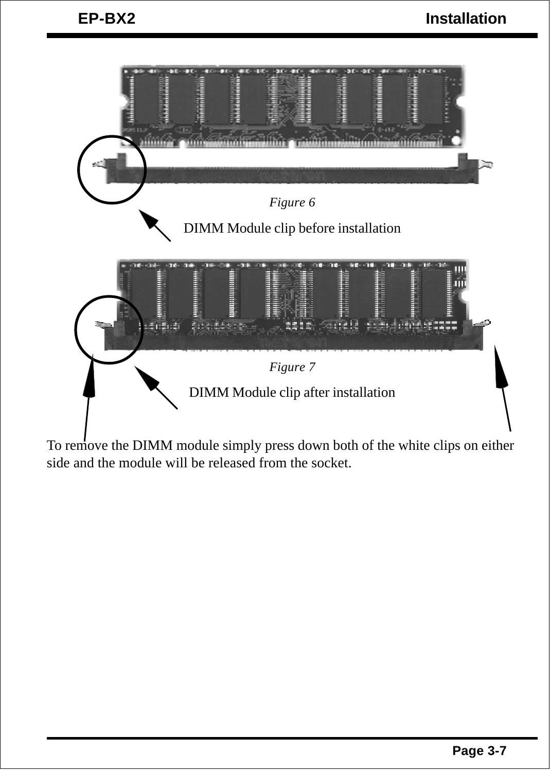*Figure 6*

DIMM Module clip before installation

*Figure 7*

DIMM Module clip after installation

To remove the DIMM module simply press down both of the white clips on either side and the module will be released from the socket.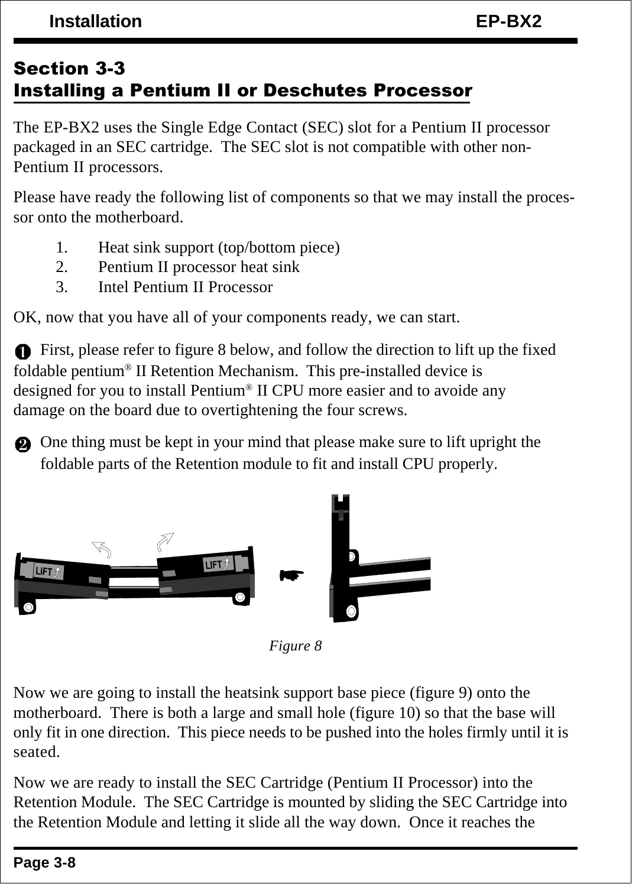## Section 3-3
## Installing a Pentium II or Deschutes Processor

The EP-BX2 uses the Single Edge Contact (SEC) slot for a Pentium II processor packaged in an SEC cartridge. The SEC slot is not compatible with other non-Pentium II processors.

Please have ready the following list of components so that we may install the processor onto the motherboard.

1. Heat sink support (top/bottom piece)
2. Pentium II processor heat sink
3. Intel Pentium II Processor

OK, now that you have all of your components ready, we can start.

❶ First, please refer to figure 8 below, and follow the direction to lift up the fixed foldable pentium® II Retention Mechanism. This pre-installed device is designed for you to install Pentium® II CPU more easier and to avoide any damage on the board due to overtightening the four screws.

❷ One thing must be kept in your mind that please make sure to lift upright the foldable parts of the Retention module to fit and install CPU properly.

*Figure 8*

Now we are going to install the heatsink support base piece (figure 9) onto the motherboard. There is both a large and small hole (figure 10) so that the base will only fit in one direction. This piece needs to be pushed into the holes firmly until it is seated.

Now we are ready to install the SEC Cartridge (Pentium II Processor) into the Retention Module. The SEC Cartridge is mounted by sliding the SEC Cartridge into the Retention Module and letting it slide all the way down. Once it reaches the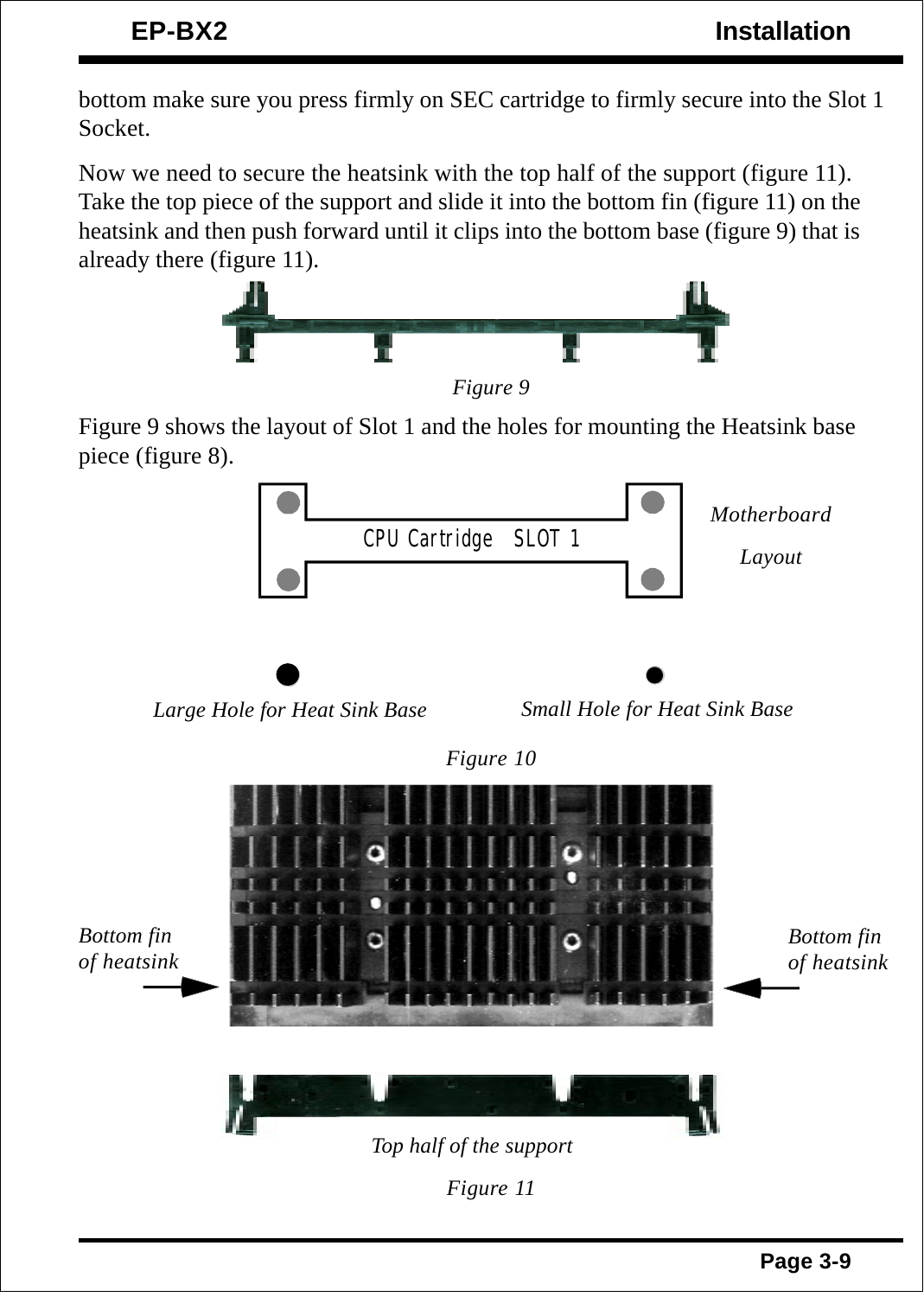bottom make sure you press firmly on SEC cartridge to firmly secure into the Slot 1 Socket.

Now we need to secure the heatsink with the top half of the support (figure 11). Take the top piece of the support and slide it into the bottom fin (figure 11) on the heatsink and then push forward until it clips into the bottom base (figure 9) that is already there (figure 11).

*Figure 9*

Figure 9 shows the layout of Slot 1 and the holes for mounting the Heatsink base piece (figure 8).

CPU Cartridge SLOT 1

*Motherboard Layout*

*Large Hole for Heat Sink Base*

*Small Hole for Heat Sink Base*

*Figure 10*

*Bottom fin of heatsink*

*Bottom fin of heatsink*

*Top half of the support*

*Figure 11*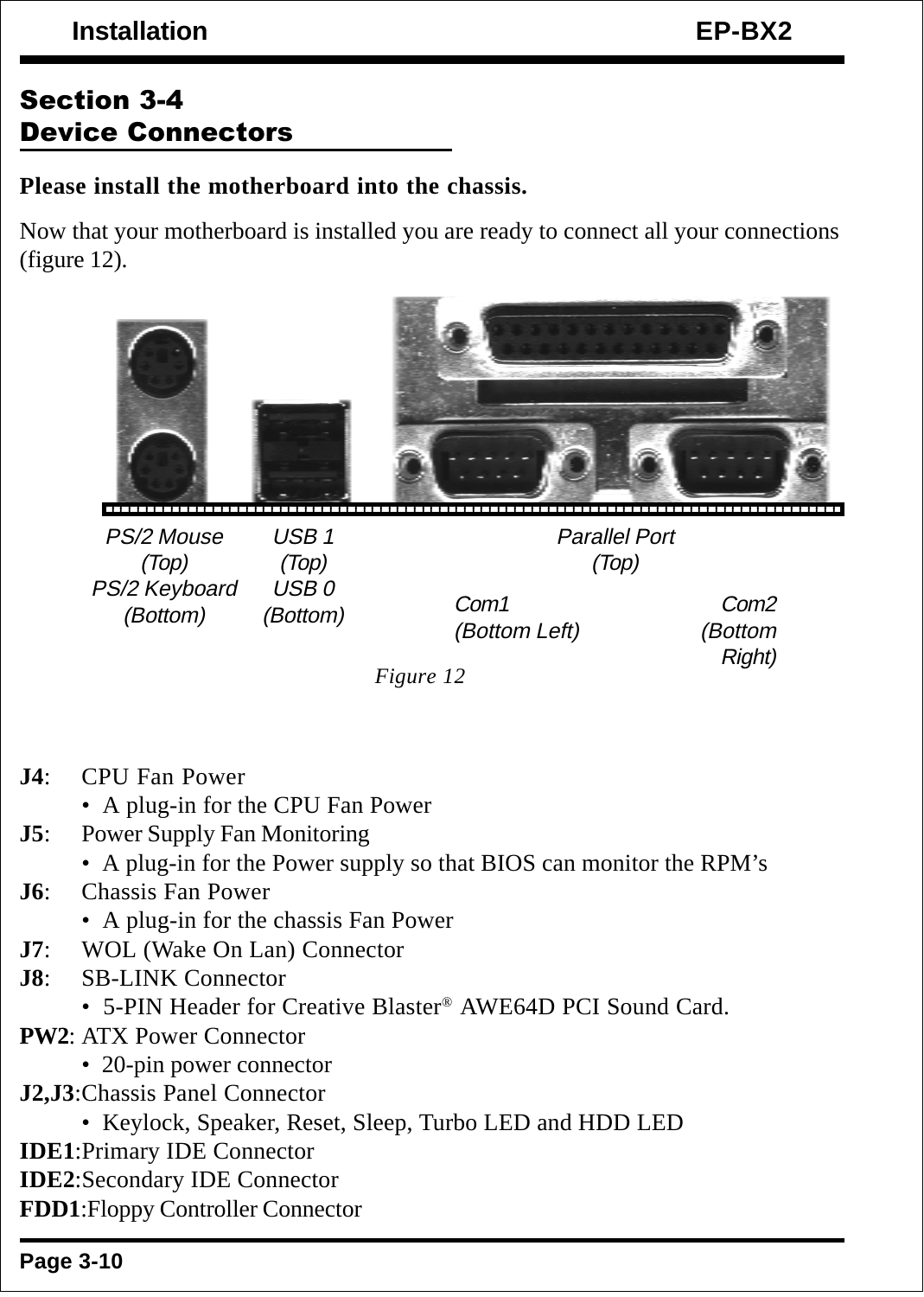## Section 3-4
## Device Connectors

**Please install the motherboard into the chassis.**

Now that your motherboard is installed you are ready to connect all your connections (figure 12).

PS/2 Mouse (Top)
PS/2 Keyboard (Bottom)

USB 1 (Top)
USB 0 (Bottom)

Parallel Port (Top)

Com1 (Bottom Left)

Com2 (Bottom Right)

*Figure 12*

**J4**: CPU Fan Power
- A plug-in for the CPU Fan Power

**J5**: Power Supply Fan Monitoring
- A plug-in for the Power supply so that BIOS can monitor the RPM's

**J6**: Chassis Fan Power
- A plug-in for the chassis Fan Power

**J7**: WOL (Wake On Lan) Connector

**J8**: SB-LINK Connector
- 5-PIN Header for Creative Blaster® AWE64D PCI Sound Card.

**PW2**: ATX Power Connector
- 20-pin power connector

**J2,J3**:Chassis Panel Connector
- Keylock, Speaker, Reset, Sleep, Turbo LED and HDD LED

**IDE1**:Primary IDE Connector

**IDE2**:Secondary IDE Connector

**FDD1**:Floppy Controller Connector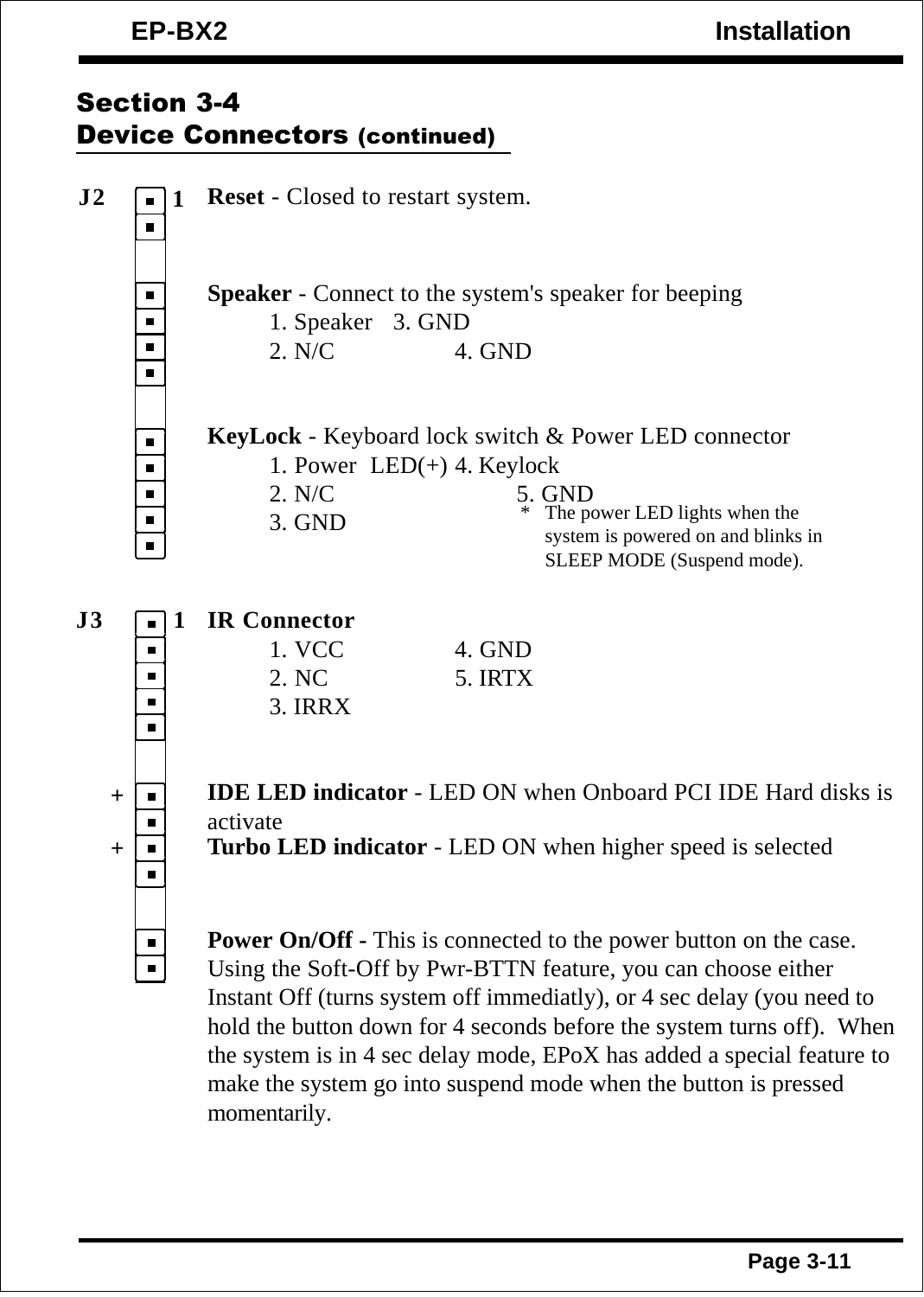## Section 3-4
## Device Connectors (continued)

**J2** (pin 1)

**Reset** - Closed to restart system.

**Speaker** - Connect to the system's speaker for beeping

| | |
|---|---|
| 1. Speaker | 3. GND |
| 2. N/C | 4. GND |

**KeyLock** - Keyboard lock switch & Power LED connector

| | |
|---|---|
| 1. Power LED(+) | 4. Keylock |
| 2. N/C | 5. GND |
| 3. GND | |

\* The power LED lights when the system is powered on and blinks in SLEEP MODE (Suspend mode).

**J3** (pin 1)

**IR Connector**

| | |
|---|---|
| 1. VCC | 4. GND |
| 2. NC | 5. IRTX |
| 3. IRRX | |

**IDE LED indicator** - LED ON when Onboard PCI IDE Hard disks is activate

**Turbo LED indicator** - LED ON when higher speed is selected

**Power On/Off** - This is connected to the power button on the case. Using the Soft-Off by Pwr-BTTN feature, you can choose either Instant Off (turns system off immediatly), or 4 sec delay (you need to hold the button down for 4 seconds before the system turns off). When the system is in 4 sec delay mode, EPoX has added a special feature to make the system go into suspend mode when the button is pressed momentarily.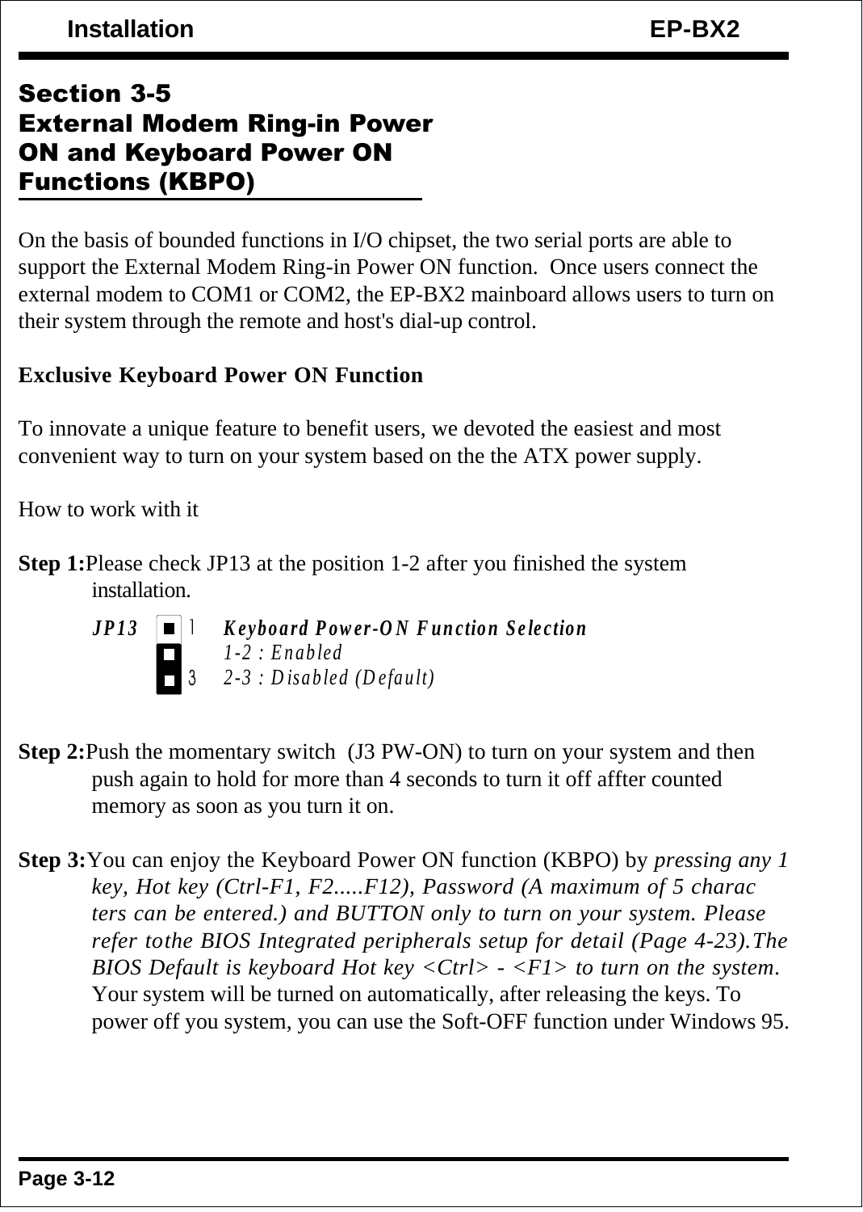## Section 3-5
## External Modem Ring-in Power ON and Keyboard Power ON Functions (KBPO)

On the basis of bounded functions in I/O chipset, the two serial ports are able to support the External Modem Ring-in Power ON function. Once users connect the external modem to COM1 or COM2, the EP-BX2 mainboard allows users to turn on their system through the remote and host's dial-up control.

**Exclusive Keyboard Power ON Function**

To innovate a unique feature to benefit users, we devoted the easiest and most convenient way to turn on your system based on the the ATX power supply.

How to work with it

**Step 1:** Please check JP13 at the position 1-2 after you finished the system installation.

*JP13* — ***Keyboard Power-ON Function Selection***
*1-2 : Enabled*
*2-3 : Disabled (Default)*

**Step 2:** Push the momentary switch (J3 PW-ON) to turn on your system and then push again to hold for more than 4 seconds to turn it off affter counted memory as soon as you turn it on.

**Step 3:** You can enjoy the Keyboard Power ON function (KBPO) by *pressing any 1 key, Hot key (Ctrl-F1, F2.....F12), Password (A maximum of 5 charac ters can be entered.) and BUTTON only to turn on your system. Please refer tothe BIOS Integrated peripherals setup for detail (Page 4-23).The BIOS Default is keyboard Hot key <Ctrl> - <F1> to turn on the system.* Your system will be turned on automatically, after releasing the keys. To power off you system, you can use the Soft-OFF function under Windows 95.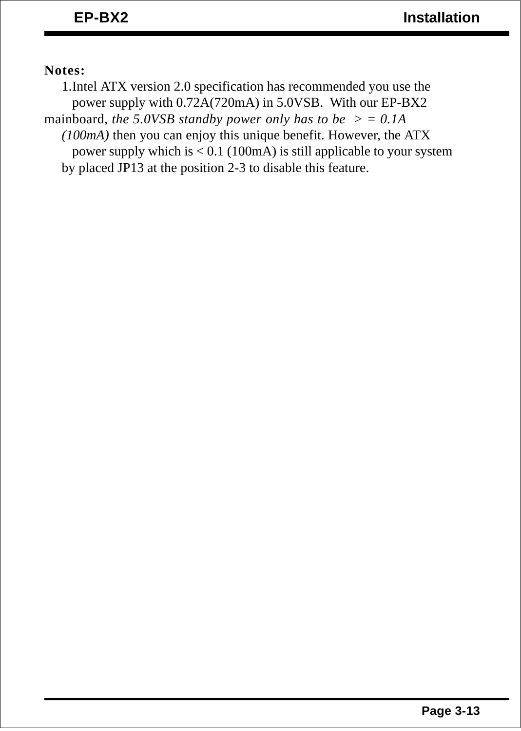**Notes:**

1. Intel ATX version 2.0 specification has recommended you use the power supply with 0.72A(720mA) in 5.0VSB. With our EP-BX2 mainboard, *the 5.0VSB standby power only has to be > = 0.1A (100mA)* then you can enjoy this unique benefit. However, the ATX power supply which is < 0.1 (100mA) is still applicable to your system by placed JP13 at the position 2-3 to disable this feature.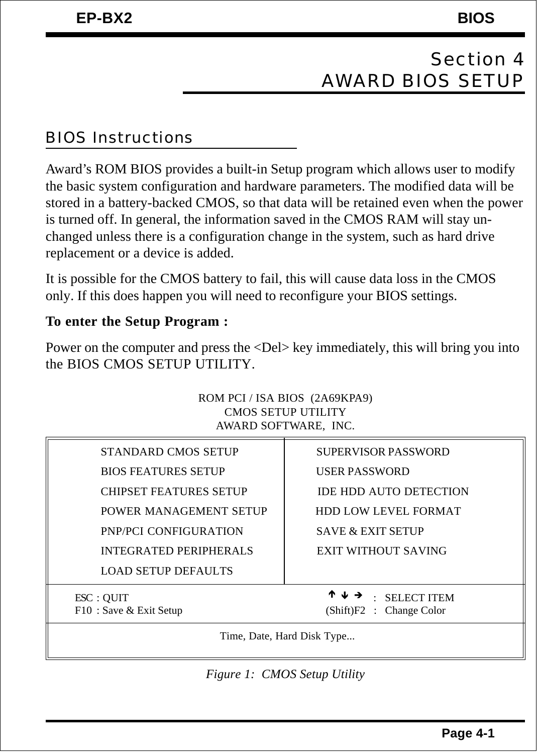# Section 4
# AWARD BIOS SETUP

## BIOS Instructions

Award's ROM BIOS provides a built-in Setup program which allows user to modify the basic system configuration and hardware parameters. The modified data will be stored in a battery-backed CMOS, so that data will be retained even when the power is turned off. In general, the information saved in the CMOS RAM will stay unchanged unless there is a configuration change in the system, such as hard drive replacement or a device is added.

It is possible for the CMOS battery to fail, this will cause data loss in the CMOS only. If this does happen you will need to reconfigure your BIOS settings.

**To enter the Setup Program :**

Power on the computer and press the <Del> key immediately, this will bring you into the BIOS CMOS SETUP UTILITY.

```
                      ROM PCI / ISA BIOS  (2A69KPA9)
                          CMOS SETUP UTILITY
                        AWARD SOFTWARE,  INC.

    STANDARD CMOS SETUP              SUPERVISOR PASSWORD
    BIOS FEATURES SETUP              USER PASSWORD
    CHIPSET FEATURES SETUP           IDE HDD AUTO DETECTION
    POWER MANAGEMENT SETUP           HDD LOW LEVEL FORMAT
    PNP/PCI CONFIGURATION            SAVE & EXIT SETUP
    INTEGRATED PERIPHERALS           EXIT WITHOUT SAVING
    LOAD SETUP DEFAULTS

  ESC : QUIT                              ↑ ↓ →      :   SELECT ITEM
  F10 : Save & Exit Setup                 (Shift)F2  :   Change Color

                     Time, Date, Hard Disk Type...
```

*Figure 1: CMOS Setup Utility*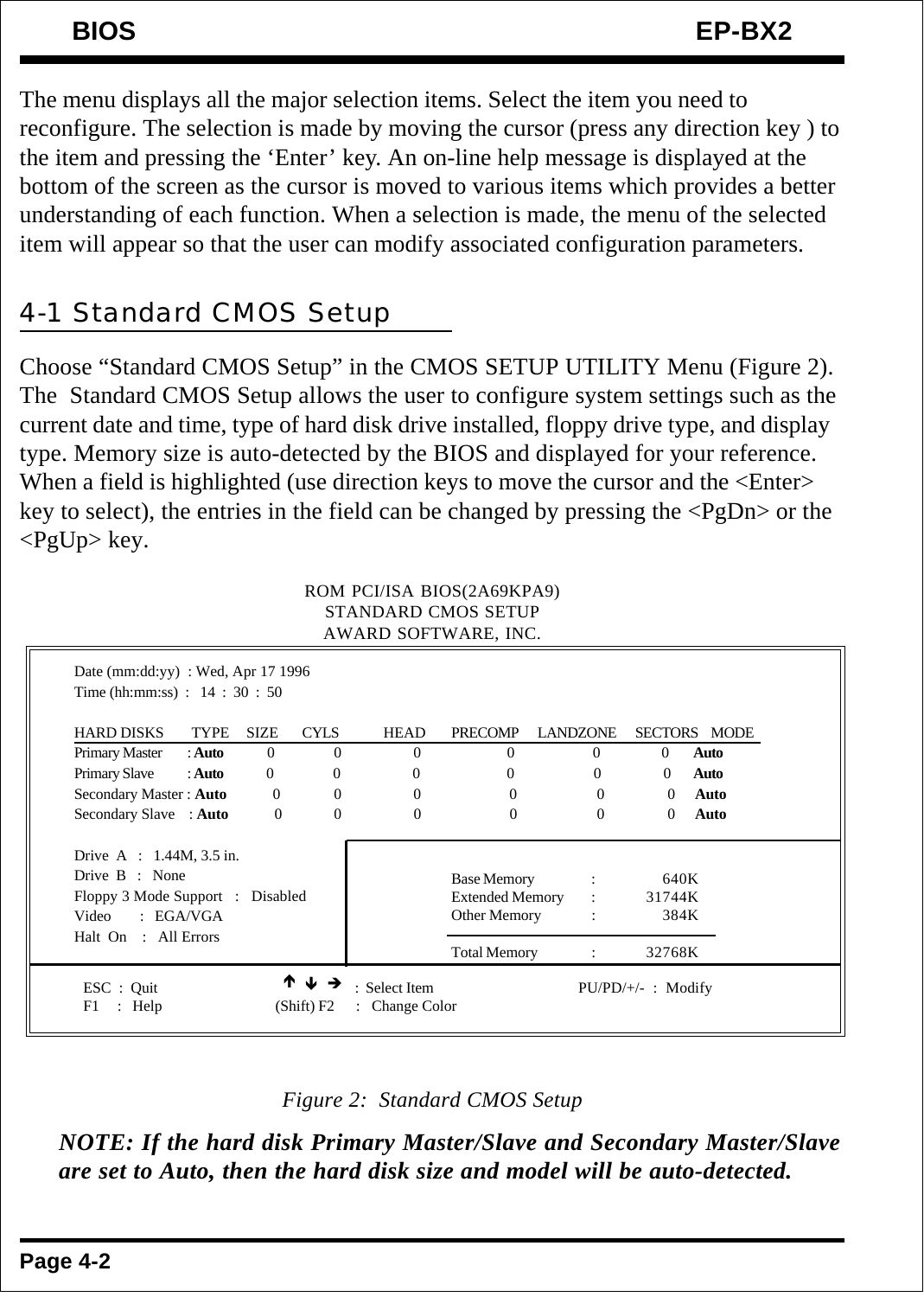The menu displays all the major selection items. Select the item you need to reconfigure. The selection is made by moving the cursor (press any direction key ) to the item and pressing the 'Enter' key. An on-line help message is displayed at the bottom of the screen as the cursor is moved to various items which provides a better understanding of each function. When a selection is made, the menu of the selected item will appear so that the user can modify associated configuration parameters.

## 4-1 Standard CMOS Setup

Choose "Standard CMOS Setup" in the CMOS SETUP UTILITY Menu (Figure 2). The Standard CMOS Setup allows the user to configure system settings such as the current date and time, type of hard disk drive installed, floppy drive type, and display type. Memory size is auto-detected by the BIOS and displayed for your reference. When a field is highlighted (use direction keys to move the cursor and the <Enter> key to select), the entries in the field can be changed by pressing the <PgDn> or the <PgUp> key.

```
                         ROM PCI/ISA BIOS(2A69KPA9)
                            STANDARD CMOS SETUP
                           AWARD SOFTWARE, INC.

  Date (mm:dd:yy)  : Wed, Apr 17 1996
  Time (hh:mm:ss)  :  14 : 30 : 50

  HARD DISKS        TYPE   SIZE  CYLS  HEAD  PRECOMP  LANDZONE  SECTORS  MODE
  Primary Master   : Auto    0     0     0      0         0         0    Auto
  Primary Slave    : Auto    0     0     0      0         0         0    Auto
  Secondary Master : Auto    0     0     0      0         0         0    Auto
  Secondary Slave  : Auto    0     0     0      0         0         0    Auto

  Drive  A  :  1.44M, 3.5 in.
  Drive  B  :  None                        Base Memory      :     640K
  Floppy 3 Mode Support  :  Disabled       Extended Memory  :   31744K
  Video     :  EGA/VGA                     Other Memory     :     384K
  Halt  On  :  All Errors
                                           Total Memory     :   32768K

  ESC  :  Quit           ↑ ↓ →  :  Select Item        PU/PD/+/-  :  Modify
  F1   :  Help       (Shift) F2  :  Change Color
```

*Figure 2: Standard CMOS Setup*

***NOTE: If the hard disk Primary Master/Slave and Secondary Master/Slave are set to Auto, then the hard disk size and model will be auto-detected.***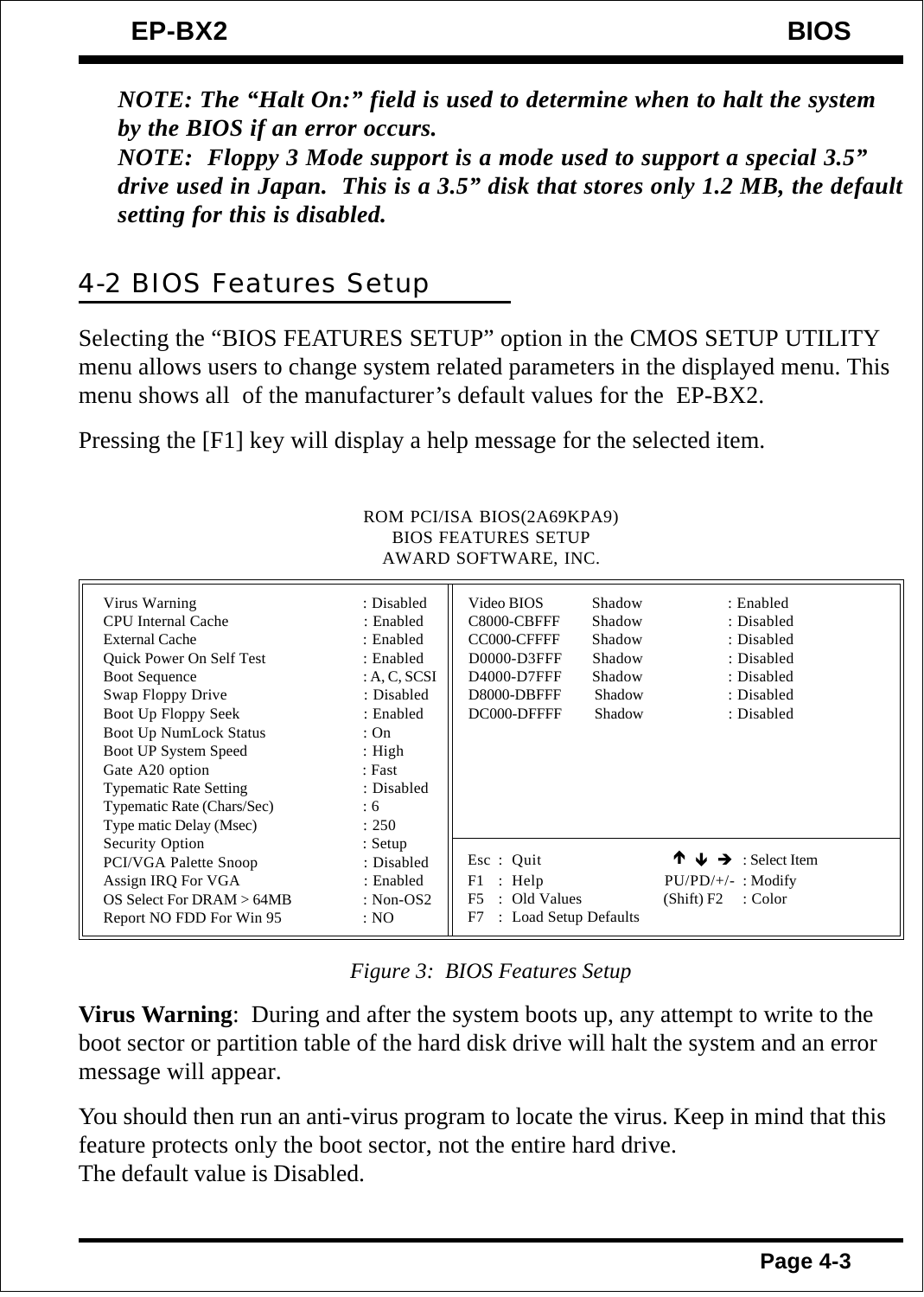*NOTE: The "Halt On:" field is used to determine when to halt the system by the BIOS if an error occurs.*
*NOTE: Floppy 3 Mode support is a mode used to support a special 3.5" drive used in Japan. This is a 3.5" disk that stores only 1.2 MB, the default setting for this is disabled.*

## 4-2 BIOS Features Setup

Selecting the "BIOS FEATURES SETUP" option in the CMOS SETUP UTILITY menu allows users to change system related parameters in the displayed menu. This menu shows all of the manufacturer's default values for the EP-BX2.

Pressing the [F1] key will display a help message for the selected item.

```
                              ROM PCI/ISA BIOS(2A69KPA9)
                                 BIOS FEATURES SETUP
                                AWARD SOFTWARE, INC.

Virus Warning                : Disabled    Video BIOS     Shadow     : Enabled
CPU Internal Cache           : Enabled     C8000-CBFFF    Shadow     : Disabled
External Cache               : Enabled     CC000-CFFFF    Shadow     : Disabled
Quick Power On Self Test     : Enabled     D0000-D3FFF    Shadow     : Disabled
Boot Sequence                : A, C, SCSI  D4000-D7FFF    Shadow     : Disabled
Swap Floppy Drive            : Disabled    D8000-DBFFF    Shadow     : Disabled
Boot Up Floppy Seek          : Enabled     DC000-DFFFF    Shadow     : Disabled
Boot Up NumLock Status       : On
Boot UP System Speed         : High
Gate A20 option              : Fast
Typematic Rate Setting       : Disabled
Typematic Rate (Chars/Sec)   : 6
Type matic Delay (Msec)      : 250
Security Option              : Setup
PCI/VGA Palette Snoop        : Disabled    Esc : Quit                ↑ ↓ → : Select Item
Assign IRQ For VGA           : Enabled     F1  : Help                PU/PD/+/-  : Modify
OS Select For DRAM > 64MB    : Non-OS2     F5  : Old Values          (Shift) F2 : Color
Report NO FDD For Win 95     : NO          F7  : Load Setup Defaults
```

*Figure 3: BIOS Features Setup*

**Virus Warning**: During and after the system boots up, any attempt to write to the boot sector or partition table of the hard disk drive will halt the system and an error message will appear.

You should then run an anti-virus program to locate the virus. Keep in mind that this feature protects only the boot sector, not the entire hard drive.
The default value is Disabled.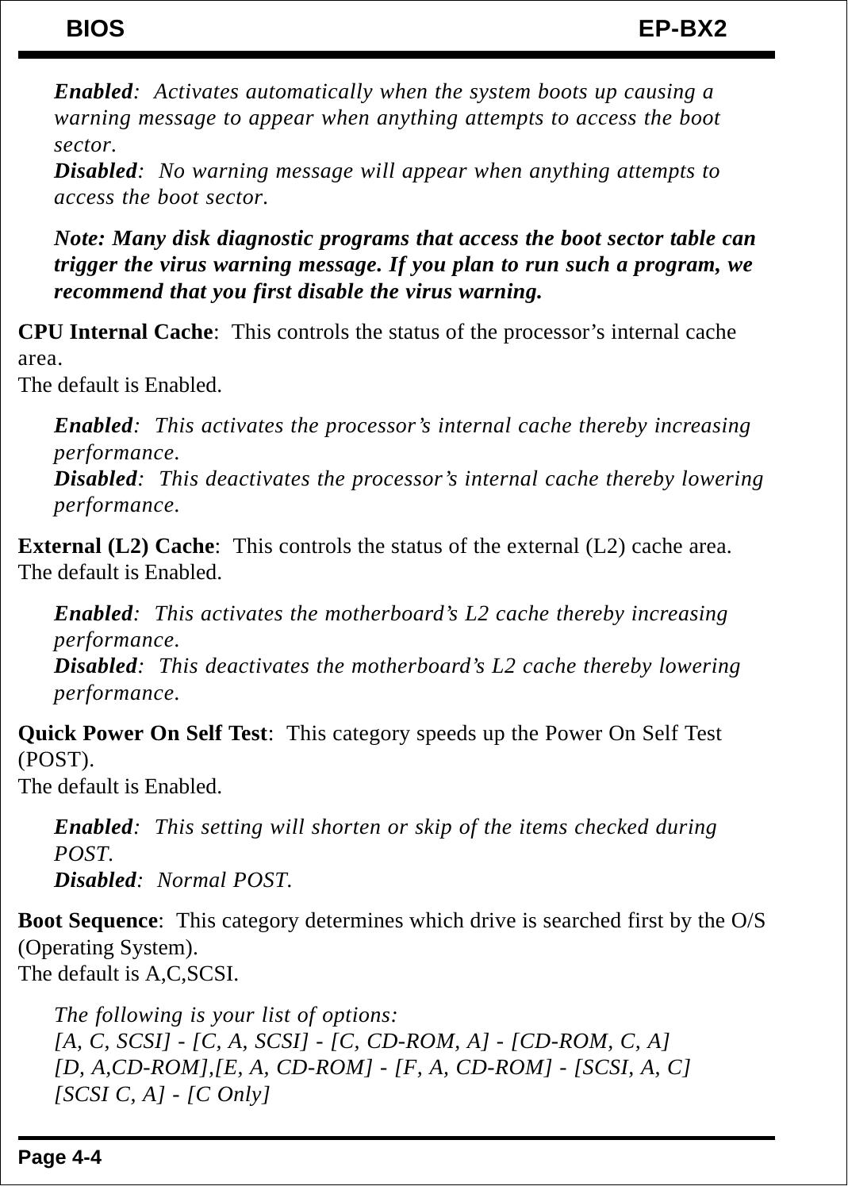*Enabled*: *Activates automatically when the system boots up causing a warning message to appear when anything attempts to access the boot sector.*
*Disabled*: *No warning message will appear when anything attempts to access the boot sector.*

***Note: Many disk diagnostic programs that access the boot sector table can trigger the virus warning message. If you plan to run such a program, we recommend that you first disable the virus warning.***

**CPU Internal Cache**: This controls the status of the processor's internal cache area.
The default is Enabled.

*Enabled*: *This activates the processor's internal cache thereby increasing performance.*
*Disabled*: *This deactivates the processor's internal cache thereby lowering performance.*

**External (L2) Cache**: This controls the status of the external (L2) cache area.
The default is Enabled.

*Enabled*: *This activates the motherboard's L2 cache thereby increasing performance.*
*Disabled*: *This deactivates the motherboard's L2 cache thereby lowering performance.*

**Quick Power On Self Test**: This category speeds up the Power On Self Test (POST).
The default is Enabled.

*Enabled*: *This setting will shorten or skip of the items checked during POST.*
*Disabled*: *Normal POST.*

**Boot Sequence**: This category determines which drive is searched first by the O/S (Operating System).
The default is A,C,SCSI.

*The following is your list of options:*
*[A, C, SCSI] - [C, A, SCSI] - [C, CD-ROM, A] - [CD-ROM, C, A]*
*[D, A,CD-ROM],[E, A, CD-ROM] - [F, A, CD-ROM] - [SCSI, A, C]*
*[SCSI C, A] - [C Only]*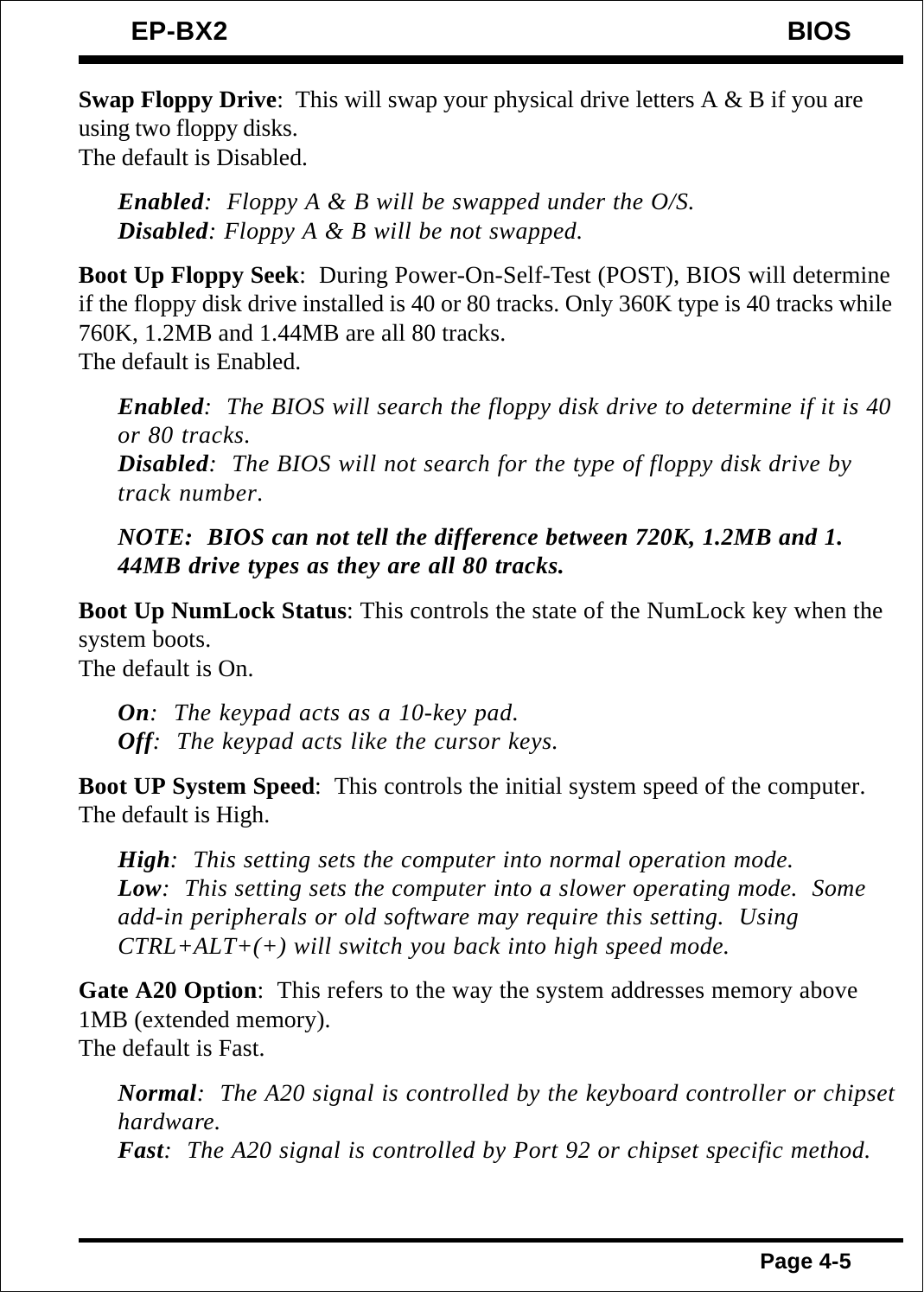**Swap Floppy Drive**: This will swap your physical drive letters A & B if you are using two floppy disks.
The default is Disabled.

> ***Enabled***: *Floppy A & B will be swapped under the O/S.*
> ***Disabled***: *Floppy A & B will be not swapped.*

**Boot Up Floppy Seek**: During Power-On-Self-Test (POST), BIOS will determine if the floppy disk drive installed is 40 or 80 tracks. Only 360K type is 40 tracks while 760K, 1.2MB and 1.44MB are all 80 tracks.
The default is Enabled.

> ***Enabled***: *The BIOS will search the floppy disk drive to determine if it is 40 or 80 tracks.*
> ***Disabled***: *The BIOS will not search for the type of floppy disk drive by track number.*
>
> ***NOTE: BIOS can not tell the difference between 720K, 1.2MB and 1.44MB drive types as they are all 80 tracks.***

**Boot Up NumLock Status**: This controls the state of the NumLock key when the system boots.
The default is On.

> ***On***: *The keypad acts as a 10-key pad.*
> ***Off***: *The keypad acts like the cursor keys.*

**Boot UP System Speed**: This controls the initial system speed of the computer.
The default is High.

> ***High***: *This setting sets the computer into normal operation mode.*
> ***Low***: *This setting sets the computer into a slower operating mode. Some add-in peripherals or old software may require this setting. Using CTRL+ALT+(+) will switch you back into high speed mode.*

**Gate A20 Option**: This refers to the way the system addresses memory above 1MB (extended memory).
The default is Fast.

> ***Normal***: *The A20 signal is controlled by the keyboard controller or chipset hardware.*
> ***Fast***: *The A20 signal is controlled by Port 92 or chipset specific method.*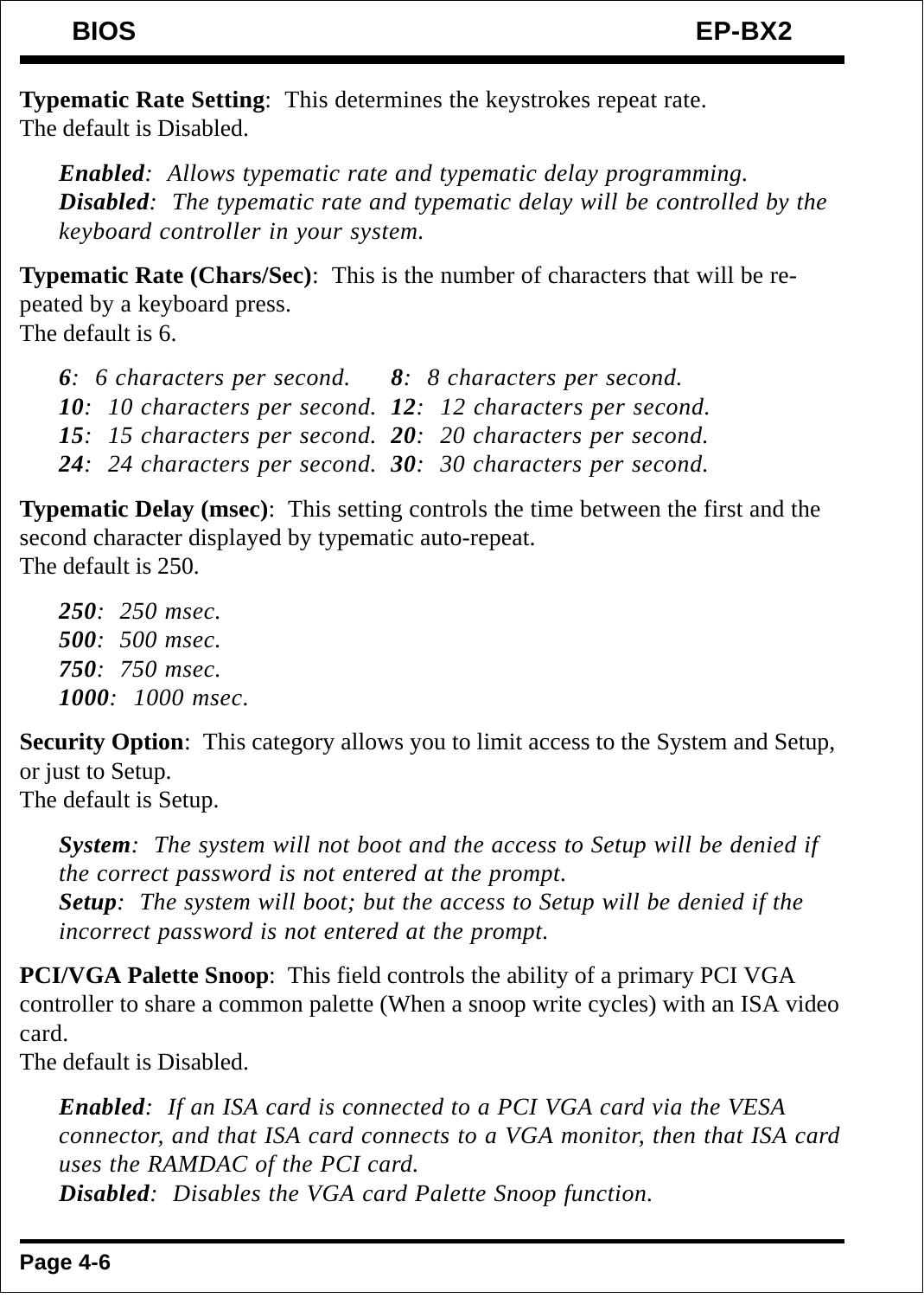**Typematic Rate Setting**: This determines the keystrokes repeat rate.
The default is Disabled.

> ***Enabled***: *Allows typematic rate and typematic delay programming.*
> ***Disabled***: *The typematic rate and typematic delay will be controlled by the keyboard controller in your system.*

**Typematic Rate (Chars/Sec)**: This is the number of characters that will be re-peated by a keyboard press.
The default is 6.

| | |
|---|---|
| ***6***: *6 characters per second.* | ***8***: *8 characters per second.* |
| ***10***: *10 characters per second.* | ***12***: *12 characters per second.* |
| ***15***: *15 characters per second.* | ***20***: *20 characters per second.* |
| ***24***: *24 characters per second.* | ***30***: *30 characters per second.* |

**Typematic Delay (msec)**: This setting controls the time between the first and the second character displayed by typematic auto-repeat.
The default is 250.

> ***250***: *250 msec.*
> ***500***: *500 msec.*
> ***750***: *750 msec.*
> ***1000***: *1000 msec.*

**Security Option**: This category allows you to limit access to the System and Setup, or just to Setup.
The default is Setup.

> ***System***: *The system will not boot and the access to Setup will be denied if the correct password is not entered at the prompt.*
> ***Setup***: *The system will boot; but the access to Setup will be denied if the incorrect password is not entered at the prompt.*

**PCI/VGA Palette Snoop**: This field controls the ability of a primary PCI VGA controller to share a common palette (When a snoop write cycles) with an ISA video card.
The default is Disabled.

> ***Enabled***: *If an ISA card is connected to a PCI VGA card via the VESA connector, and that ISA card connects to a VGA monitor, then that ISA card uses the RAMDAC of the PCI card.*
> ***Disabled***: *Disables the VGA card Palette Snoop function.*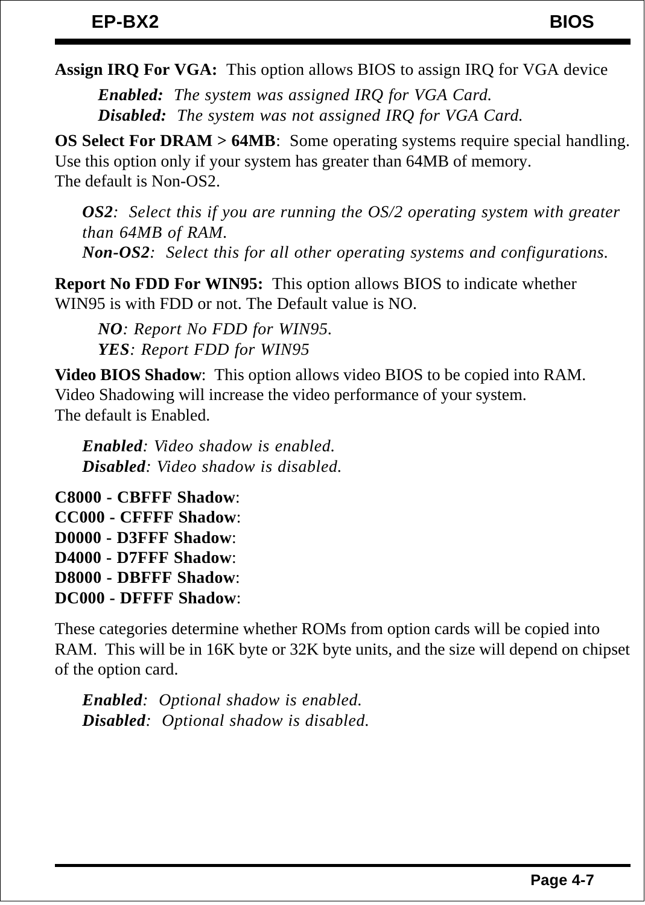**Assign IRQ For VGA:** This option allows BIOS to assign IRQ for VGA device

*__Enabled:__ The system was assigned IRQ for VGA Card.*
*__Disabled:__ The system was not assigned IRQ for VGA Card.*

**OS Select For DRAM > 64MB**: Some operating systems require special handling. Use this option only if your system has greater than 64MB of memory.
The default is Non-OS2.

*__OS2__: Select this if you are running the OS/2 operating system with greater than 64MB of RAM.*
*__Non-OS2__: Select this for all other operating systems and configurations.*

**Report No FDD For WIN95:** This option allows BIOS to indicate whether WIN95 is with FDD or not. The Default value is NO.

*__NO__: Report No FDD for WIN95.*
*__YES__: Report FDD for WIN95*

**Video BIOS Shadow**: This option allows video BIOS to be copied into RAM. Video Shadowing will increase the video performance of your system.
The default is Enabled.

*__Enabled__: Video shadow is enabled.*
*__Disabled__: Video shadow is disabled.*

**C8000 - CBFFF Shadow**:
**CC000 - CFFFF Shadow**:
**D0000 - D3FFF Shadow**:
**D4000 - D7FFF Shadow**:
**D8000 - DBFFF Shadow**:
**DC000 - DFFFF Shadow**:

These categories determine whether ROMs from option cards will be copied into RAM. This will be in 16K byte or 32K byte units, and the size will depend on chipset of the option card.

*__Enabled__: Optional shadow is enabled.*
*__Disabled__: Optional shadow is disabled.*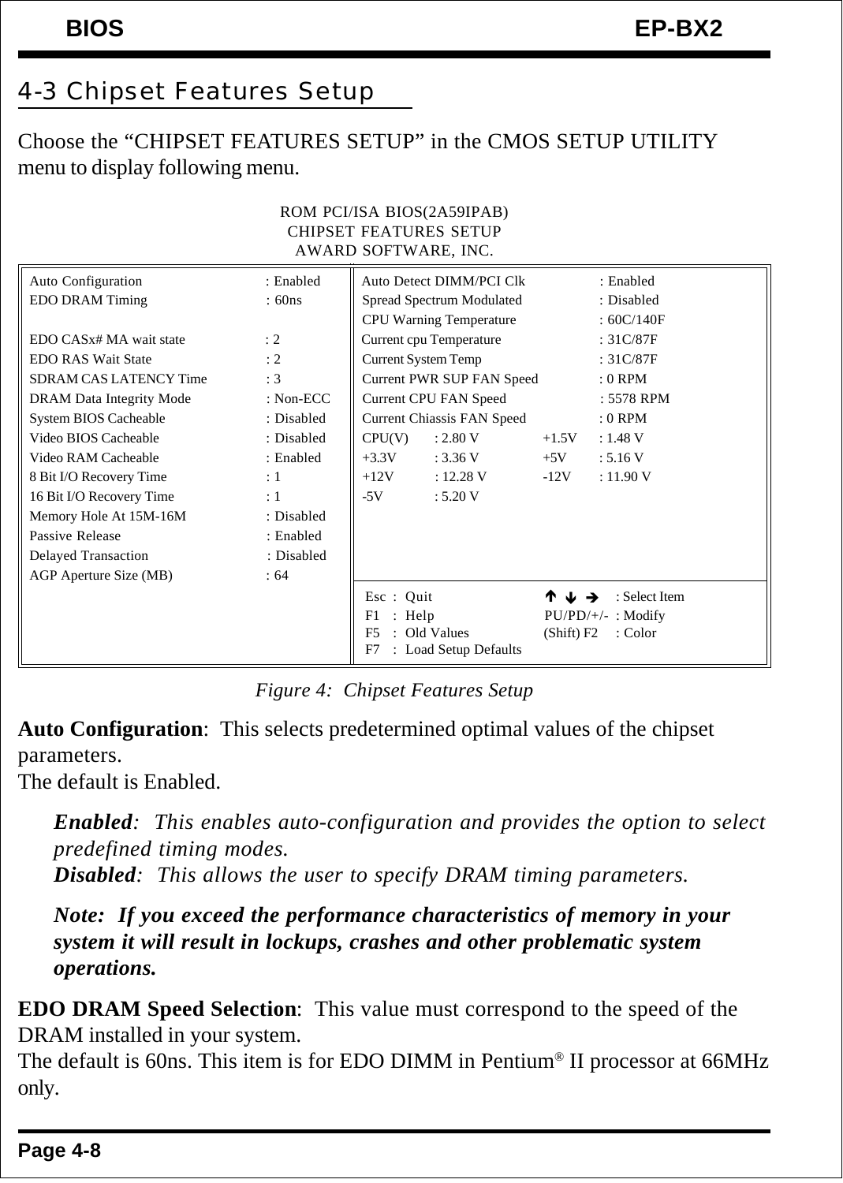## 4-3 Chipset Features Setup

Choose the "CHIPSET FEATURES SETUP" in the CMOS SETUP UTILITY menu to display following menu.

```
                          ROM PCI/ISA BIOS(2A59IPAB)
                           CHIPSET FEATURES SETUP
                           AWARD SOFTWARE, INC.

Auto Configuration          : Enabled     Auto Detect DIMM/PCI Clk       : Enabled
EDO DRAM Timing             : 60ns        Spread Spectrum Modulated      : Disabled
                                          CPU Warning Temperature        : 60C/140F
EDO CASx# MA wait state     : 2           Current cpu Temperature        : 31C/87F
EDO RAS Wait State          : 2           Current System Temp            : 31C/87F
SDRAM CAS LATENCY Time      : 3           Current PWR SUP FAN Speed      : 0 RPM
DRAM Data Integrity Mode    : Non-ECC     Current CPU FAN Speed          : 5578 RPM
System BIOS Cacheable       : Disabled    Current Chiassis FAN Speed     : 0 RPM
Video BIOS Cacheable        : Disabled    CPU(V)   : 2.80 V      +1.5V   : 1.48 V
Video RAM Cacheable         : Enabled     +3.3V    : 3.36 V      +5V     : 5.16 V
8 Bit I/O Recovery Time     : 1           +12V     : 12.28 V     -12V    : 11.90 V
16 Bit I/O Recovery Time    : 1           -5V      : 5.20 V
Memory Hole At 15M-16M      : Disabled
Passive Release             : Enabled
Delayed Transaction         : Disabled
AGP Aperture Size (MB)      : 64
                                          Esc : Quit                ↑ ↓ → : Select Item
                                          F1  : Help                PU/PD/+/- : Modify
                                          F5  : Old Values          (Shift) F2 : Color
                                          F7  : Load Setup Defaults
```

*Figure 4: Chipset Features Setup*

**Auto Configuration**: This selects predetermined optimal values of the chipset parameters.
The default is Enabled.

> ***Enabled****: This enables auto-configuration and provides the option to select predefined timing modes.*
> ***Disabled****: This allows the user to specify DRAM timing parameters.*
>
> ***Note: If you exceed the performance characteristics of memory in your system it will result in lockups, crashes and other problematic system operations.***

**EDO DRAM Speed Selection**: This value must correspond to the speed of the DRAM installed in your system.
The default is 60ns. This item is for EDO DIMM in Pentium® II processor at 66MHz only.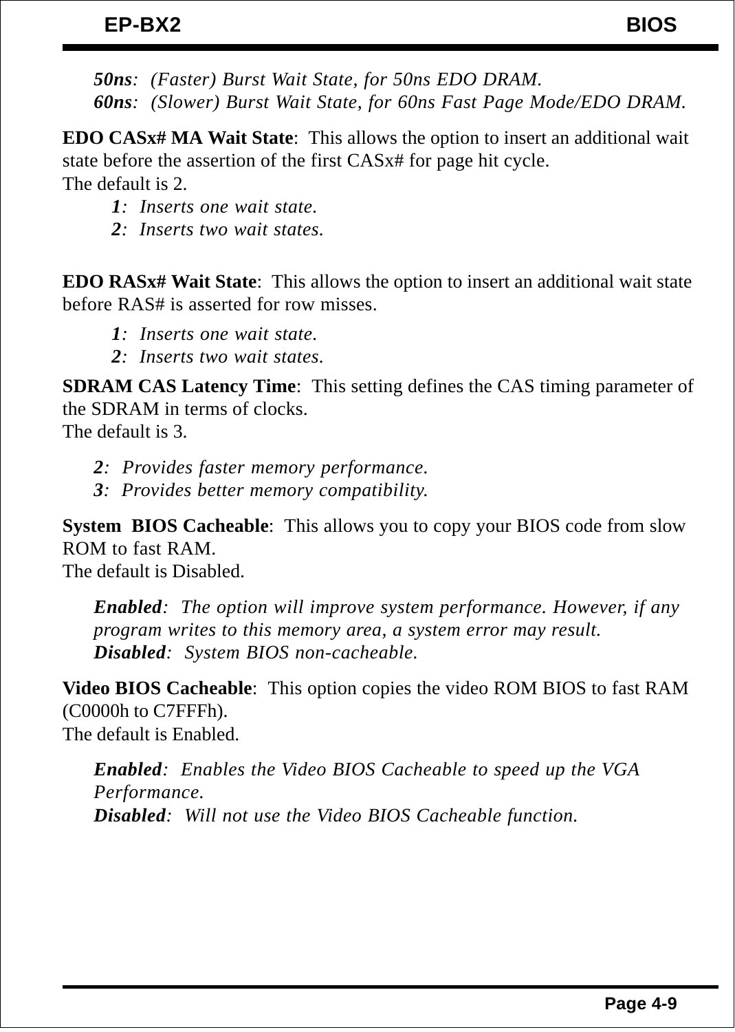*50ns*: *(Faster) Burst Wait State, for 50ns EDO DRAM.*
*60ns*: *(Slower) Burst Wait State, for 60ns Fast Page Mode/EDO DRAM.*

**EDO CASx# MA Wait State**: This allows the option to insert an additional wait state before the assertion of the first CASx# for page hit cycle.
The default is 2.

*1*: *Inserts one wait state.*
*2*: *Inserts two wait states.*

**EDO RASx# Wait State**: This allows the option to insert an additional wait state before RAS# is asserted for row misses.

*1*: *Inserts one wait state.*
*2*: *Inserts two wait states.*

**SDRAM CAS Latency Time**: This setting defines the CAS timing parameter of the SDRAM in terms of clocks.
The default is 3.

*2*: *Provides faster memory performance.*
*3*: *Provides better memory compatibility.*

**System BIOS Cacheable**: This allows you to copy your BIOS code from slow ROM to fast RAM.
The default is Disabled.

*Enabled*: *The option will improve system performance. However, if any program writes to this memory area, a system error may result.*
*Disabled*: *System BIOS non-cacheable.*

**Video BIOS Cacheable**: This option copies the video ROM BIOS to fast RAM (C0000h to C7FFFh).
The default is Enabled.

*Enabled*: *Enables the Video BIOS Cacheable to speed up the VGA Performance.*
*Disabled*: *Will not use the Video BIOS Cacheable function.*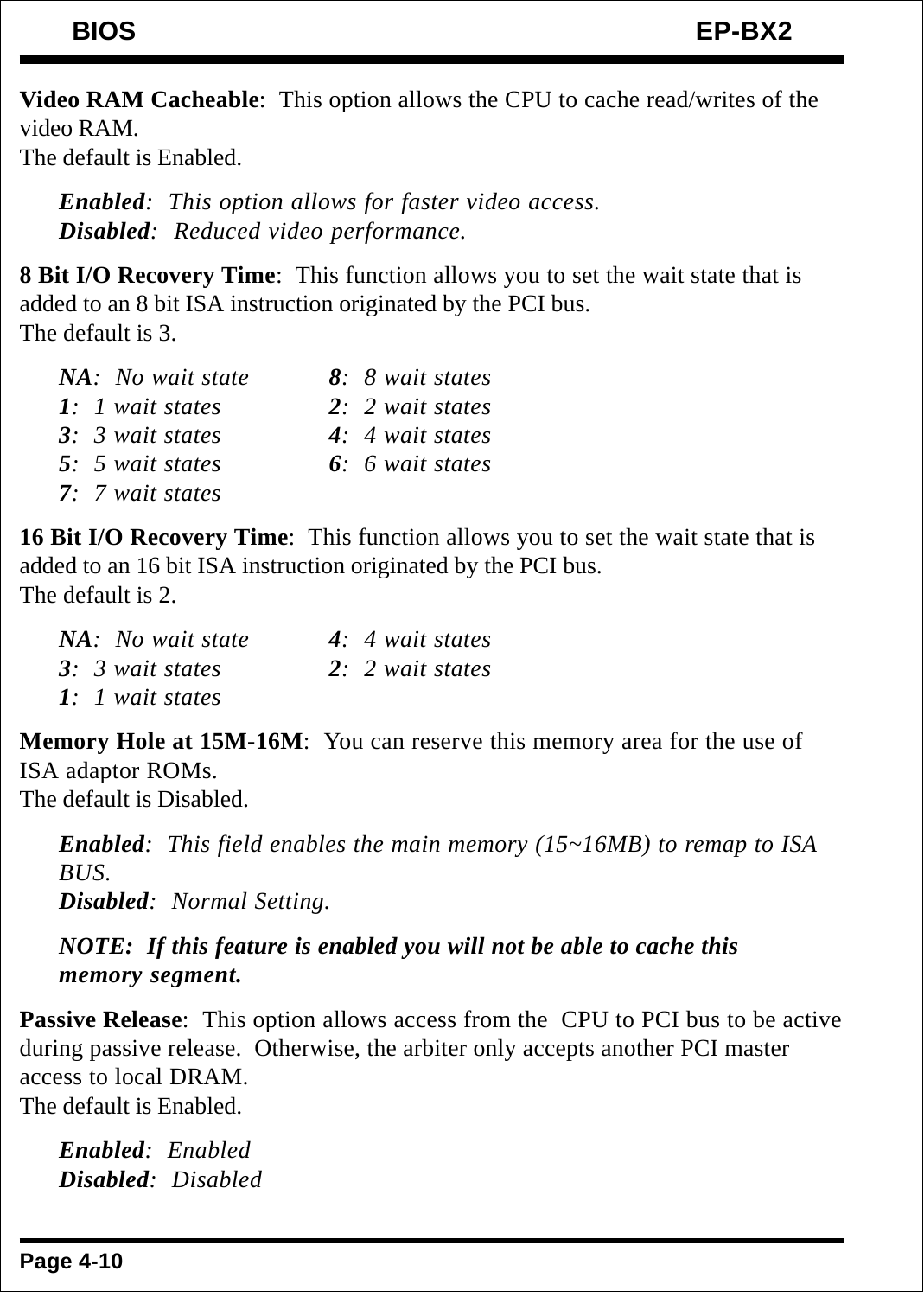**Video RAM Cacheable**: This option allows the CPU to cache read/writes of the video RAM.
The default is Enabled.

*Enabled*: This option allows for faster video access.
*Disabled*: Reduced video performance.

**8 Bit I/O Recovery Time**: This function allows you to set the wait state that is added to an 8 bit ISA instruction originated by the PCI bus.
The default is 3.

| | |
|---|---|
| ***NA***: *No wait state* | ***8***: *8 wait states* |
| ***1***: *1 wait states* | ***2***: *2 wait states* |
| ***3***: *3 wait states* | ***4***: *4 wait states* |
| ***5***: *5 wait states* | ***6***: *6 wait states* |
| ***7***: *7 wait states* | |

**16 Bit I/O Recovery Time**: This function allows you to set the wait state that is added to an 16 bit ISA instruction originated by the PCI bus.
The default is 2.

| | |
|---|---|
| ***NA***: *No wait state* | ***4***: *4 wait states* |
| ***3***: *3 wait states* | ***2***: *2 wait states* |
| ***1***: *1 wait states* | |

**Memory Hole at 15M-16M**: You can reserve this memory area for the use of ISA adaptor ROMs.
The default is Disabled.

*Enabled*: This field enables the main memory (15~16MB) to remap to ISA BUS.
*Disabled*: Normal Setting.

***NOTE: If this feature is enabled you will not be able to cache this memory segment.***

**Passive Release**: This option allows access from the CPU to PCI bus to be active during passive release. Otherwise, the arbiter only accepts another PCI master access to local DRAM.
The default is Enabled.

*Enabled*: Enabled
*Disabled*: Disabled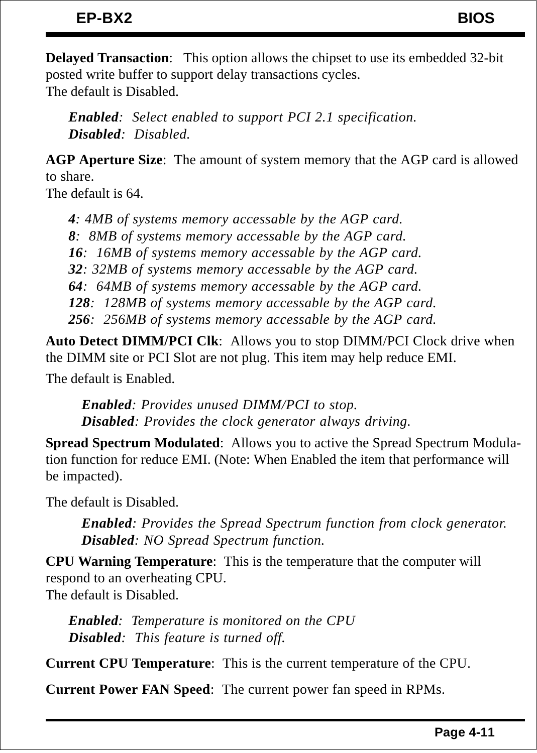**Delayed Transaction**:   This option allows the chipset to use its embedded 32-bit posted write buffer to support delay transactions cycles.
The default is Disabled.

> ***Enabled***:  *Select enabled to support PCI 2.1 specification.*
> ***Disabled***:  *Disabled.*

**AGP Aperture Size**:  The amount of system memory that the AGP card is allowed to share.
The default is 64.

> ***4***: *4MB of systems memory accessable by the AGP card.*
> ***8***:  *8MB of systems memory accessable by the AGP card.*
> ***16***:  *16MB of systems memory accessable by the AGP card.*
> ***32***: *32MB of systems memory accessable by the AGP card.*
> ***64***:  *64MB of systems memory accessable by the AGP card.*
> ***128***:  *128MB of systems memory accessable by the AGP card.*
> ***256***:  *256MB of systems memory accessable by the AGP card.*

**Auto Detect DIMM/PCI Clk**:  Allows you to stop DIMM/PCI Clock drive when the DIMM site or PCI Slot are not plug. This item may help reduce EMI.

The default is Enabled.

> ***Enabled***: *Provides unused DIMM/PCI to stop.*
> ***Disabled***: *Provides the clock generator always driving.*

**Spread Spectrum Modulated**:  Allows you to active the Spread Spectrum Modulation function for reduce EMI. (Note: When Enabled the item that performance will be impacted).

The default is Disabled.

> ***Enabled***: *Provides the Spread Spectrum function from clock generator.*
> ***Disabled***: *NO Spread Spectrum function.*

**CPU Warning Temperature**:  This is the temperature that the computer will respond to an overheating CPU.
The default is Disabled.

> ***Enabled***:  *Temperature is monitored on the CPU*
> ***Disabled***:  *This feature is turned off.*

**Current CPU Temperature**:  This is the current temperature of the CPU.

**Current Power FAN Speed**:  The current power fan speed in RPMs.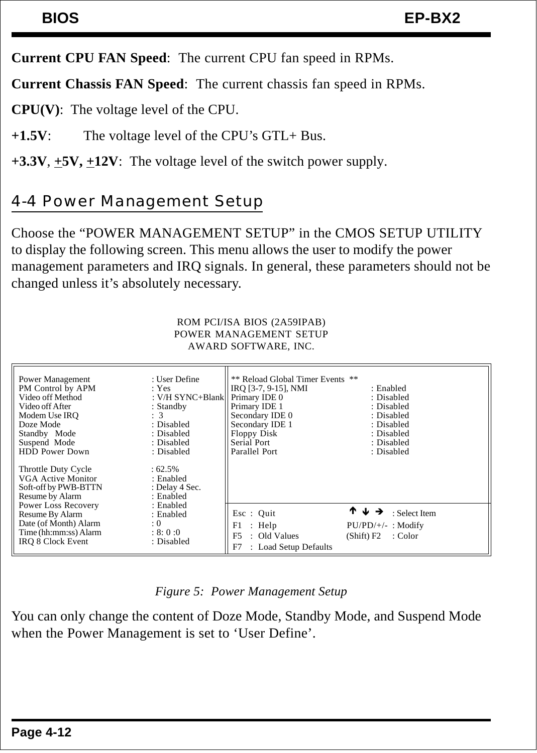**Current CPU FAN Speed**: The current CPU fan speed in RPMs.

**Current Chassis FAN Speed**: The current chassis fan speed in RPMs.

**CPU(V)**: The voltage level of the CPU.

**+1.5V**: The voltage level of the CPU's GTL+ Bus.

**+3.3V**, **±5V, ±12V**: The voltage level of the switch power supply.

## 4-4 Power Management Setup

Choose the "POWER MANAGEMENT SETUP" in the CMOS SETUP UTILITY to display the following screen. This menu allows the user to modify the power management parameters and IRQ signals. In general, these parameters should not be changed unless it's absolutely necessary.

```
                    ROM PCI/ISA BIOS (2A59IPAB)
                     POWER MANAGEMENT SETUP
                      AWARD SOFTWARE, INC.

Power Management          : User Define     ** Reload Global Timer Events **
PM Control by APM         : Yes             IRQ [3-7, 9-15], NMI    : Enabled
Video off Method          : V/H SYNC+Blank  Primary IDE 0           : Disabled
Video off After           : Standby         Primary IDE 1           : Disabled
Modem Use IRQ             :  3              Secondary IDE 0         : Disabled
Doze Mode                 : Disabled        Secondary IDE 1         : Disabled
Standby   Mode            : Disabled        Floppy Disk             : Disabled
Suspend  Mode             : Disabled        Serial Port             : Disabled
HDD Power Down            : Disabled        Parallel Port           : Disabled

Throttle Duty Cycle       : 62.5%
VGA Active Monitor        : Enabled
Soft-off by PWB-BTTN      : Delay 4 Sec.
Resume by Alarm           : Enabled
Power Loss Recovery       : Enabled
Resume By Alarm           : Enabled         Esc : Quit           ↑ ↓ →      : Select Item
Date (of Month) Alarm     : 0               F1  : Help           PU/PD/+/-  : Modify
Time (hh:mm:ss) Alarm     : 8: 0 :0         F5  : Old Values     (Shift) F2 : Color
IRQ 8 Clock Event         : Disabled        F7  : Load Setup Defaults
```

*Figure 5: Power Management Setup*

You can only change the content of Doze Mode, Standby Mode, and Suspend Mode when the Power Management is set to 'User Define'.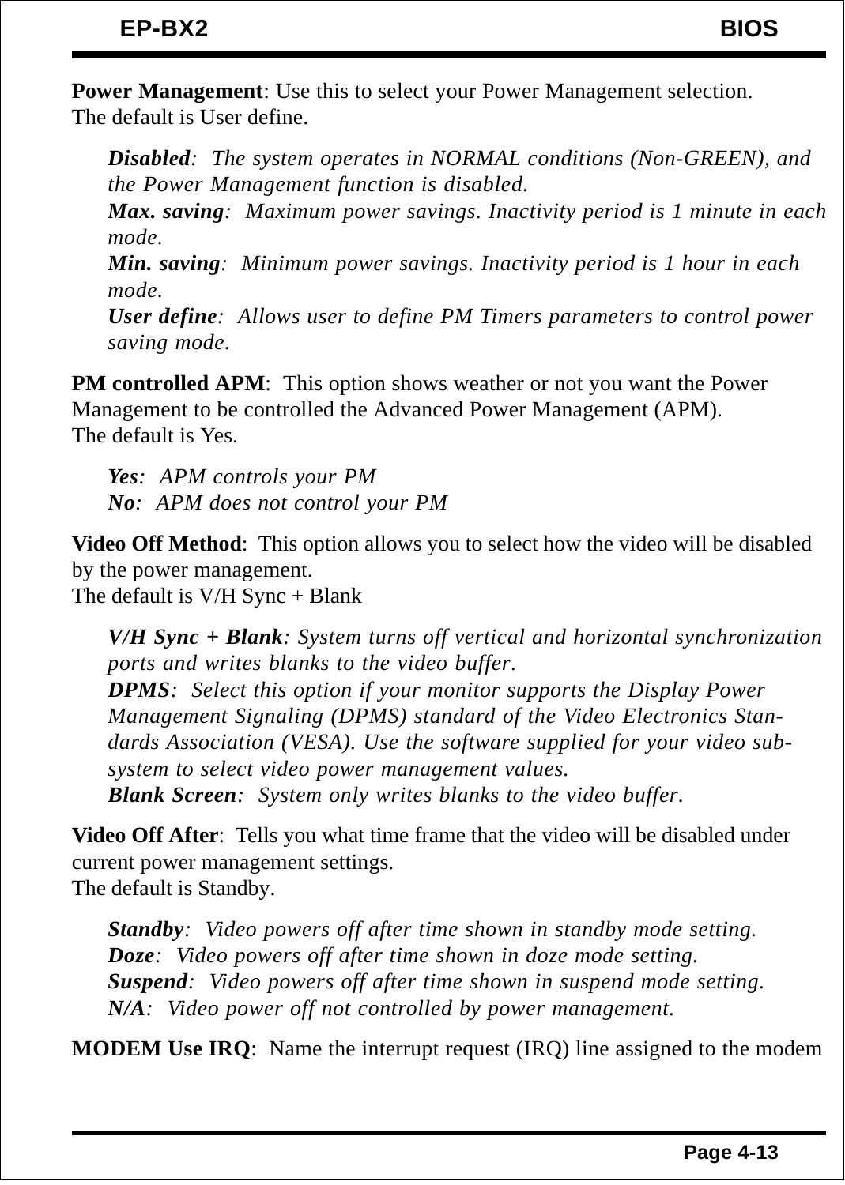**Power Management**: Use this to select your Power Management selection.
The default is User define.

> ***Disabled***: *The system operates in NORMAL conditions (Non-GREEN), and the Power Management function is disabled.*
> ***Max. saving***: *Maximum power savings. Inactivity period is 1 minute in each mode.*
> ***Min. saving***: *Minimum power savings. Inactivity period is 1 hour in each mode.*
> ***User define***: *Allows user to define PM Timers parameters to control power saving mode.*

**PM controlled APM**: This option shows weather or not you want the Power Management to be controlled the Advanced Power Management (APM).
The default is Yes.

> ***Yes***: *APM controls your PM*
> ***No***: *APM does not control your PM*

**Video Off Method**: This option allows you to select how the video will be disabled by the power management.
The default is V/H Sync + Blank

> ***V/H Sync + Blank***: *System turns off vertical and horizontal synchronization ports and writes blanks to the video buffer.*
> ***DPMS***: *Select this option if your monitor supports the Display Power Management Signaling (DPMS) standard of the Video Electronics Standards Association (VESA). Use the software supplied for your video subsystem to select video power management values.*
> ***Blank Screen***: *System only writes blanks to the video buffer.*

**Video Off After**: Tells you what time frame that the video will be disabled under current power management settings.
The default is Standby.

> ***Standby***: *Video powers off after time shown in standby mode setting.*
> ***Doze***: *Video powers off after time shown in doze mode setting.*
> ***Suspend***: *Video powers off after time shown in suspend mode setting.*
> ***N/A***: *Video power off not controlled by power management.*

**MODEM Use IRQ**: Name the interrupt request (IRQ) line assigned to the modem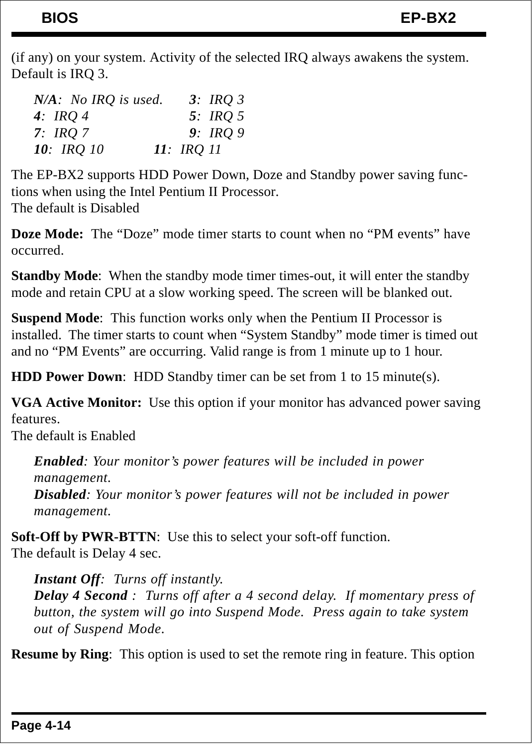(if any) on your system. Activity of the selected IRQ always awakens the system. Default is IRQ 3.

> ***N/A***: *No IRQ is used.* ***3***: *IRQ 3*
> ***4***: *IRQ 4* ***5***: *IRQ 5*
> ***7***: *IRQ 7* ***9***: *IRQ 9*
> ***10***: *IRQ 10* ***11***: *IRQ 11*

The EP-BX2 supports HDD Power Down, Doze and Standby power saving functions when using the Intel Pentium II Processor.
The default is Disabled

**Doze Mode:** The "Doze" mode timer starts to count when no "PM events" have occurred.

**Standby Mode**: When the standby mode timer times-out, it will enter the standby mode and retain CPU at a slow working speed. The screen will be blanked out.

**Suspend Mode**: This function works only when the Pentium II Processor is installed. The timer starts to count when "System Standby" mode timer is timed out and no "PM Events" are occurring. Valid range is from 1 minute up to 1 hour.

**HDD Power Down**: HDD Standby timer can be set from 1 to 15 minute(s).

**VGA Active Monitor:** Use this option if your monitor has advanced power saving features.
The default is Enabled

> ***Enabled***: *Your monitor's power features will be included in power management.*
> ***Disabled***: *Your monitor's power features will not be included in power management.*

**Soft-Off by PWR-BTTN**: Use this to select your soft-off function.
The default is Delay 4 sec.

> ***Instant Off***: *Turns off instantly.*
> ***Delay 4 Second*** *: Turns off after a 4 second delay. If momentary press of button, the system will go into Suspend Mode. Press again to take system out of Suspend Mode.*

**Resume by Ring**: This option is used to set the remote ring in feature. This option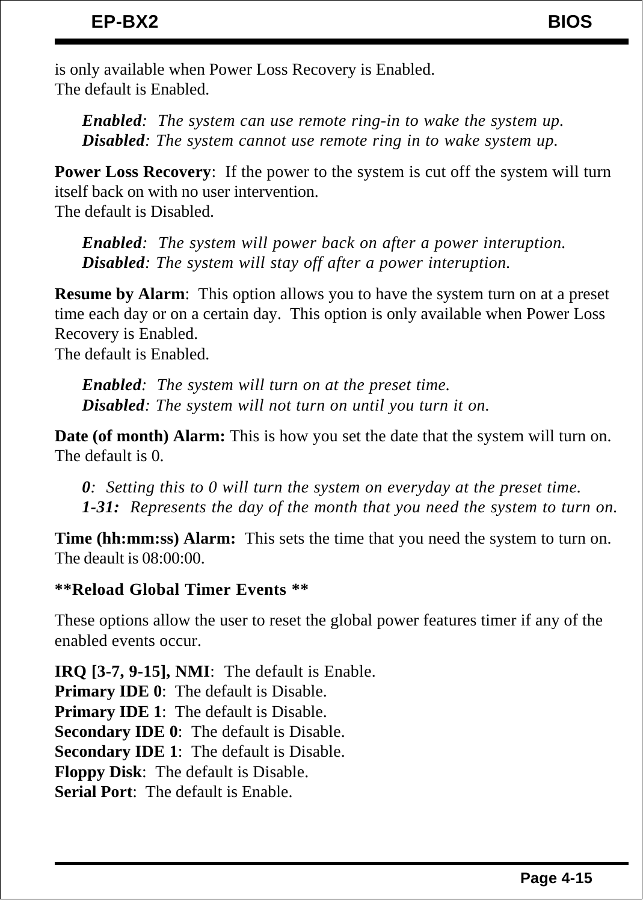is only available when Power Loss Recovery is Enabled.
The default is Enabled.

*Enabled*: *The system can use remote ring-in to wake the system up.*
*Disabled*: *The system cannot use remote ring in to wake system up.*

**Power Loss Recovery**: If the power to the system is cut off the system will turn itself back on with no user intervention.
The default is Disabled.

*Enabled*: *The system will power back on after a power interuption.*
*Disabled*: *The system will stay off after a power interuption.*

**Resume by Alarm**: This option allows you to have the system turn on at a preset time each day or on a certain day. This option is only available when Power Loss Recovery is Enabled.
The default is Enabled.

*Enabled*: *The system will turn on at the preset time.*
*Disabled*: *The system will not turn on until you turn it on.*

**Date (of month) Alarm:** This is how you set the date that the system will turn on.
The default is 0.

*0*: *Setting this to 0 will turn the system on everyday at the preset time.*
*1-31*: *Represents the day of the month that you need the system to turn on.*

**Time (hh:mm:ss) Alarm:** This sets the time that you need the system to turn on.
The deault is 08:00:00.

**\*\*Reload Global Timer Events \*\***

These options allow the user to reset the global power features timer if any of the enabled events occur.

**IRQ [3-7, 9-15], NMI**: The default is Enable.
**Primary IDE 0**: The default is Disable.
**Primary IDE 1**: The default is Disable.
**Secondary IDE 0**: The default is Disable.
**Secondary IDE 1**: The default is Disable.
**Floppy Disk**: The default is Disable.
**Serial Port**: The default is Enable.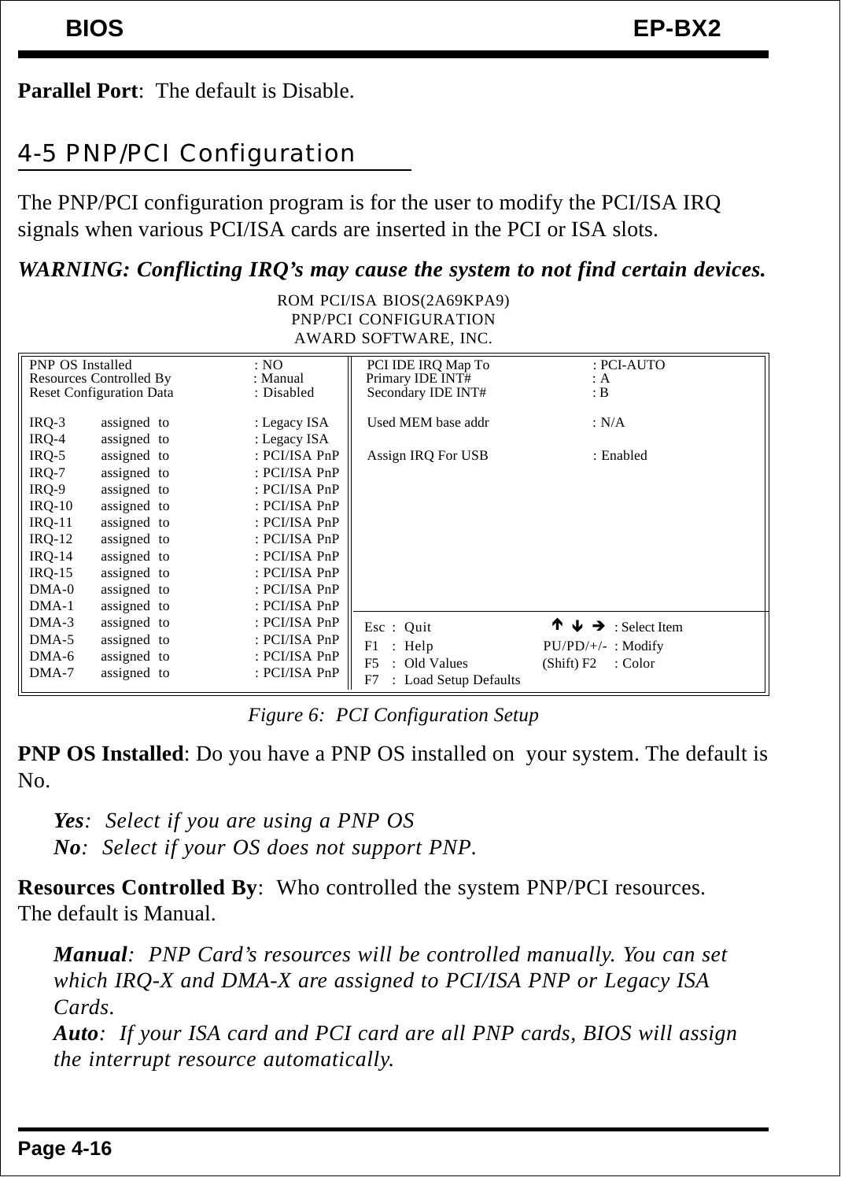**Parallel Port**: The default is Disable.

## 4-5 PNP/PCI Configuration

The PNP/PCI configuration program is for the user to modify the PCI/ISA IRQ signals when various PCI/ISA cards are inserted in the PCI or ISA slots.

***WARNING: Conflicting IRQ's may cause the system to not find certain devices.***

```
                        ROM PCI/ISA BIOS(2A69KPA9)
                          PNP/PCI CONFIGURATION
                          AWARD SOFTWARE, INC.

PNP OS Installed            : NO             PCI IDE IRQ Map To     : PCI-AUTO
Resources Controlled By     : Manual         Primary IDE INT#       : A
Reset Configuration Data    : Disabled       Secondary IDE INT#     : B

IRQ-3    assigned  to       : Legacy ISA     Used MEM base addr     : N/A
IRQ-4    assigned  to       : Legacy ISA
IRQ-5    assigned  to       : PCI/ISA PnP    Assign IRQ For USB     : Enabled
IRQ-7    assigned  to       : PCI/ISA PnP
IRQ-9    assigned  to       : PCI/ISA PnP
IRQ-10   assigned  to       : PCI/ISA PnP
IRQ-11   assigned  to       : PCI/ISA PnP
IRQ-12   assigned  to       : PCI/ISA PnP
IRQ-14   assigned  to       : PCI/ISA PnP
IRQ-15   assigned  to       : PCI/ISA PnP
DMA-0    assigned  to       : PCI/ISA PnP
DMA-1    assigned  to       : PCI/ISA PnP
DMA-3    assigned  to       : PCI/ISA PnP    Esc : Quit          ↑ ↓ → : Select Item
DMA-5    assigned  to       : PCI/ISA PnP    F1  : Help          PU/PD/+/- : Modify
DMA-6    assigned  to       : PCI/ISA PnP    F5  : Old Values    (Shift) F2 : Color
DMA-7    assigned  to       : PCI/ISA PnP    F7  : Load Setup Defaults
```

*Figure 6: PCI Configuration Setup*

**PNP OS Installed**: Do you have a PNP OS installed on your system. The default is No.

> ***Yes***: *Select if you are using a PNP OS*
> ***No***: *Select if your OS does not support PNP.*

**Resources Controlled By**: Who controlled the system PNP/PCI resources. The default is Manual.

> ***Manual***: *PNP Card's resources will be controlled manually. You can set which IRQ-X and DMA-X are assigned to PCI/ISA PNP or Legacy ISA Cards.*
> ***Auto***: *If your ISA card and PCI card are all PNP cards, BIOS will assign the interrupt resource automatically.*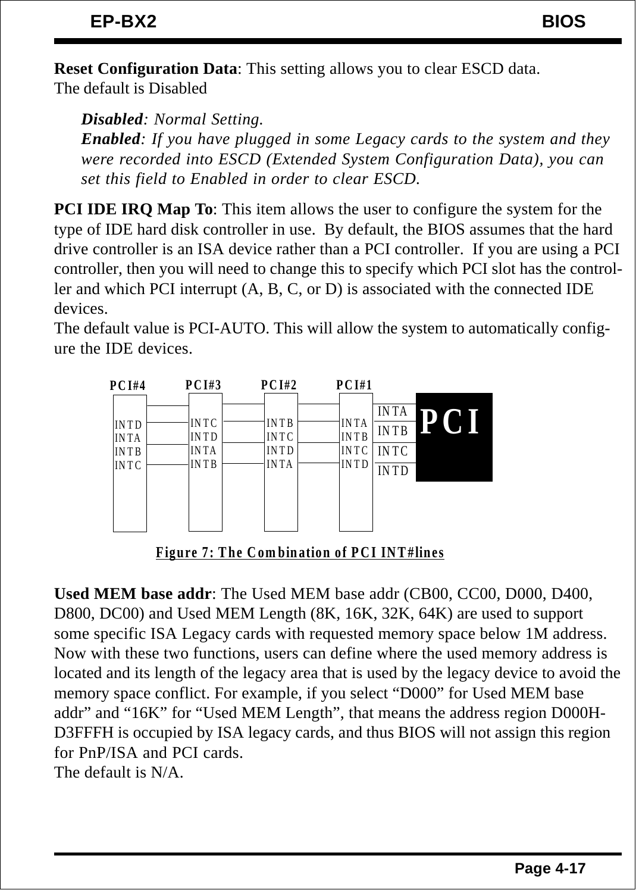**Reset Configuration Data**: This setting allows you to clear ESCD data.
The default is Disabled

> ***Disabled***: *Normal Setting.*
> ***Enabled***: *If you have plugged in some Legacy cards to the system and they were recorded into ESCD (Extended System Configuration Data), you can set this field to Enabled in order to clear ESCD.*

**PCI IDE IRQ Map To**: This item allows the user to configure the system for the type of IDE hard disk controller in use. By default, the BIOS assumes that the hard drive controller is an ISA device rather than a PCI controller. If you are using a PCI controller, then you will need to change this to specify which PCI slot has the controller and which PCI interrupt (A, B, C, or D) is associated with the connected IDE devices.
The default value is PCI-AUTO. This will allow the system to automatically configure the IDE devices.

| PCI | PCI#1 | PCI#2 | PCI#3 | PCI#4 |
|---|---|---|---|---|
| INTA | INTA | INTB | INTC | INTD |
| INTB | INTB | INTC | INTD | INTA |
| INTC | INTC | INTD | INTA | INTB |
| INTD | INTD | INTA | INTB | INTC |

**Figure 7: The Combination of PCI INT#lines**

**Used MEM base addr**: The Used MEM base addr (CB00, CC00, D000, D400, D800, DC00) and Used MEM Length (8K, 16K, 32K, 64K) are used to support some specific ISA Legacy cards with requested memory space below 1M address. Now with these two functions, users can define where the used memory address is located and its length of the legacy area that is used by the legacy device to avoid the memory space conflict. For example, if you select "D000" for Used MEM base addr" and "16K" for "Used MEM Length", that means the address region D000H-D3FFFH is occupied by ISA legacy cards, and thus BIOS will not assign this region for PnP/ISA and PCI cards.
The default is N/A.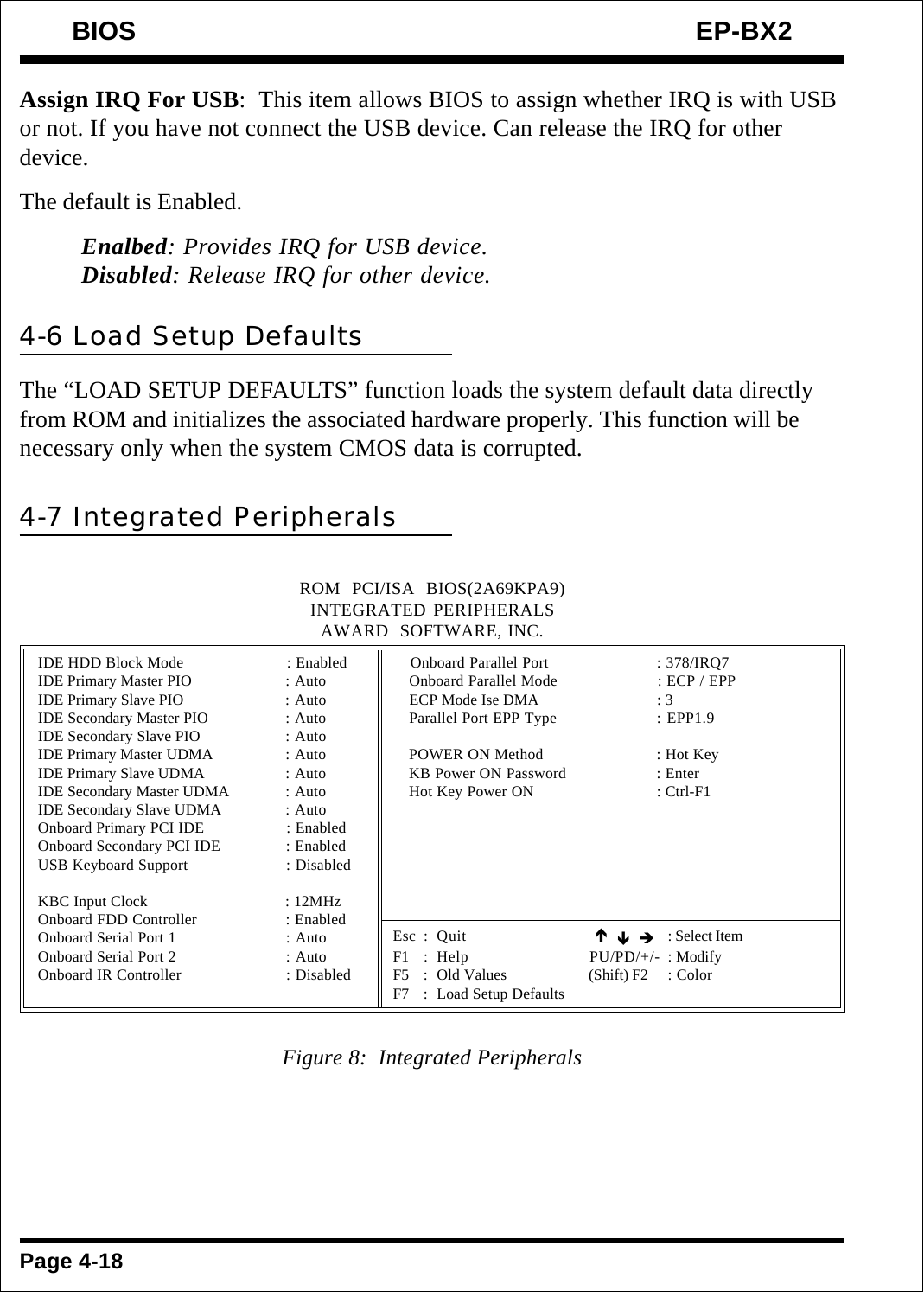**Assign IRQ For USB**: This item allows BIOS to assign whether IRQ is with USB or not. If you have not connect the USB device. Can release the IRQ for other device.

The default is Enabled.

> ***Enalbed**: Provides IRQ for USB device.*
> ***Disabled**: Release IRQ for other device.*

## 4-6 Load Setup Defaults

The "LOAD SETUP DEFAULTS" function loads the system default data directly from ROM and initializes the associated hardware properly. This function will be necessary only when the system CMOS data is corrupted.

## 4-7 Integrated Peripherals

```
                    ROM  PCI/ISA  BIOS(2A69KPA9)
                     INTEGRATED PERIPHERALS
                      AWARD  SOFTWARE, INC.

IDE HDD Block Mode           : Enabled  | Onboard Parallel Port    : 378/IRQ7
IDE Primary Master PIO       : Auto     | Onboard Parallel Mode    : ECP / EPP
IDE Primary Slave PIO        : Auto     | ECP Mode Ise DMA         : 3
IDE Secondary Master PIO     : Auto     | Parallel Port EPP Type   : EPP1.9
IDE Secondary Slave PIO      : Auto     |
IDE Primary Master UDMA      : Auto     | POWER ON Method          : Hot Key
IDE Primary Slave UDMA       : Auto     | KB Power ON Password     : Enter
IDE Secondary Master UDMA    : Auto     | Hot Key Power ON         : Ctrl-F1
IDE Secondary Slave UDMA     : Auto     |
Onboard Primary PCI IDE      : Enabled  |
Onboard Secondary PCI IDE    : Enabled  |
USB Keyboard Support         : Disabled |
                                        |
KBC Input Clock              : 12MHz    |
Onboard FDD Controller       : Enabled  |-----------------------------------------
Onboard Serial Port 1        : Auto     | Esc : Quit         ↑ ↓ → : Select Item
Onboard Serial Port 2        : Auto     | F1  : Help         PU/PD/+/- : Modify
Onboard IR Controller        : Disabled | F5  : Old Values   (Shift) F2 : Color
                                        | F7  : Load Setup Defaults
```

*Figure 8: Integrated Peripherals*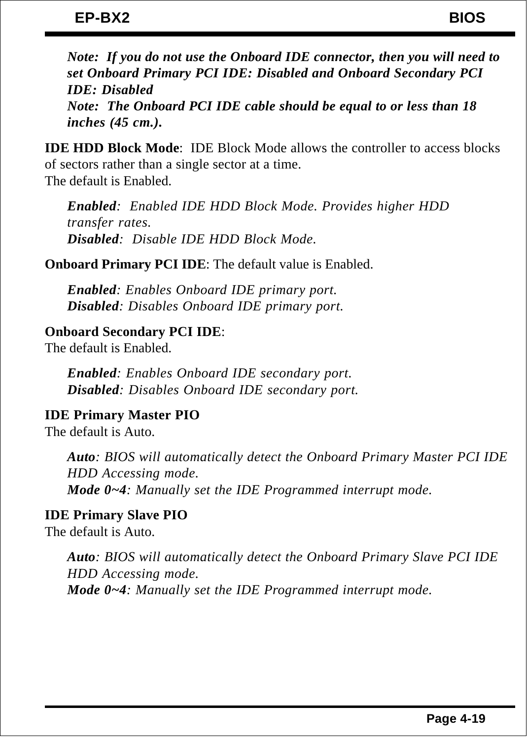*Note: If you do not use the Onboard IDE connector, then you will need to set Onboard Primary PCI IDE: Disabled and Onboard Secondary PCI IDE: Disabled*
***Note: The Onboard PCI IDE cable should be equal to or less than 18 inches (45 cm.).***

**IDE HDD Block Mode**: IDE Block Mode allows the controller to access blocks of sectors rather than a single sector at a time.
The default is Enabled.

> ***Enabled***: *Enabled IDE HDD Block Mode. Provides higher HDD transfer rates.*
> ***Disabled***: *Disable IDE HDD Block Mode.*

**Onboard Primary PCI IDE**: The default value is Enabled.

> ***Enabled***: *Enables Onboard IDE primary port.*
> ***Disabled***: *Disables Onboard IDE primary port.*

**Onboard Secondary PCI IDE**:
The default is Enabled.

> ***Enabled***: *Enables Onboard IDE secondary port.*
> ***Disabled***: *Disables Onboard IDE secondary port.*

**IDE Primary Master PIO**
The default is Auto.

> ***Auto***: *BIOS will automatically detect the Onboard Primary Master PCI IDE HDD Accessing mode.*
> ***Mode 0~4***: *Manually set the IDE Programmed interrupt mode.*

**IDE Primary Slave PIO**
The default is Auto.

> ***Auto***: *BIOS will automatically detect the Onboard Primary Slave PCI IDE HDD Accessing mode.*
> ***Mode 0~4***: *Manually set the IDE Programmed interrupt mode.*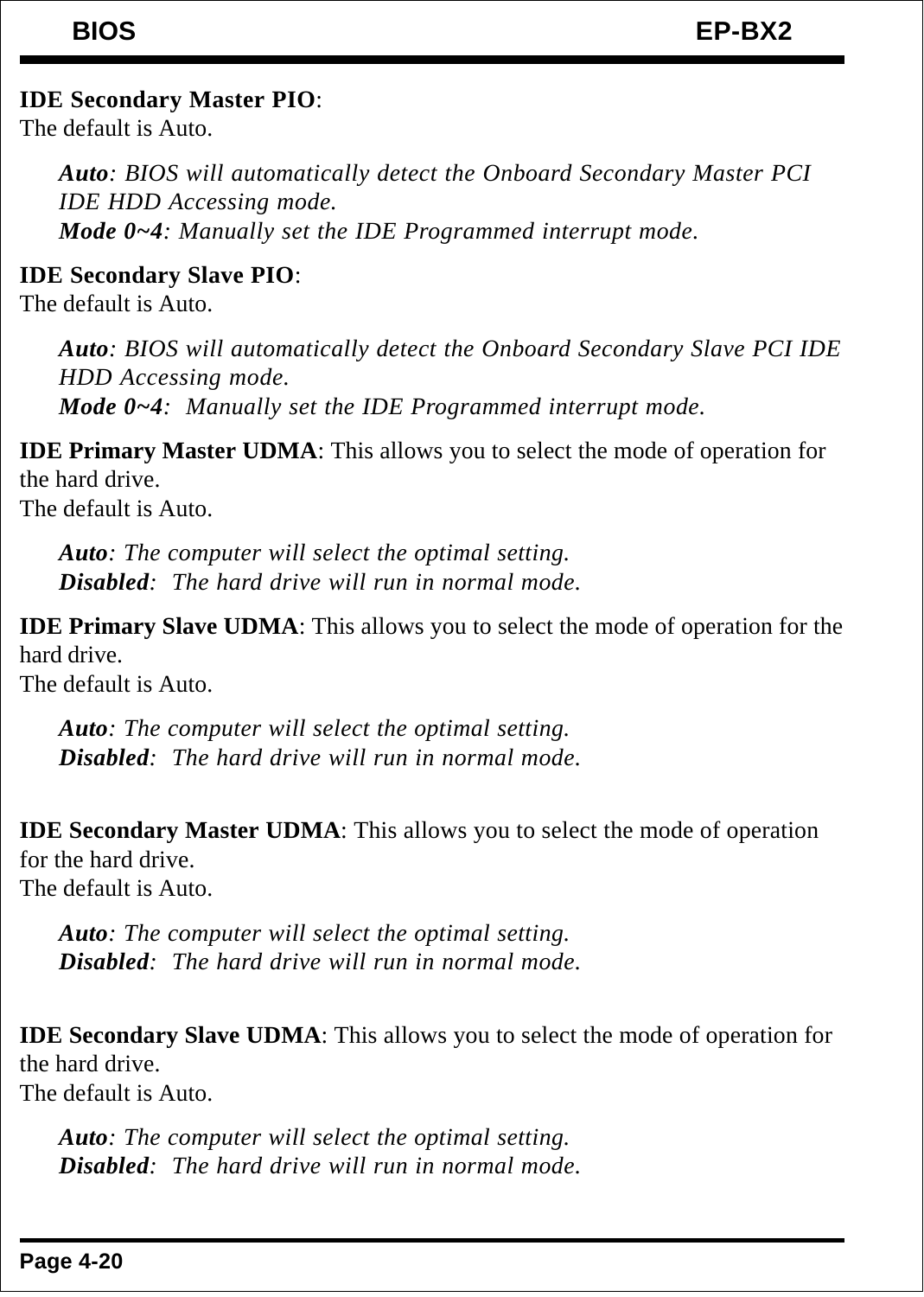**IDE Secondary Master PIO**:
The default is Auto.

> ***Auto***: *BIOS will automatically detect the Onboard Secondary Master PCI IDE HDD Accessing mode.*
> ***Mode 0~4***: *Manually set the IDE Programmed interrupt mode.*

**IDE Secondary Slave PIO**:
The default is Auto.

> ***Auto***: *BIOS will automatically detect the Onboard Secondary Slave PCI IDE HDD Accessing mode.*
> ***Mode 0~4***: *Manually set the IDE Programmed interrupt mode.*

**IDE Primary Master UDMA**: This allows you to select the mode of operation for the hard drive.
The default is Auto.

> ***Auto***: *The computer will select the optimal setting.*
> ***Disabled***: *The hard drive will run in normal mode.*

**IDE Primary Slave UDMA**: This allows you to select the mode of operation for the hard drive.
The default is Auto.

> ***Auto***: *The computer will select the optimal setting.*
> ***Disabled***: *The hard drive will run in normal mode.*

**IDE Secondary Master UDMA**: This allows you to select the mode of operation for the hard drive.
The default is Auto.

> ***Auto***: *The computer will select the optimal setting.*
> ***Disabled***: *The hard drive will run in normal mode.*

**IDE Secondary Slave UDMA**: This allows you to select the mode of operation for the hard drive.
The default is Auto.

> ***Auto***: *The computer will select the optimal setting.*
> ***Disabled***: *The hard drive will run in normal mode.*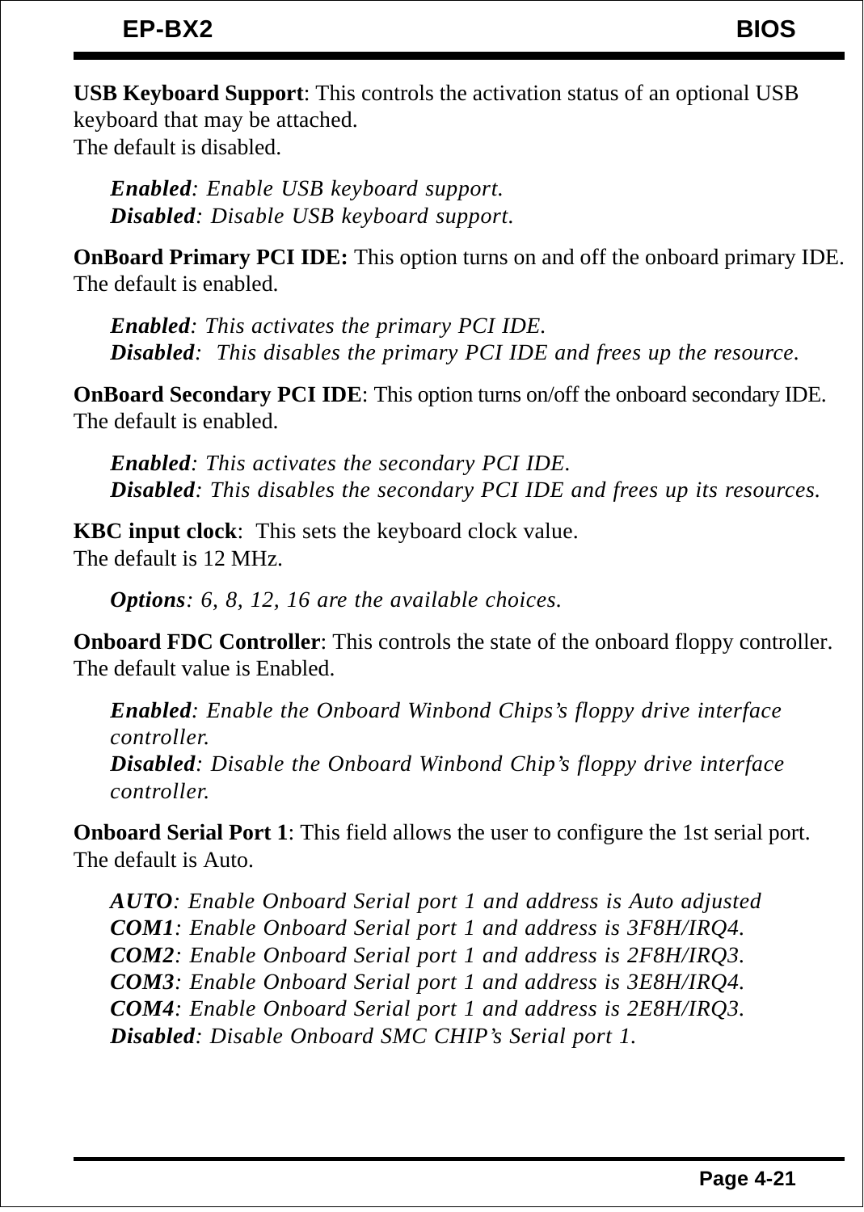**USB Keyboard Support**: This controls the activation status of an optional USB keyboard that may be attached.
The default is disabled.

> ***Enabled****: Enable USB keyboard support.*
> ***Disabled****: Disable USB keyboard support.*

**OnBoard Primary PCI IDE:** This option turns on and off the onboard primary IDE.
The default is enabled.

> ***Enabled****: This activates the primary PCI IDE.*
> ***Disabled****:  This disables the primary PCI IDE and frees up the resource.*

**OnBoard Secondary PCI IDE**: This option turns on/off the onboard secondary IDE.
The default is enabled.

> ***Enabled****: This activates the secondary PCI IDE.*
> ***Disabled****: This disables the secondary PCI IDE and frees up its resources.*

**KBC input clock**:  This sets the keyboard clock value.
The default is 12 MHz.

> ***Options****: 6, 8, 12, 16 are the available choices.*

**Onboard FDC Controller**: This controls the state of the onboard floppy controller.
The default value is Enabled.

> ***Enabled****: Enable the Onboard Winbond Chips's floppy drive interface controller.*
> ***Disabled****: Disable the Onboard Winbond Chip's floppy drive interface controller.*

**Onboard Serial Port 1**: This field allows the user to configure the 1st serial port.
The default is Auto.

> ***AUTO****: Enable Onboard Serial port 1 and address is Auto adjusted*
> ***COM1****: Enable Onboard Serial port 1 and address is 3F8H/IRQ4.*
> ***COM2****: Enable Onboard Serial port 1 and address is 2F8H/IRQ3.*
> ***COM3****: Enable Onboard Serial port 1 and address is 3E8H/IRQ4.*
> ***COM4****: Enable Onboard Serial port 1 and address is 2E8H/IRQ3.*
> ***Disabled****: Disable Onboard SMC CHIP's Serial port 1.*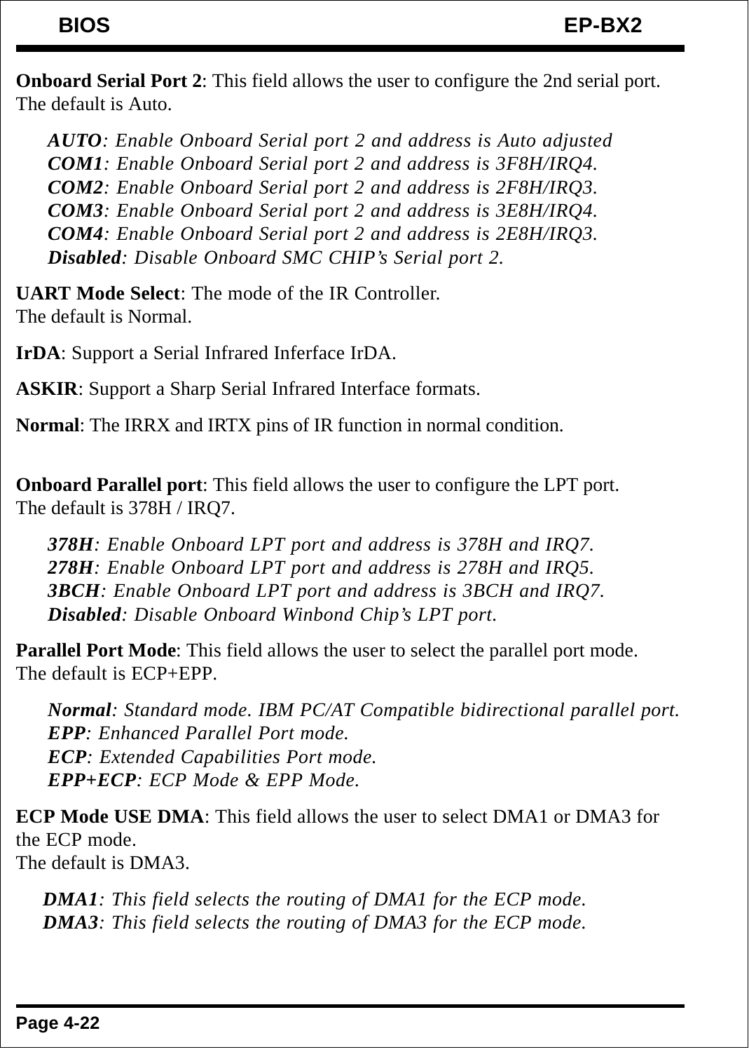**Onboard Serial Port 2**: This field allows the user to configure the 2nd serial port. The default is Auto.

> ***AUTO***: *Enable Onboard Serial port 2 and address is Auto adjusted*
> ***COM1***: *Enable Onboard Serial port 2 and address is 3F8H/IRQ4.*
> ***COM2***: *Enable Onboard Serial port 2 and address is 2F8H/IRQ3.*
> ***COM3***: *Enable Onboard Serial port 2 and address is 3E8H/IRQ4.*
> ***COM4***: *Enable Onboard Serial port 2 and address is 2E8H/IRQ3.*
> ***Disabled***: *Disable Onboard SMC CHIP's Serial port 2.*

**UART Mode Select**: The mode of the IR Controller.
The default is Normal.

**IrDA**: Support a Serial Infrared Inferface IrDA.

**ASKIR**: Support a Sharp Serial Infrared Interface formats.

**Normal**: The IRRX and IRTX pins of IR function in normal condition.

**Onboard Parallel port**: This field allows the user to configure the LPT port.
The default is 378H / IRQ7.

> ***378H***: *Enable Onboard LPT port and address is 378H and IRQ7.*
> ***278H***: *Enable Onboard LPT port and address is 278H and IRQ5.*
> ***3BCH***: *Enable Onboard LPT port and address is 3BCH and IRQ7.*
> ***Disabled***: *Disable Onboard Winbond Chip's LPT port.*

**Parallel Port Mode**: This field allows the user to select the parallel port mode.
The default is ECP+EPP.

> ***Normal***: *Standard mode. IBM PC/AT Compatible bidirectional parallel port.*
> ***EPP***: *Enhanced Parallel Port mode.*
> ***ECP***: *Extended Capabilities Port mode.*
> ***EPP+ECP***: *ECP Mode & EPP Mode.*

**ECP Mode USE DMA**: This field allows the user to select DMA1 or DMA3 for the ECP mode.
The default is DMA3.

> ***DMA1***: *This field selects the routing of DMA1 for the ECP mode.*
> ***DMA3***: *This field selects the routing of DMA3 for the ECP mode.*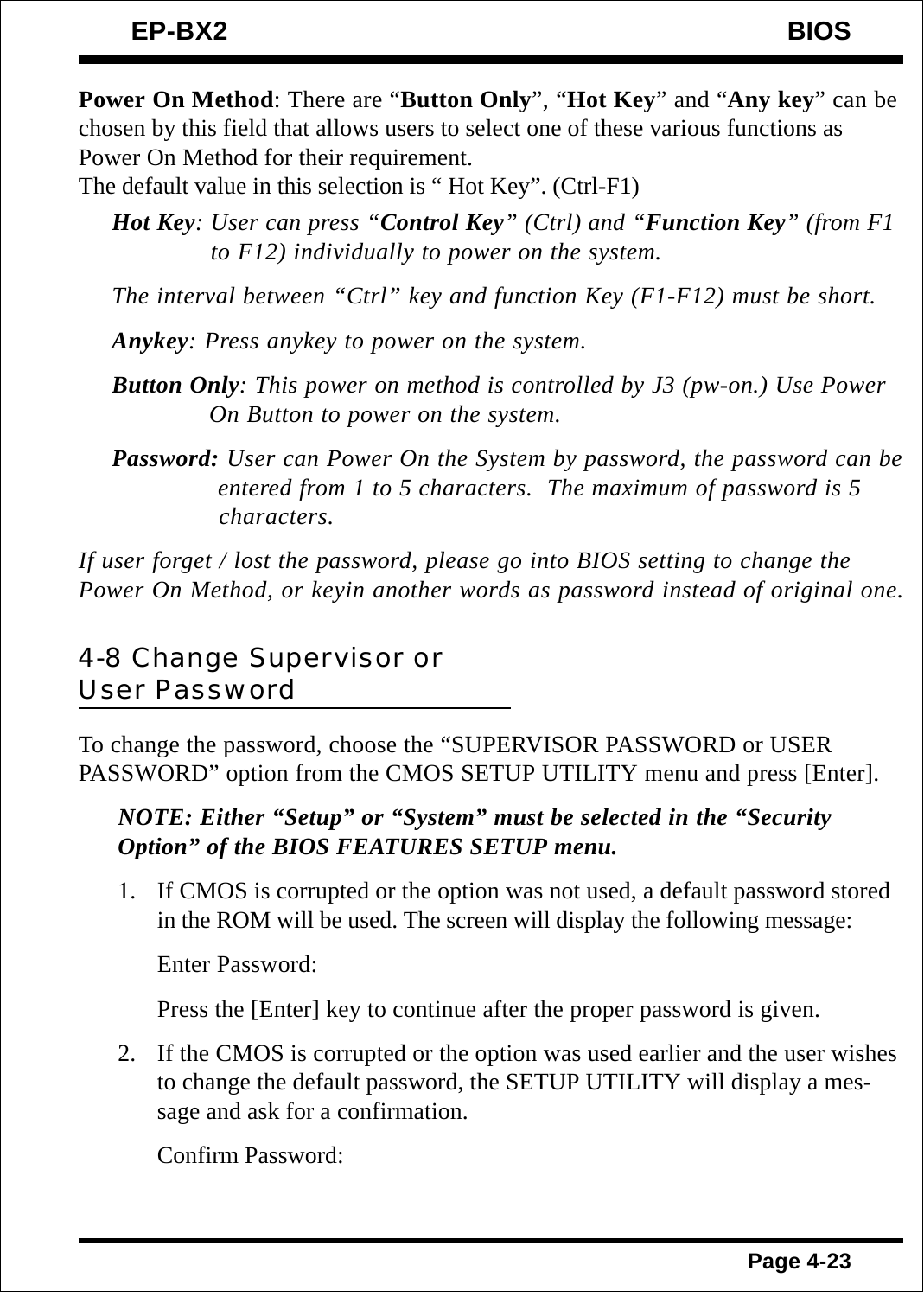**Power On Method**: There are "**Button Only**", "**Hot Key**" and "**Any key**" can be chosen by this field that allows users to select one of these various functions as Power On Method for their requirement.
The default value in this selection is " Hot Key". (Ctrl-F1)

*Hot Key*: *User can press "**Control Key**" (Ctrl) and "**Function Key**" (from F1 to F12) individually to power on the system.*

*The interval between "Ctrl" key and function Key (F1-F12) must be short.*

*Anykey*: *Press anykey to power on the system.*

*Button Only*: *This power on method is controlled by J3 (pw-on.) Use Power On Button to power on the system.*

***Password:*** *User can Power On the System by password, the password can be entered from 1 to 5 characters. The maximum of password is 5 characters.*

*If user forget / lost the password, please go into BIOS setting to change the Power On Method, or keyin another words as password instead of original one.*

## 4-8 Change Supervisor or User Password

To change the password, choose the "SUPERVISOR PASSWORD or USER PASSWORD" option from the CMOS SETUP UTILITY menu and press [Enter].

***NOTE: Either "Setup" or "System" must be selected in the "Security Option" of the BIOS FEATURES SETUP menu.***

1. If CMOS is corrupted or the option was not used, a default password stored in the ROM will be used. The screen will display the following message:

   Enter Password:

   Press the [Enter] key to continue after the proper password is given.

2. If the CMOS is corrupted or the option was used earlier and the user wishes to change the default password, the SETUP UTILITY will display a message and ask for a confirmation.

   Confirm Password: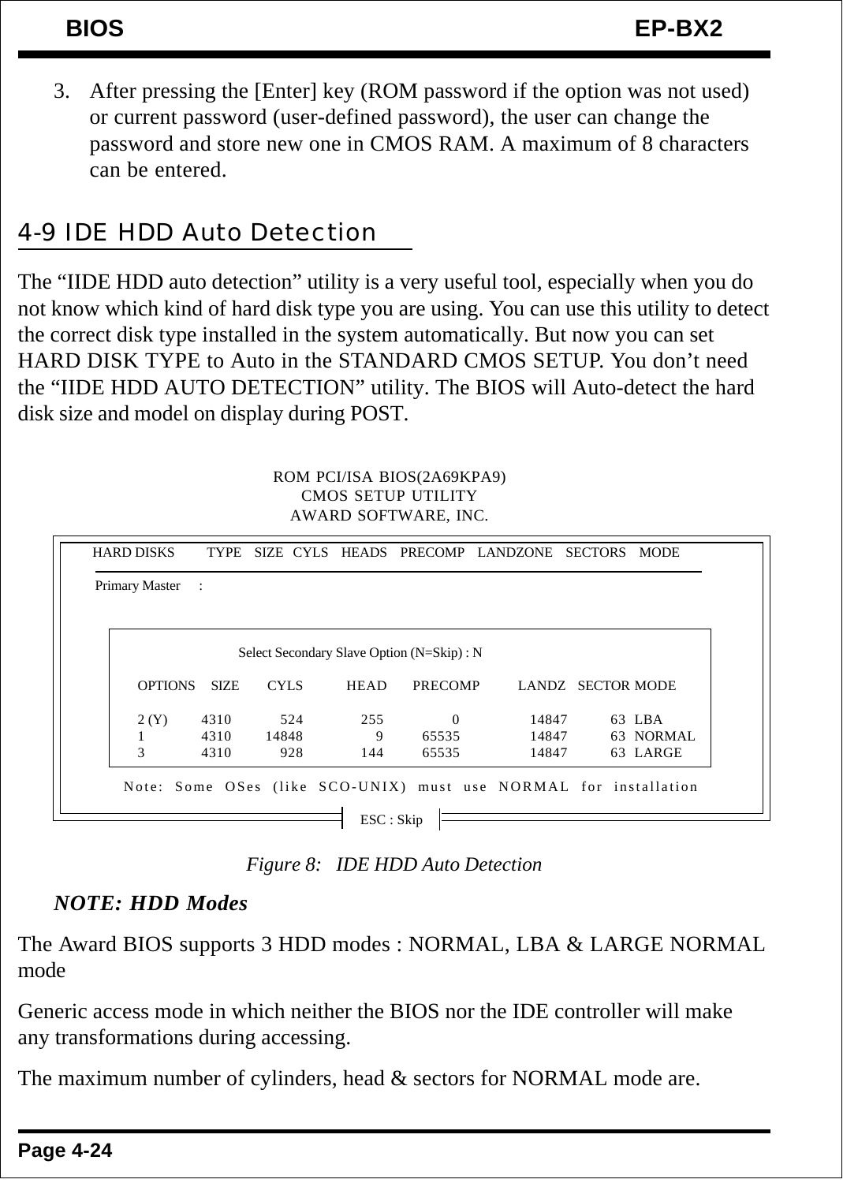3. After pressing the [Enter] key (ROM password if the option was not used) or current password (user-defined password), the user can change the password and store new one in CMOS RAM. A maximum of 8 characters can be entered.

## 4-9 IDE HDD Auto Detection

The “IIDE HDD auto detection” utility is a very useful tool, especially when you do not know which kind of hard disk type you are using. You can use this utility to detect the correct disk type installed in the system automatically. But now you can set HARD DISK TYPE to Auto in the STANDARD CMOS SETUP. You don’t need the “IIDE HDD AUTO DETECTION” utility. The BIOS will Auto-detect the hard disk size and model on display during POST.

```
                    ROM PCI/ISA BIOS(2A69KPA9)
                       CMOS SETUP UTILITY
                     AWARD SOFTWARE, INC.

HARD DISKS     TYPE   SIZE  CYLS   HEADS   PRECOMP   LANDZONE   SECTORS   MODE

Primary Master   :

                 Select Secondary Slave Option (N=Skip) : N

   OPTIONS   SIZE    CYLS     HEAD    PRECOMP     LANDZ   SECTOR MODE

   2 (Y)     4310     524      255          0     14847       63  LBA
   1         4310   14848        9      65535     14847       63  NORMAL
   3         4310     928      144      65535     14847       63  LARGE

   Note: Some OSes (like SCO-UNIX) must use NORMAL for installation

                              ESC : Skip
```

*Figure 8: IDE HDD Auto Detection*

***NOTE: HDD Modes***

The Award BIOS supports 3 HDD modes : NORMAL, LBA & LARGE NORMAL mode

Generic access mode in which neither the BIOS nor the IDE controller will make any transformations during accessing.

The maximum number of cylinders, head & sectors for NORMAL mode are.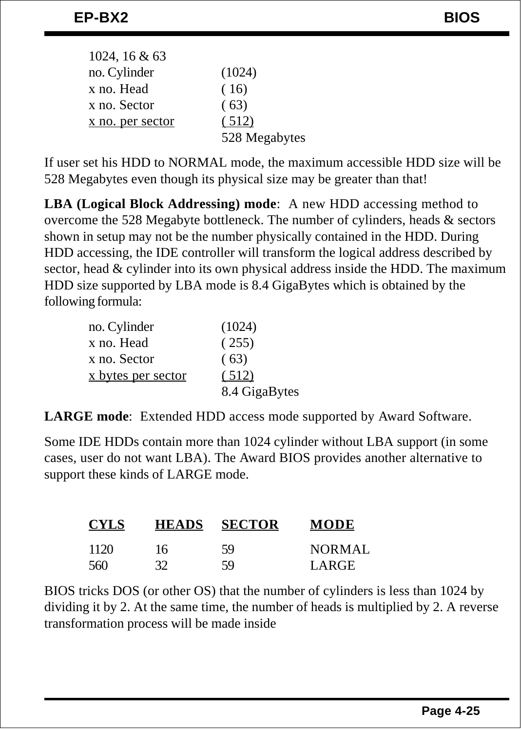1024, 16 & 63

| | |
|---|---|
| no. Cylinder | (1024) |
| x no. Head | ( 16) |
| x no. Sector | ( 63) |
| x no. per sector | ( 512) |
| | 528 Megabytes |

If user set his HDD to NORMAL mode, the maximum accessible HDD size will be 528 Megabytes even though its physical size may be greater than that!

**LBA (Logical Block Addressing) mode**: A new HDD accessing method to overcome the 528 Megabyte bottleneck. The number of cylinders, heads & sectors shown in setup may not be the number physically contained in the HDD. During HDD accessing, the IDE controller will transform the logical address described by sector, head & cylinder into its own physical address inside the HDD. The maximum HDD size supported by LBA mode is 8.4 GigaBytes which is obtained by the following formula:

| | |
|---|---|
| no. Cylinder | (1024) |
| x no. Head | ( 255) |
| x no. Sector | ( 63) |
| x bytes per sector | ( 512) |
| | 8.4 GigaBytes |

**LARGE mode**: Extended HDD access mode supported by Award Software.

Some IDE HDDs contain more than 1024 cylinder without LBA support (in some cases, user do not want LBA). The Award BIOS provides another alternative to support these kinds of LARGE mode.

| CYLS | HEADS | SECTOR | MODE |
|---|---|---|---|
| 1120 | 16 | 59 | NORMAL |
| 560 | 32 | 59 | LARGE |

BIOS tricks DOS (or other OS) that the number of cylinders is less than 1024 by dividing it by 2. At the same time, the number of heads is multiplied by 2. A reverse transformation process will be made inside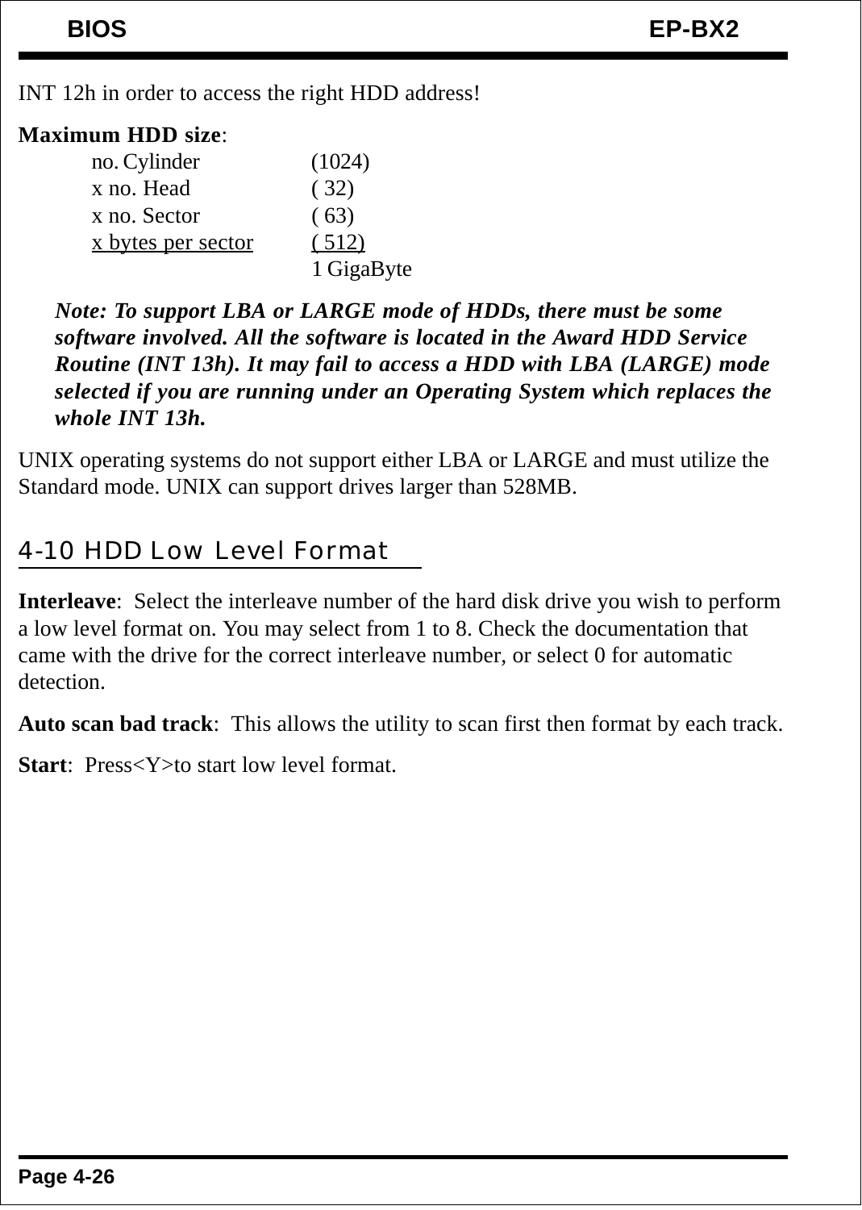INT 12h in order to access the right HDD address!

**Maximum HDD size**:

| | |
|---|---|
| no. Cylinder | (1024) |
| x no. Head | ( 32) |
| x no. Sector | ( 63) |
| x bytes per sector | ( 512) |
| | 1 GigaByte |

***Note: To support LBA or LARGE mode of HDDs, there must be some software involved. All the software is located in the Award HDD Service Routine (INT 13h). It may fail to access a HDD with LBA (LARGE) mode selected if you are running under an Operating System which replaces the whole INT 13h.***

UNIX operating systems do not support either LBA or LARGE and must utilize the Standard mode. UNIX can support drives larger than 528MB.

## 4-10 HDD Low Level Format

**Interleave**: Select the interleave number of the hard disk drive you wish to perform a low level format on. You may select from 1 to 8. Check the documentation that came with the drive for the correct interleave number, or select 0 for automatic detection.

**Auto scan bad track**: This allows the utility to scan first then format by each track.

**Start**: Press<Y>to start low level format.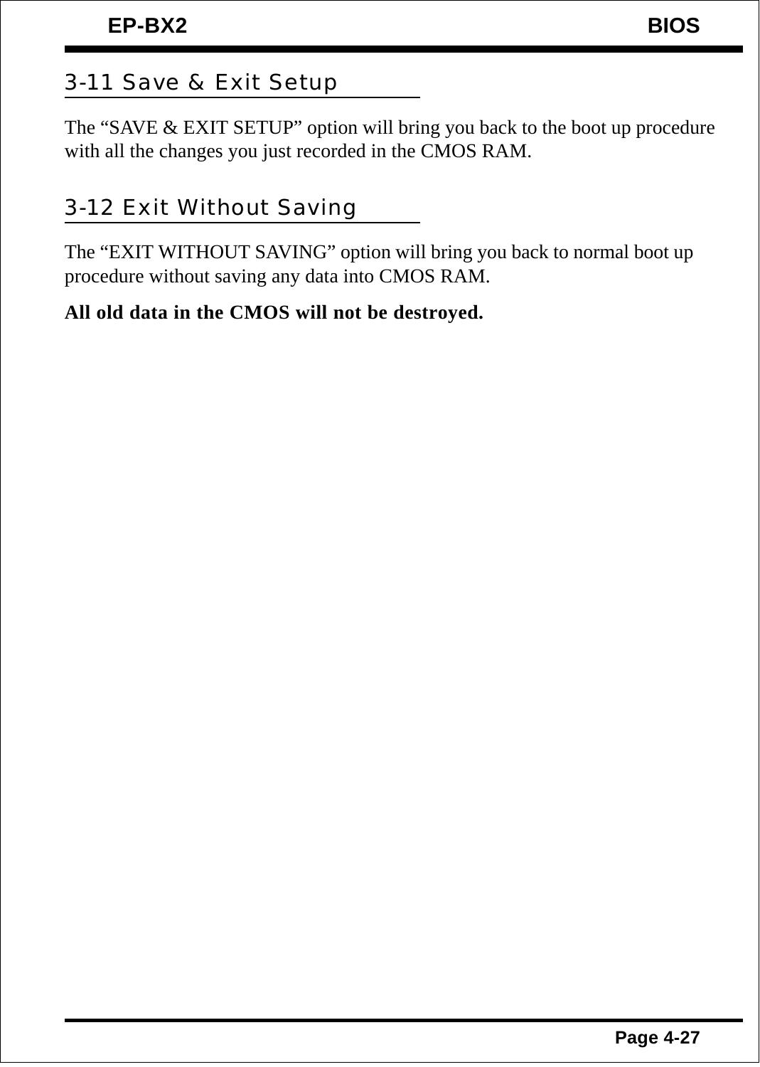## 3-11 Save & Exit Setup

The “SAVE & EXIT SETUP” option will bring you back to the boot up procedure with all the changes you just recorded in the CMOS RAM.

## 3-12 Exit Without Saving

The “EXIT WITHOUT SAVING” option will bring you back to normal boot up procedure without saving any data into CMOS RAM.

**All old data in the CMOS will not be destroyed.**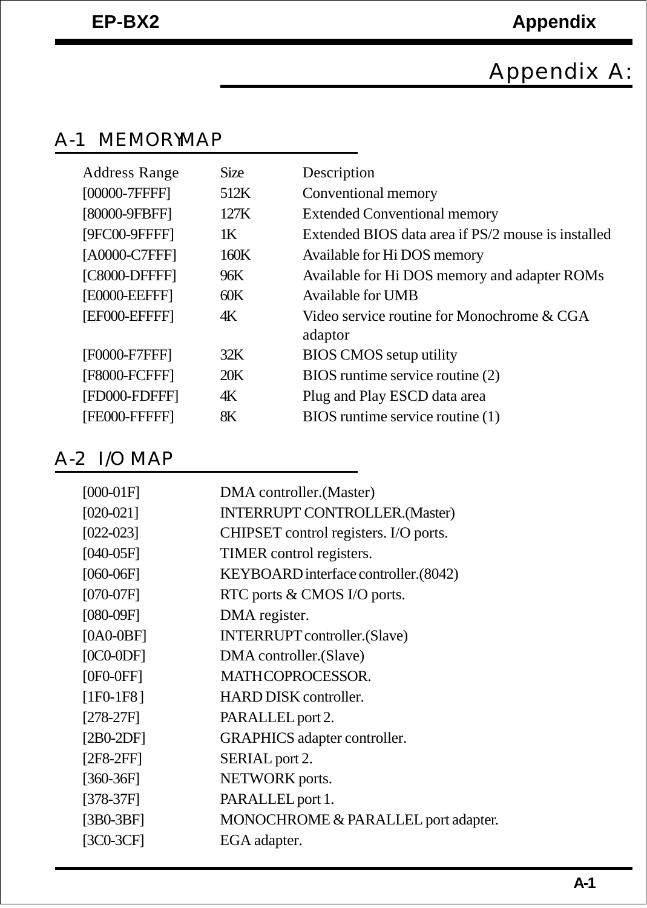# Appendix A:

## A-1 MEMORY MAP

| Address Range | Size | Description |
| --- | --- | --- |
| [00000-7FFFF] | 512K | Conventional memory |
| [80000-9FBFF] | 127K | Extended Conventional memory |
| [9FC00-9FFFF] | 1K | Extended BIOS data area if PS/2 mouse is installed |
| [A0000-C7FFF] | 160K | Available for Hi DOS memory |
| [C8000-DFFFF] | 96K | Available for Hi DOS memory and adapter ROMs |
| [E0000-EEFFF] | 60K | Available for UMB |
| [EF000-EFFFF] | 4K | Video service routine for Monochrome & CGA adaptor |
| [F0000-F7FFF] | 32K | BIOS CMOS setup utility |
| [F8000-FCFFF] | 20K | BIOS runtime service routine (2) |
| [FD000-FDFFF] | 4K | Plug and Play ESCD data area |
| [FE000-FFFFF] | 8K | BIOS runtime service routine (1) |

## A-2 I/O MAP

| | |
| --- | --- |
| [000-01F] | DMA controller.(Master) |
| [020-021] | INTERRUPT CONTROLLER.(Master) |
| [022-023] | CHIPSET control registers. I/O ports. |
| [040-05F] | TIMER control registers. |
| [060-06F] | KEYBOARD interface controller.(8042) |
| [070-07F] | RTC ports & CMOS I/O ports. |
| [080-09F] | DMA register. |
| [0A0-0BF] | INTERRUPT controller.(Slave) |
| [0C0-0DF] | DMA controller.(Slave) |
| [0F0-0FF] | MATH COPROCESSOR. |
| [1F0-1F8 ] | HARD DISK controller. |
| [278-27F] | PARALLEL port 2. |
| [2B0-2DF] | GRAPHICS adapter controller. |
| [2F8-2FF] | SERIAL port 2. |
| [360-36F] | NETWORK ports. |
| [378-37F] | PARALLEL port 1. |
| [3B0-3BF] | MONOCHROME & PARALLEL port adapter. |
| [3C0-3CF] | EGA adapter. |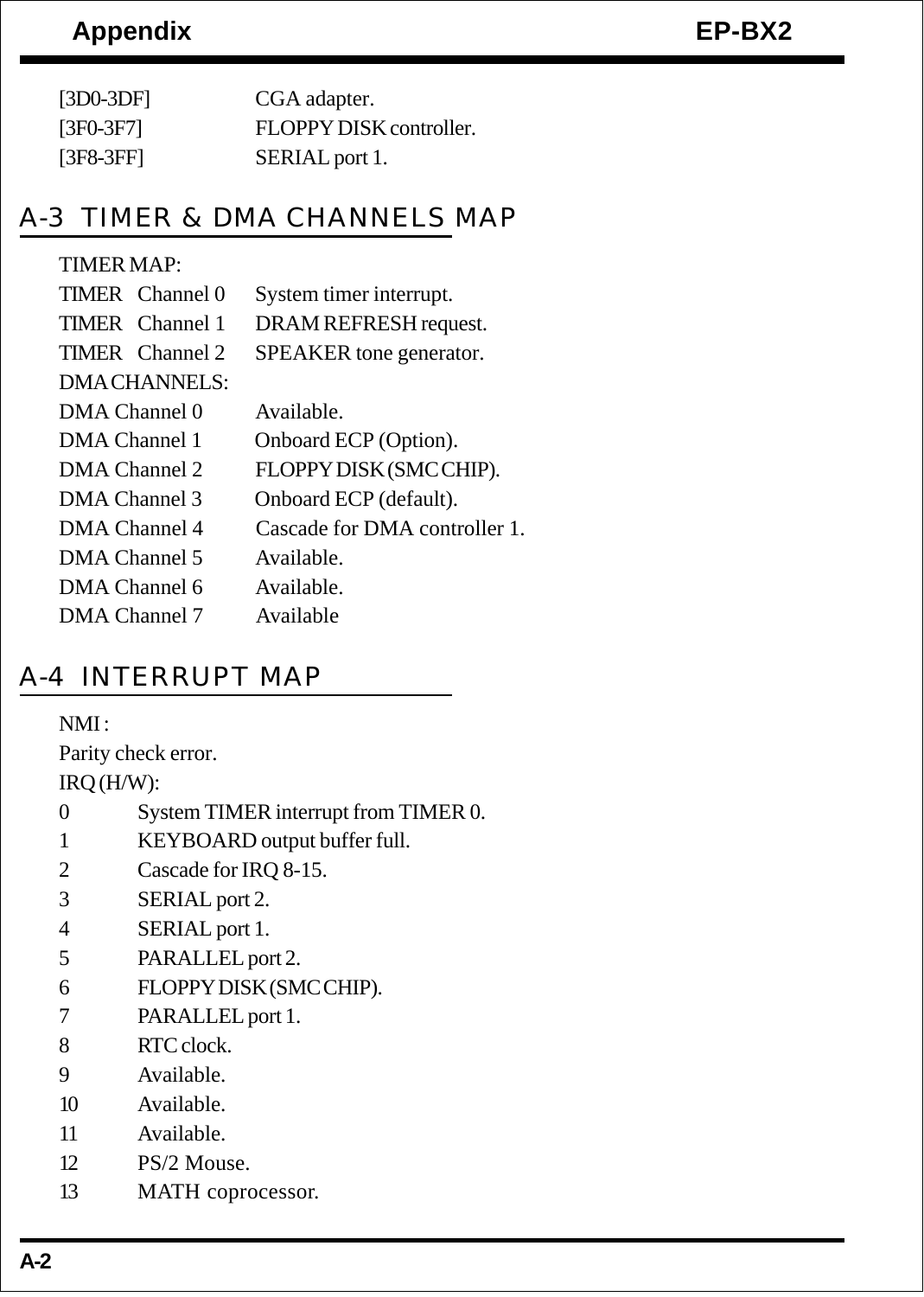| | |
|---|---|
| [3D0-3DF] | CGA adapter. |
| [3F0-3F7] | FLOPPY DISK controller. |
| [3F8-3FF] | SERIAL port 1. |

## A-3 TIMER & DMA CHANNELS MAP

TIMER MAP:

| | |
|---|---|
| TIMER Channel 0 | System timer interrupt. |
| TIMER Channel 1 | DRAM REFRESH request. |
| TIMER Channel 2 | SPEAKER tone generator. |

DMA CHANNELS:

| | |
|---|---|
| DMA Channel 0 | Available. |
| DMA Channel 1 | Onboard ECP (Option). |
| DMA Channel 2 | FLOPPY DISK (SMC CHIP). |
| DMA Channel 3 | Onboard ECP (default). |
| DMA Channel 4 | Cascade for DMA controller 1. |
| DMA Channel 5 | Available. |
| DMA Channel 6 | Available. |
| DMA Channel 7 | Available |

## A-4 INTERRUPT MAP

NMI :

Parity check error.

IRQ (H/W):

| | |
|---|---|
| 0 | System TIMER interrupt from TIMER 0. |
| 1 | KEYBOARD output buffer full. |
| 2 | Cascade for IRQ 8-15. |
| 3 | SERIAL port 2. |
| 4 | SERIAL port 1. |
| 5 | PARALLEL port 2. |
| 6 | FLOPPY DISK (SMC CHIP). |
| 7 | PARALLEL port 1. |
| 8 | RTC clock. |
| 9 | Available. |
| 10 | Available. |
| 11 | Available. |
| 12 | PS/2 Mouse. |
| 13 | MATH coprocessor. |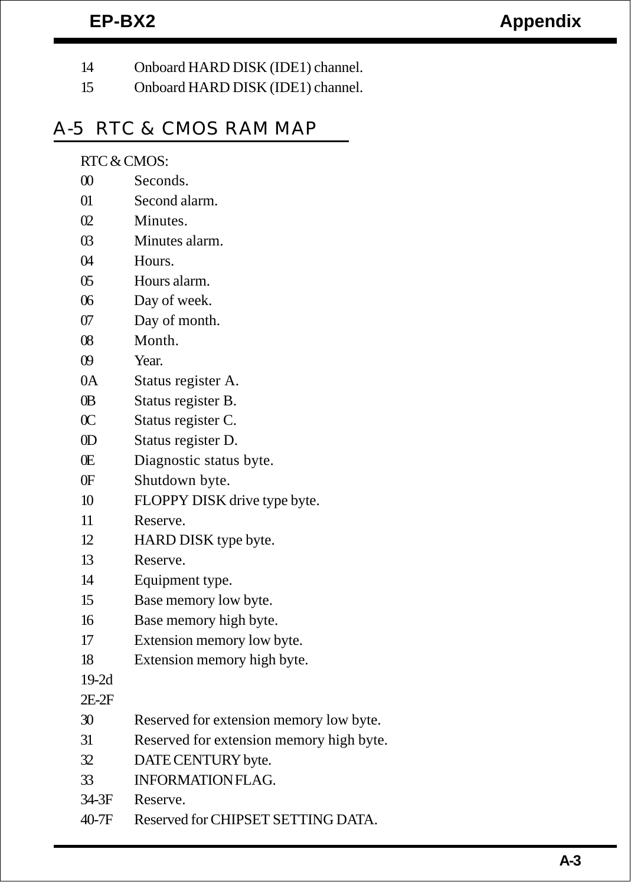14 Onboard HARD DISK (IDE1) channel.

15 Onboard HARD DISK (IDE1) channel.

## A-5 RTC & CMOS RAM MAP

RTC & CMOS:

| | |
|---|---|
| 00 | Seconds. |
| 01 | Second alarm. |
| 02 | Minutes. |
| 03 | Minutes alarm. |
| 04 | Hours. |
| 05 | Hours alarm. |
| 06 | Day of week. |
| 07 | Day of month. |
| 08 | Month. |
| 09 | Year. |
| 0A | Status register A. |
| 0B | Status register B. |
| 0C | Status register C. |
| 0D | Status register D. |
| 0E | Diagnostic status byte. |
| 0F | Shutdown byte. |
| 10 | FLOPPY DISK drive type byte. |
| 11 | Reserve. |
| 12 | HARD DISK type byte. |
| 13 | Reserve. |
| 14 | Equipment type. |
| 15 | Base memory low byte. |
| 16 | Base memory high byte. |
| 17 | Extension memory low byte. |
| 18 | Extension memory high byte. |
| 19-2d | |
| 2E-2F | |
| 30 | Reserved for extension memory low byte. |
| 31 | Reserved for extension memory high byte. |
| 32 | DATE CENTURY byte. |
| 33 | INFORMATION FLAG. |
| 34-3F | Reserve. |
| 40-7F | Reserved for CHIPSET SETTING DATA. |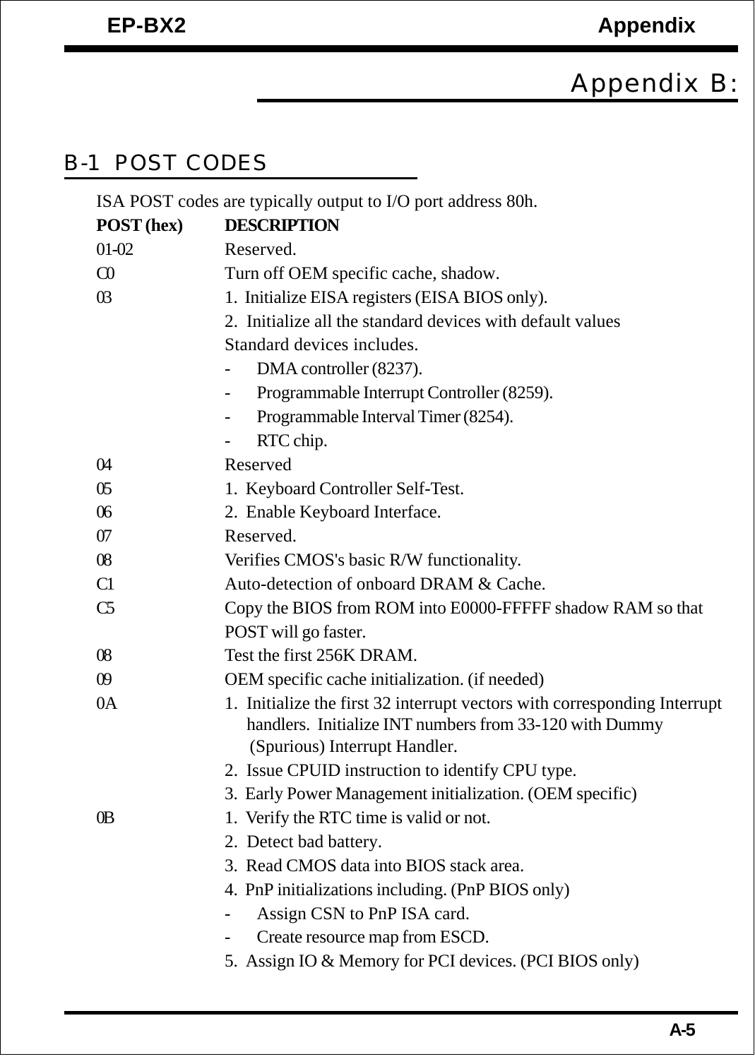# Appendix B:

## B-1 POST CODES

ISA POST codes are typically output to I/O port address 80h.

| POST (hex) | DESCRIPTION |
|---|---|
| 01-02 | Reserved. |
| C0 | Turn off OEM specific cache, shadow. |
| 03 | 1. Initialize EISA registers (EISA BIOS only).<br>2. Initialize all the standard devices with default values<br>Standard devices includes.<br>- DMA controller (8237).<br>- Programmable Interrupt Controller (8259).<br>- Programmable Interval Timer (8254).<br>- RTC chip. |
| 04 | Reserved |
| 05 | 1. Keyboard Controller Self-Test. |
| 06 | 2. Enable Keyboard Interface. |
| 07 | Reserved. |
| 08 | Verifies CMOS's basic R/W functionality. |
| C1 | Auto-detection of onboard DRAM & Cache. |
| C5 | Copy the BIOS from ROM into E0000-FFFFF shadow RAM so that POST will go faster. |
| 08 | Test the first 256K DRAM. |
| 09 | OEM specific cache initialization. (if needed) |
| 0A | 1. Initialize the first 32 interrupt vectors with corresponding Interrupt handlers. Initialize INT numbers from 33-120 with Dummy (Spurious) Interrupt Handler.<br>2. Issue CPUID instruction to identify CPU type.<br>3. Early Power Management initialization. (OEM specific) |
| 0B | 1. Verify the RTC time is valid or not.<br>2. Detect bad battery.<br>3. Read CMOS data into BIOS stack area.<br>4. PnP initializations including. (PnP BIOS only)<br>- Assign CSN to PnP ISA card.<br>- Create resource map from ESCD.<br>5. Assign IO & Memory for PCI devices. (PCI BIOS only) |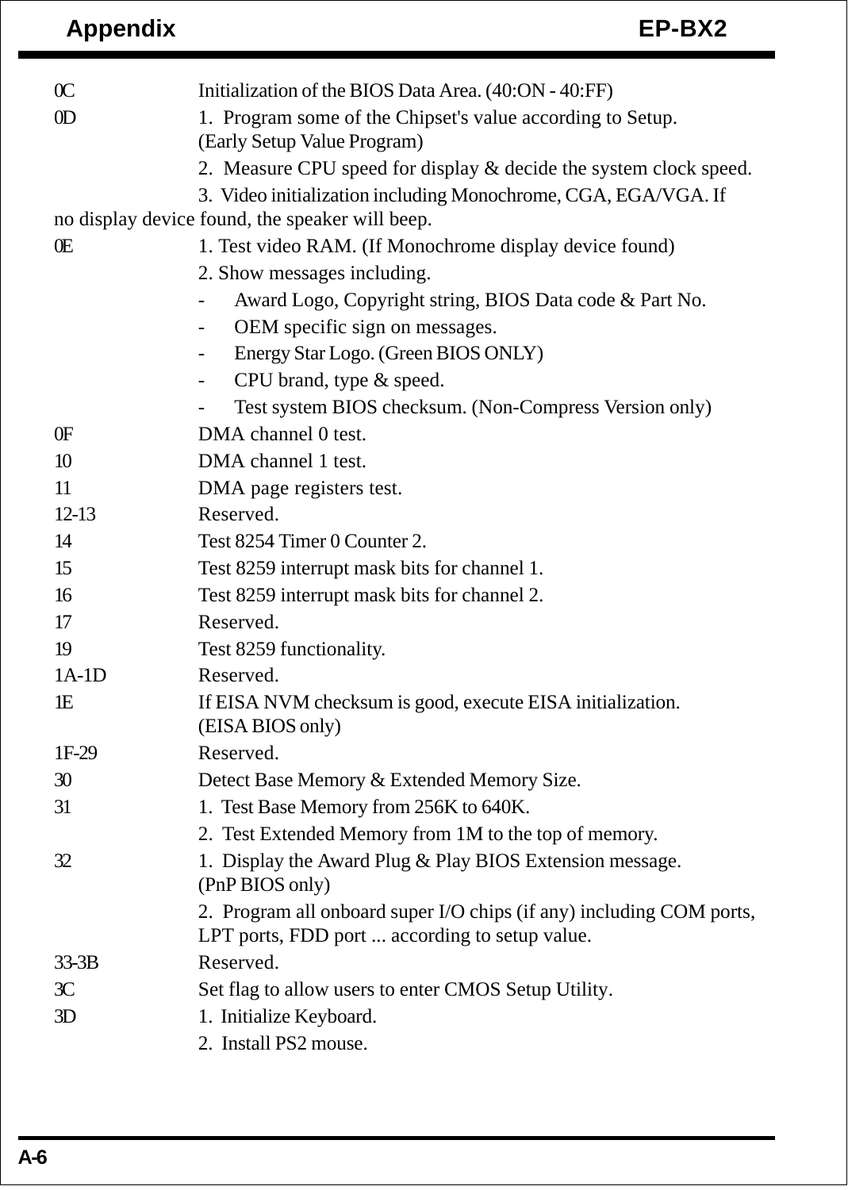| Code | Description |
|---|---|
| 0C | Initialization of the BIOS Data Area. (40:ON - 40:FF) |
| 0D | 1. Program some of the Chipset's value according to Setup. (Early Setup Value Program)<br>2. Measure CPU speed for display & decide the system clock speed.<br>3. Video initialization including Monochrome, CGA, EGA/VGA. If no display device found, the speaker will beep. |
| 0E | 1. Test video RAM. (If Monochrome display device found)<br>2. Show messages including.<br>- Award Logo, Copyright string, BIOS Data code & Part No.<br>- OEM specific sign on messages.<br>- Energy Star Logo. (Green BIOS ONLY)<br>- CPU brand, type & speed.<br>- Test system BIOS checksum. (Non-Compress Version only) |
| 0F | DMA channel 0 test. |
| 10 | DMA channel 1 test. |
| 11 | DMA page registers test. |
| 12-13 | Reserved. |
| 14 | Test 8254 Timer 0 Counter 2. |
| 15 | Test 8259 interrupt mask bits for channel 1. |
| 16 | Test 8259 interrupt mask bits for channel 2. |
| 17 | Reserved. |
| 19 | Test 8259 functionality. |
| 1A-1D | Reserved. |
| 1E | If EISA NVM checksum is good, execute EISA initialization. (EISA BIOS only) |
| 1F-29 | Reserved. |
| 30 | Detect Base Memory & Extended Memory Size. |
| 31 | 1. Test Base Memory from 256K to 640K.<br>2. Test Extended Memory from 1M to the top of memory. |
| 32 | 1. Display the Award Plug & Play BIOS Extension message. (PnP BIOS only)<br>2. Program all onboard super I/O chips (if any) including COM ports, LPT ports, FDD port ... according to setup value. |
| 33-3B | Reserved. |
| 3C | Set flag to allow users to enter CMOS Setup Utility. |
| 3D | 1. Initialize Keyboard.<br>2. Install PS2 mouse. |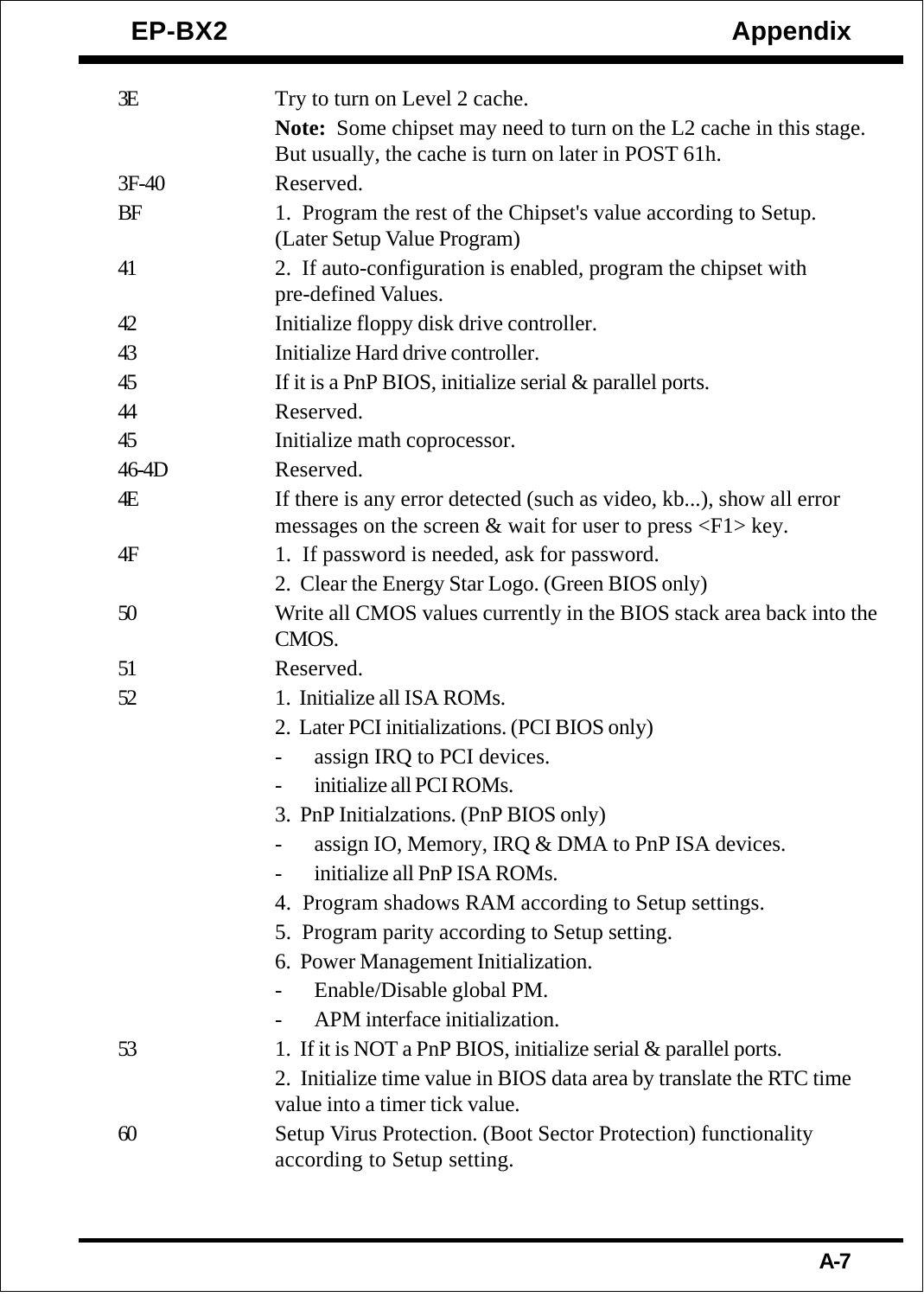| | |
|---|---|
| 3E | Try to turn on Level 2 cache.<br>**Note:** Some chipset may need to turn on the L2 cache in this stage. But usually, the cache is turn on later in POST 61h. |
| 3F-40 | Reserved. |
| BF | 1. Program the rest of the Chipset's value according to Setup. (Later Setup Value Program) |
| 41 | 2. If auto-configuration is enabled, program the chipset with pre-defined Values. |
| 42 | Initialize floppy disk drive controller. |
| 43 | Initialize Hard drive controller. |
| 45 | If it is a PnP BIOS, initialize serial & parallel ports. |
| 44 | Reserved. |
| 45 | Initialize math coprocessor. |
| 46-4D | Reserved. |
| 4E | If there is any error detected (such as video, kb...), show all error messages on the screen & wait for user to press <F1> key. |
| 4F | 1. If password is needed, ask for password.<br>2. Clear the Energy Star Logo. (Green BIOS only) |
| 50 | Write all CMOS values currently in the BIOS stack area back into the CMOS. |
| 51 | Reserved. |
| 52 | 1. Initialize all ISA ROMs.<br>2. Later PCI initializations. (PCI BIOS only)<br>- assign IRQ to PCI devices.<br>- initialize all PCI ROMs.<br>3. PnP Initialzations. (PnP BIOS only)<br>- assign IO, Memory, IRQ & DMA to PnP ISA devices.<br>- initialize all PnP ISA ROMs.<br>4. Program shadows RAM according to Setup settings.<br>5. Program parity according to Setup setting.<br>6. Power Management Initialization.<br>- Enable/Disable global PM.<br>- APM interface initialization. |
| 53 | 1. If it is NOT a PnP BIOS, initialize serial & parallel ports.<br>2. Initialize time value in BIOS data area by translate the RTC time value into a timer tick value. |
| 60 | Setup Virus Protection. (Boot Sector Protection) functionality according to Setup setting. |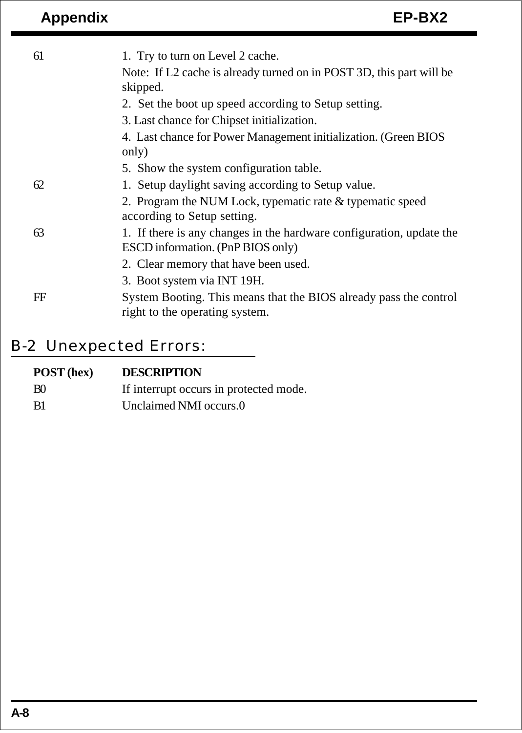| | |
|---|---|
| 61 | 1. Try to turn on Level 2 cache.<br>Note: If L2 cache is already turned on in POST 3D, this part will be skipped.<br>2. Set the boot up speed according to Setup setting.<br>3. Last chance for Chipset initialization.<br>4. Last chance for Power Management initialization. (Green BIOS only)<br>5. Show the system configuration table. |
| 62 | 1. Setup daylight saving according to Setup value.<br>2. Program the NUM Lock, typematic rate & typematic speed according to Setup setting. |
| 63 | 1. If there is any changes in the hardware configuration, update the ESCD information. (PnP BIOS only)<br>2. Clear memory that have been used.<br>3. Boot system via INT 19H. |
| FF | System Booting. This means that the BIOS already pass the control right to the operating system. |

## B-2 Unexpected Errors:

| POST (hex) | DESCRIPTION |
|---|---|
| B0 | If interrupt occurs in protected mode. |
| B1 | Unclaimed NMI occurs.0 |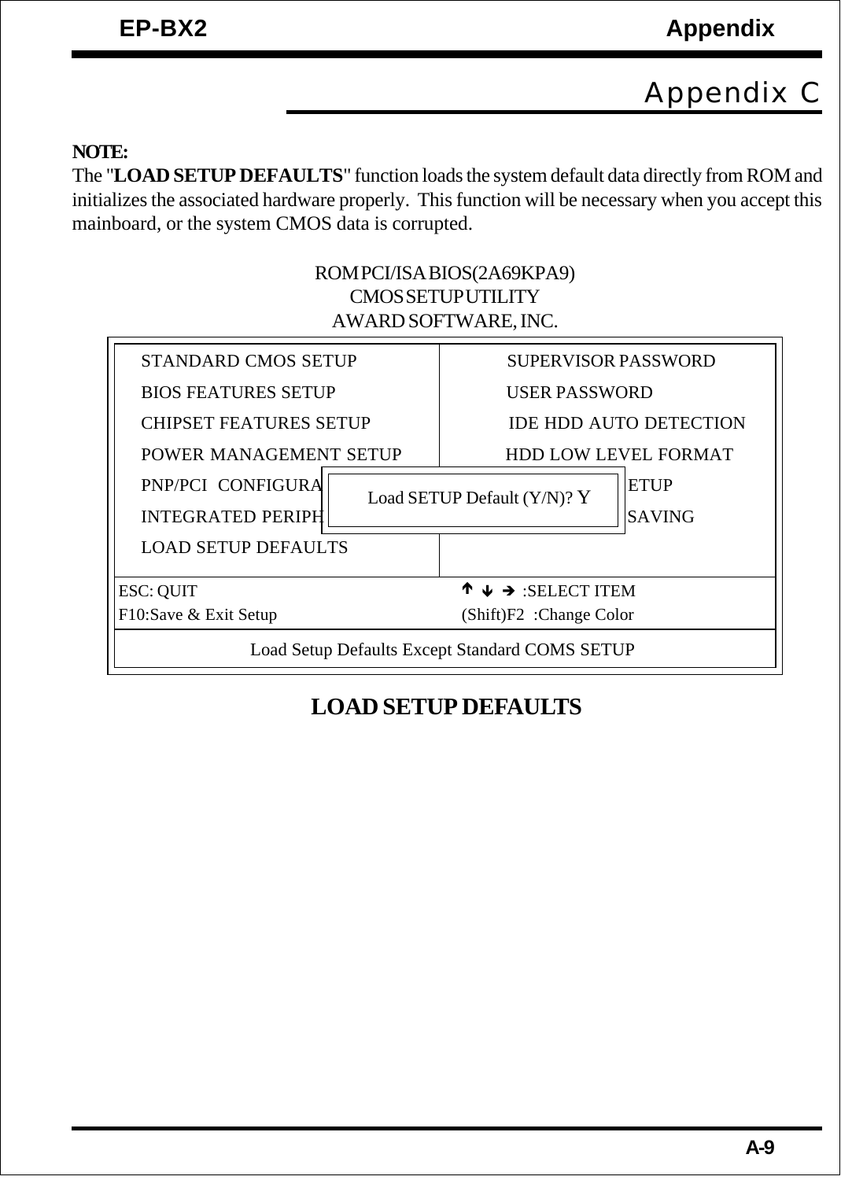# Appendix C

**NOTE:**

The "**LOAD SETUP DEFAULTS**" function loads the system default data directly from ROM and initializes the associated hardware properly. This function will be necessary when you accept this mainboard, or the system CMOS data is corrupted.

```
                    ROM PCI/ISA BIOS(2A69KPA9)
                       CMOS SETUP UTILITY
                     AWARD SOFTWARE, INC.

  STANDARD CMOS SETUP              SUPERVISOR PASSWORD
  BIOS FEATURES SETUP              USER PASSWORD
  CHIPSET FEATURES SETUP           IDE HDD AUTO DETECTION
  POWER MANAGEMENT SETUP           HDD LOW LEVEL FORMAT
  PNP/PCI  CONFIGURA  Load SETUP Default (Y/N)? Y  ETUP
  INTEGRATED PERIPH                               SAVING
  LOAD SETUP DEFAULTS

ESC: QUIT                          ↑ ↓ → :SELECT ITEM
F10:Save & Exit Setup              (Shift)F2  :Change Color

           Load Setup Defaults Except Standard COMS SETUP
```

**LOAD SETUP DEFAULTS**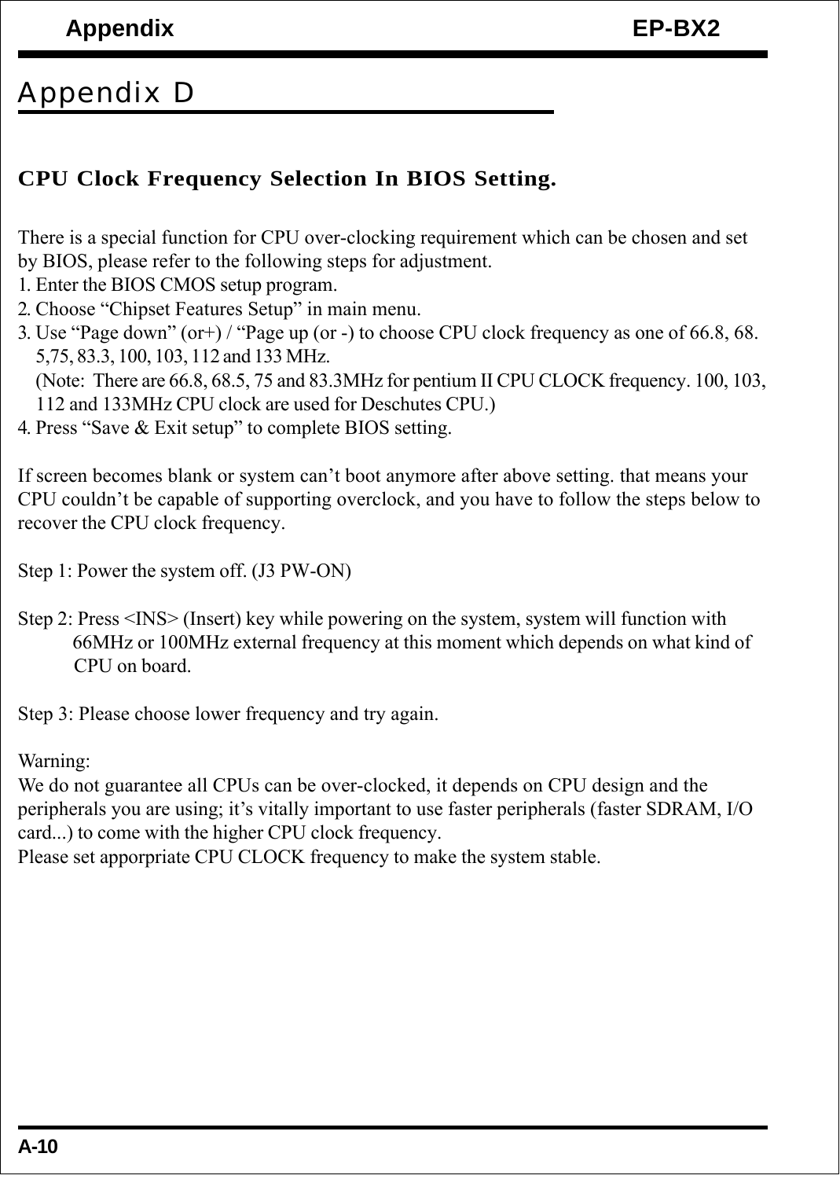# Appendix D

## CPU Clock Frequency Selection In BIOS Setting.

There is a special function for CPU over-clocking requirement which can be chosen and set by BIOS, please refer to the following steps for adjustment.

1. Enter the BIOS CMOS setup program.
2. Choose "Chipset Features Setup" in main menu.
3. Use "Page down" (or+) / "Page up (or -) to choose CPU clock frequency as one of 66.8, 68.5,75, 83.3, 100, 103, 112 and 133 MHz.
   (Note: There are 66.8, 68.5, 75 and 83.3MHz for pentium II CPU CLOCK frequency. 100, 103, 112 and 133MHz CPU clock are used for Deschutes CPU.)
4. Press "Save & Exit setup" to complete BIOS setting.

If screen becomes blank or system can't boot anymore after above setting. that means your CPU couldn't be capable of supporting overclock, and you have to follow the steps below to recover the CPU clock frequency.

Step 1: Power the system off. (J3 PW-ON)

Step 2: Press <INS> (Insert) key while powering on the system, system will function with 66MHz or 100MHz external frequency at this moment which depends on what kind of CPU on board.

Step 3: Please choose lower frequency and try again.

Warning:
We do not guarantee all CPUs can be over-clocked, it depends on CPU design and the peripherals you are using; it's vitally important to use faster peripherals (faster SDRAM, I/O card...) to come with the higher CPU clock frequency.
Please set apporpriate CPU CLOCK frequency to make the system stable.